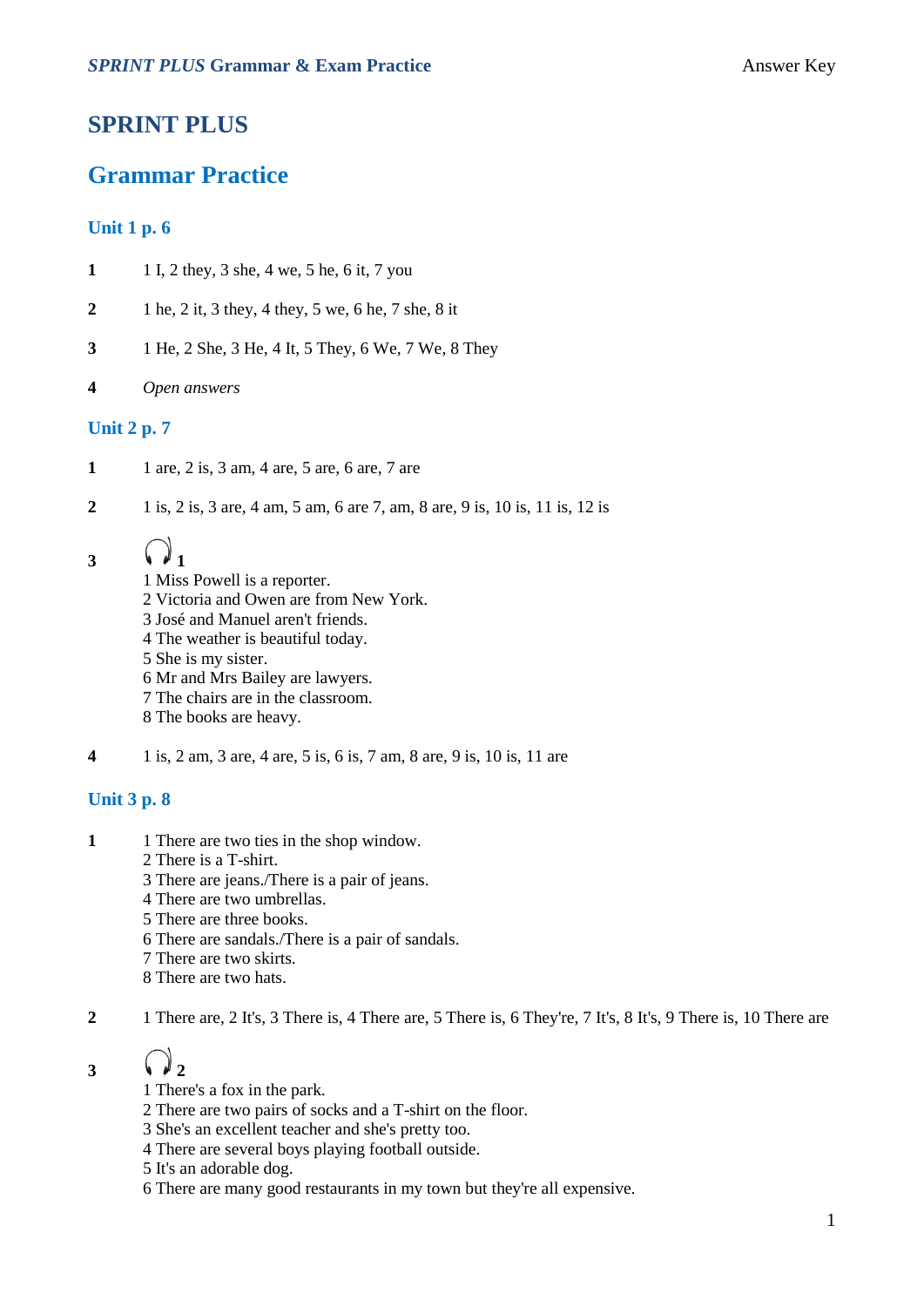# SPRINT PLUS

## Grammar Practice

### Unit 1 p. 6

**1** 1 I, 2 they, 3 she, 4 we, 5 he, 6 it, 7 you

**2** 1 he, 2 it, 3 they, 4 they, 5 we, 6 he, 7 she, 8 it

**3** 1 He, 2 She, 3 He, 4 It, 5 They, 6 We, 7 We, 8 They

**4** *Open answers*

### Unit 2 p. 7

**1** 1 are, 2 is, 3 am, 4 are, 5 are, 6 are, 7 are

**2** 1 is, 2 is, 3 are, 4 am, 5 am, 6 are 7, am, 8 are, 9 is, 10 is, 11 is, 12 is

**3** 1

1 Miss Powell is a reporter.
2 Victoria and Owen are from New York.
3 José and Manuel aren't friends.
4 The weather is beautiful today.
5 She is my sister.
6 Mr and Mrs Bailey are lawyers.
7 The chairs are in the classroom.
8 The books are heavy.

**4** 1 is, 2 am, 3 are, 4 are, 5 is, 6 is, 7 am, 8 are, 9 is, 10 is, 11 are

### Unit 3 p. 8

**1**
1 There are two ties in the shop window.
2 There is a T-shirt.
3 There are jeans./There is a pair of jeans.
4 There are two umbrellas.
5 There are three books.
6 There are sandals./There is a pair of sandals.
7 There are two skirts.
8 There are two hats.

**2** 1 There are, 2 It's, 3 There is, 4 There are, 5 There is, 6 They're, 7 It's, 8 It's, 9 There is, 10 There are

**3** 2

1 There's a fox in the park.
2 There are two pairs of socks and a T-shirt on the floor.
3 She's an excellent teacher and she's pretty too.
4 There are several boys playing football outside.
5 It's an adorable dog.
6 There are many good restaurants in my town but they're all expensive.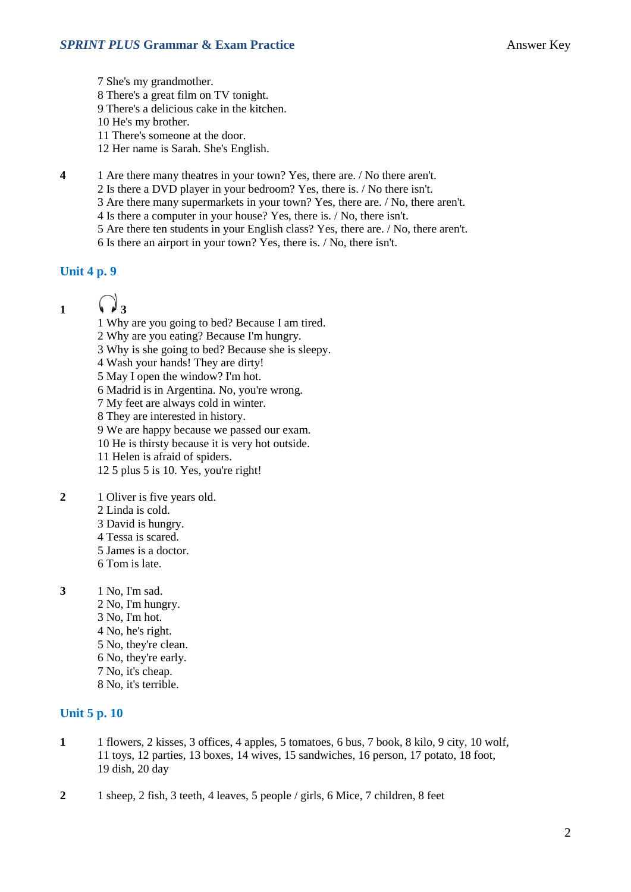7 She's my grandmother.
8 There's a great film on TV tonight.
9 There's a delicious cake in the kitchen.
10 He's my brother.
11 There's someone at the door.
12 Her name is Sarah. She's English.

**4**

1 Are there many theatres in your town? Yes, there are. / No there aren't.
2 Is there a DVD player in your bedroom? Yes, there is. / No there isn't.
3 Are there many supermarkets in your town? Yes, there are. / No, there aren't.
4 Is there a computer in your house? Yes, there is. / No, there isn't.
5 Are there ten students in your English class? Yes, there are. / No, there aren't.
6 Is there an airport in your town? Yes, there is. / No, there isn't.

## Unit 4 p. 9

**1**

**3**

1 Why are you going to bed? Because I am tired.
2 Why are you eating? Because I'm hungry.
3 Why is she going to bed? Because she is sleepy.
4 Wash your hands! They are dirty!
5 May I open the window? I'm hot.
6 Madrid is in Argentina. No, you're wrong.
7 My feet are always cold in winter.
8 They are interested in history.
9 We are happy because we passed our exam.
10 He is thirsty because it is very hot outside.
11 Helen is afraid of spiders.
12 5 plus 5 is 10. Yes, you're right!

**2**

1 Oliver is five years old.
2 Linda is cold.
3 David is hungry.
4 Tessa is scared.
5 James is a doctor.
6 Tom is late.

**3**

1 No, I'm sad.
2 No, I'm hungry.
3 No, I'm hot.
4 No, he's right.
5 No, they're clean.
6 No, they're early.
7 No, it's cheap.
8 No, it's terrible.

## Unit 5 p. 10

**1**

1 flowers, 2 kisses, 3 offices, 4 apples, 5 tomatoes, 6 bus, 7 book, 8 kilo, 9 city, 10 wolf, 11 toys, 12 parties, 13 boxes, 14 wives, 15 sandwiches, 16 person, 17 potato, 18 foot, 19 dish, 20 day

**2**

1 sheep, 2 fish, 3 teeth, 4 leaves, 5 people / girls, 6 Mice, 7 children, 8 feet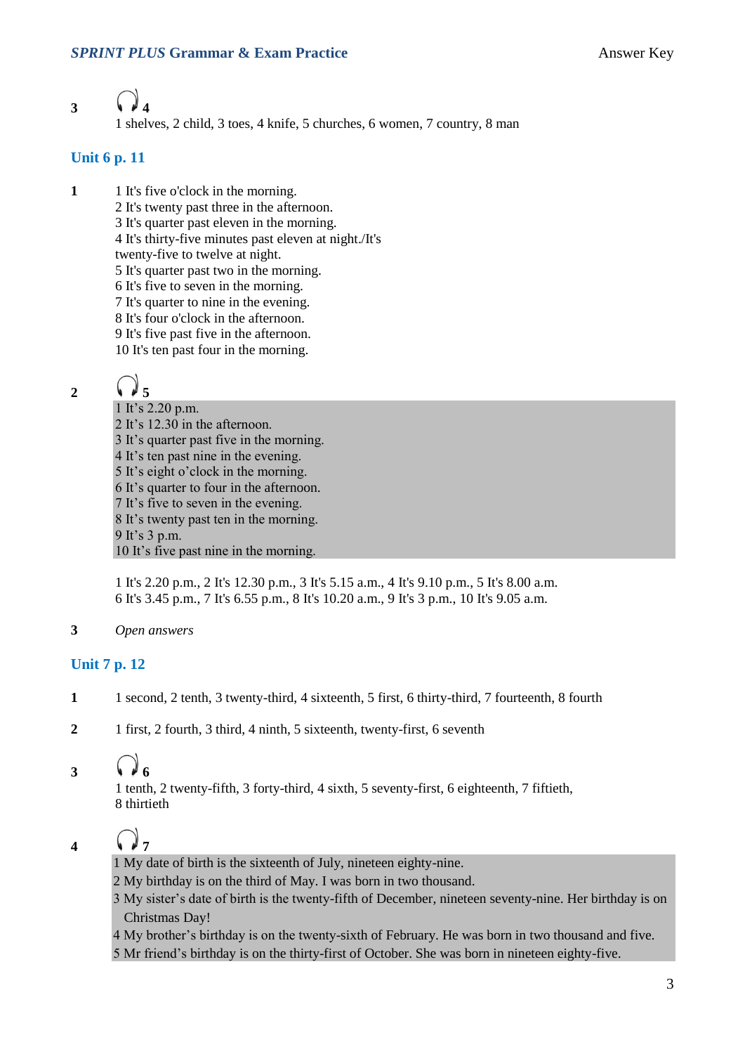**3** 🎧 **4**

1 shelves, 2 child, 3 toes, 4 knife, 5 churches, 6 women, 7 country, 8 man

## Unit 6 p. 11

**1**

1 It's five o'clock in the morning.
2 It's twenty past three in the afternoon.
3 It's quarter past eleven in the morning.
4 It's thirty-five minutes past eleven at night./It's twenty-five to twelve at night.
5 It's quarter past two in the morning.
6 It's five to seven in the morning.
7 It's quarter to nine in the evening.
8 It's four o'clock in the afternoon.
9 It's five past five in the afternoon.
10 It's ten past four in the morning.

**2** 🎧 **5**

1 It's 2.20 p.m.
2 It's 12.30 in the afternoon.
3 It's quarter past five in the morning.
4 It's ten past nine in the evening.
5 It's eight o'clock in the morning.
6 It's quarter to four in the afternoon.
7 It's five to seven in the evening.
8 It's twenty past ten in the morning.
9 It's 3 p.m.
10 It's five past nine in the morning.

1 It's 2.20 p.m., 2 It's 12.30 p.m., 3 It's 5.15 a.m., 4 It's 9.10 p.m., 5 It's 8.00 a.m.
6 It's 3.45 p.m., 7 It's 6.55 p.m., 8 It's 10.20 a.m., 9 It's 3 p.m., 10 It's 9.05 a.m.

**3** *Open answers*

## Unit 7 p. 12

**1** 1 second, 2 tenth, 3 twenty-third, 4 sixteenth, 5 first, 6 thirty-third, 7 fourteenth, 8 fourth

**2** 1 first, 2 fourth, 3 third, 4 ninth, 5 sixteenth, twenty-first, 6 seventh

**3** 🎧 **6**

1 tenth, 2 twenty-fifth, 3 forty-third, 4 sixth, 5 seventy-first, 6 eighteenth, 7 fiftieth, 8 thirtieth

**4** 🎧 **7**

1 My date of birth is the sixteenth of July, nineteen eighty-nine.
2 My birthday is on the third of May. I was born in two thousand.
3 My sister's date of birth is the twenty-fifth of December, nineteen seventy-nine. Her birthday is on Christmas Day!
4 My brother's birthday is on the twenty-sixth of February. He was born in two thousand and five.
5 Mr friend's birthday is on the thirty-first of October. She was born in nineteen eighty-five.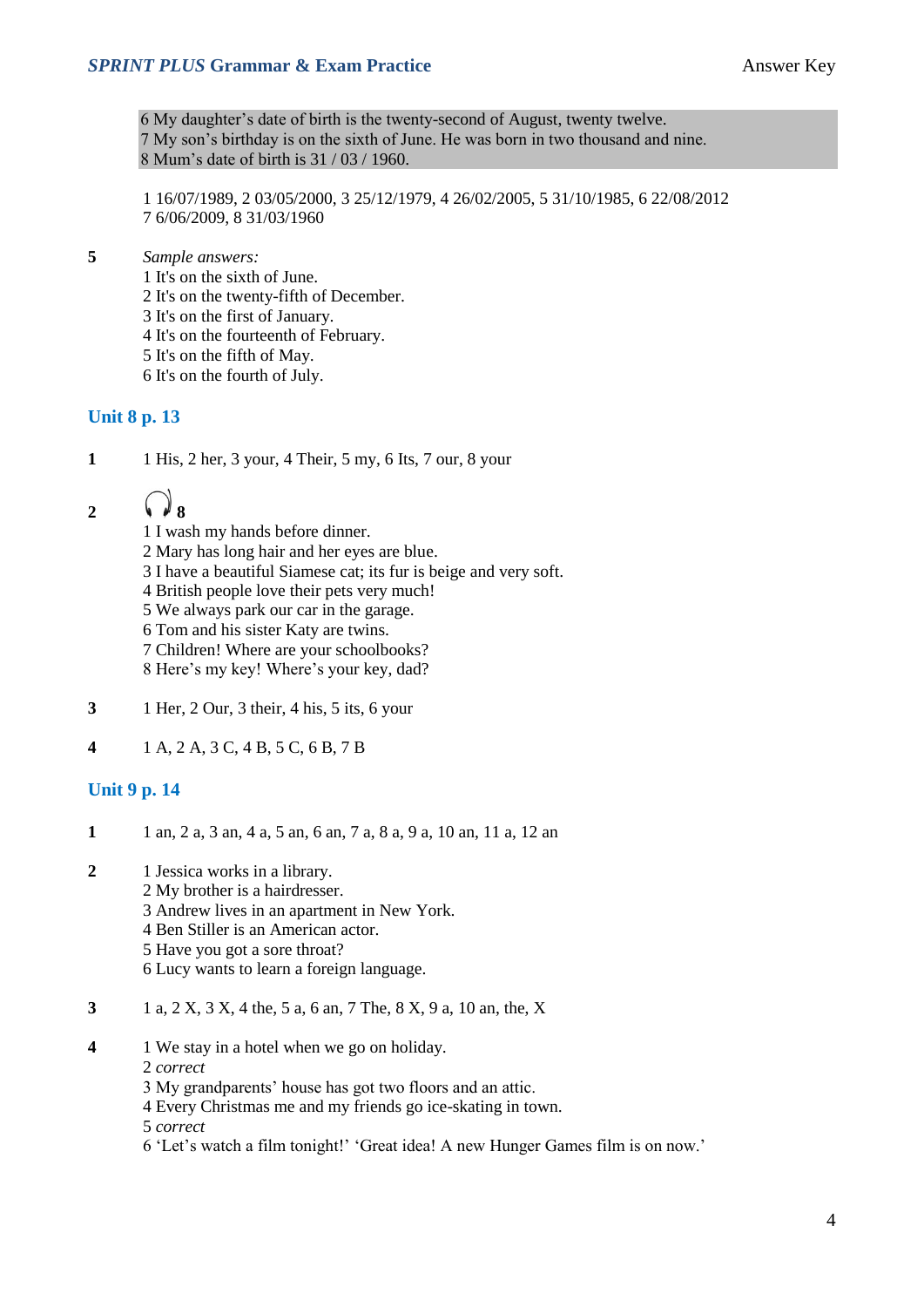6 My daughter's date of birth is the twenty-second of August, twenty twelve.
7 My son's birthday is on the sixth of June. He was born in two thousand and nine.
8 Mum's date of birth is 31 / 03 / 1960.

1 16/07/1989, 2 03/05/2000, 3 25/12/1979, 4 26/02/2005, 5 31/10/1985, 6 22/08/2012
7 6/06/2009, 8 31/03/1960

**5** *Sample answers:*
1 It's on the sixth of June.
2 It's on the twenty-fifth of December.
3 It's on the first of January.
4 It's on the fourteenth of February.
5 It's on the fifth of May.
6 It's on the fourth of July.

## Unit 8 p. 13

**1** 1 His, 2 her, 3 your, 4 Their, 5 my, 6 Its, 7 our, 8 your

**2** 8
1 I wash my hands before dinner.
2 Mary has long hair and her eyes are blue.
3 I have a beautiful Siamese cat; its fur is beige and very soft.
4 British people love their pets very much!
5 We always park our car in the garage.
6 Tom and his sister Katy are twins.
7 Children! Where are your schoolbooks?
8 Here's my key! Where's your key, dad?

**3** 1 Her, 2 Our, 3 their, 4 his, 5 its, 6 your

**4** 1 A, 2 A, 3 C, 4 B, 5 C, 6 B, 7 B

## Unit 9 p. 14

**1** 1 an, 2 a, 3 an, 4 a, 5 an, 6 an, 7 a, 8 a, 9 a, 10 an, 11 a, 12 an

**2** 1 Jessica works in a library.
2 My brother is a hairdresser.
3 Andrew lives in an apartment in New York.
4 Ben Stiller is an American actor.
5 Have you got a sore throat?
6 Lucy wants to learn a foreign language.

**3** 1 a, 2 X, 3 X, 4 the, 5 a, 6 an, 7 The, 8 X, 9 a, 10 an, the, X

**4** 1 We stay in a hotel when we go on holiday.
2 *correct*
3 My grandparents' house has got two floors and an attic.
4 Every Christmas me and my friends go ice-skating in town.
5 *correct*
6 'Let's watch a film tonight!' 'Great idea! A new Hunger Games film is on now.'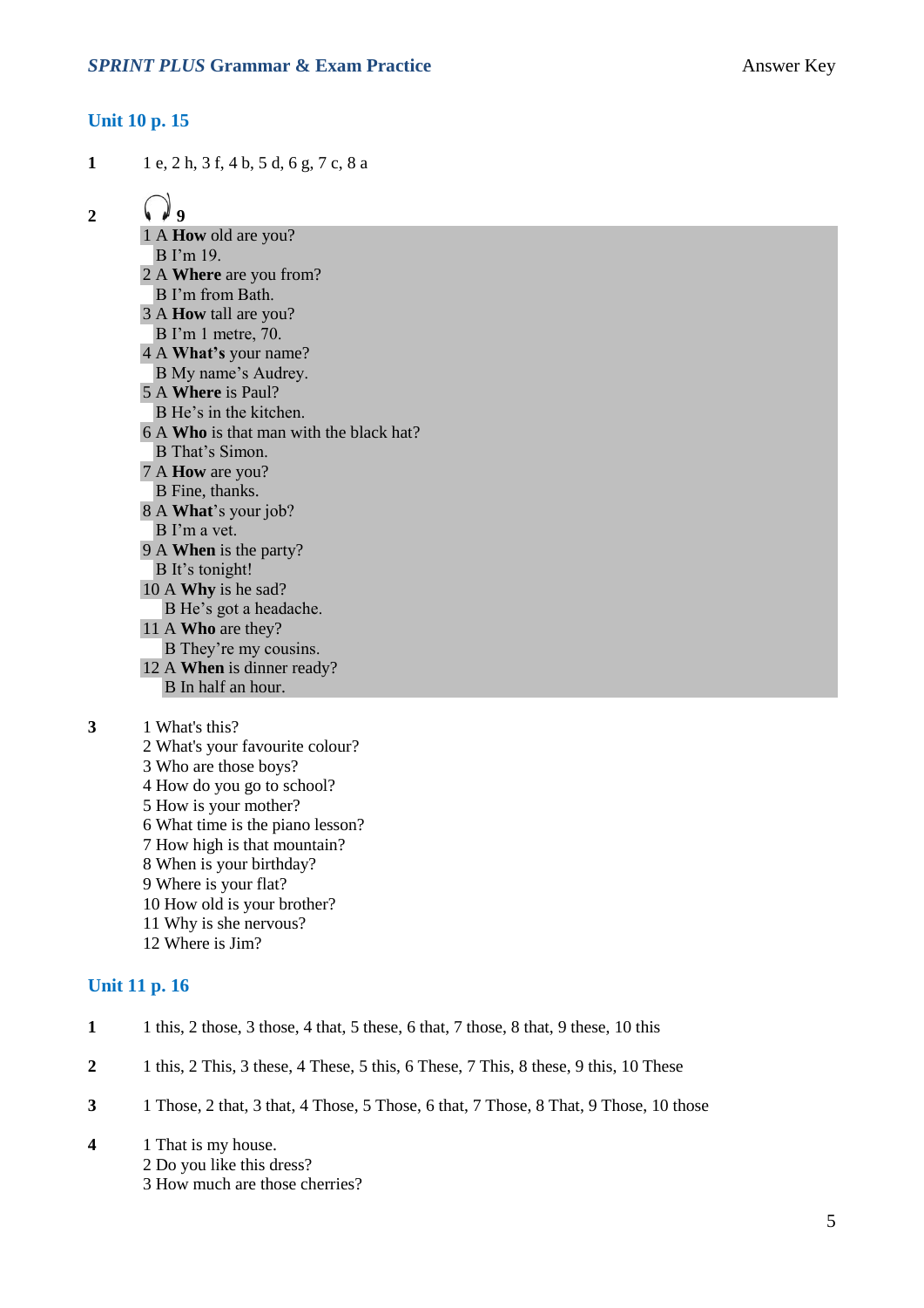## Unit 10 p. 15

**1** 1 e, 2 h, 3 f, 4 b, 5 d, 6 g, 7 c, 8 a

**2** 🎧 **9**

1 A **How** old are you?
B I'm 19.
2 A **Where** are you from?
B I'm from Bath.
3 A **How** tall are you?
B I'm 1 metre, 70.
4 A **What's** your name?
B My name's Audrey.
5 A **Where** is Paul?
B He's in the kitchen.
6 A **Who** is that man with the black hat?
B That's Simon.
7 A **How** are you?
B Fine, thanks.
8 A **What**'s your job?
B I'm a vet.
9 A **When** is the party?
B It's tonight!
10 A **Why** is he sad?
B He's got a headache.
11 A **Who** are they?
B They're my cousins.
12 A **When** is dinner ready?
B In half an hour.

**3**
1 What's this?
2 What's your favourite colour?
3 Who are those boys?
4 How do you go to school?
5 How is your mother?
6 What time is the piano lesson?
7 How high is that mountain?
8 When is your birthday?
9 Where is your flat?
10 How old is your brother?
11 Why is she nervous?
12 Where is Jim?

## Unit 11 p. 16

**1** 1 this, 2 those, 3 those, 4 that, 5 these, 6 that, 7 those, 8 that, 9 these, 10 this

**2** 1 this, 2 This, 3 these, 4 These, 5 this, 6 These, 7 This, 8 these, 9 this, 10 These

**3** 1 Those, 2 that, 3 that, 4 Those, 5 Those, 6 that, 7 Those, 8 That, 9 Those, 10 those

**4**
1 That is my house.
2 Do you like this dress?
3 How much are those cherries?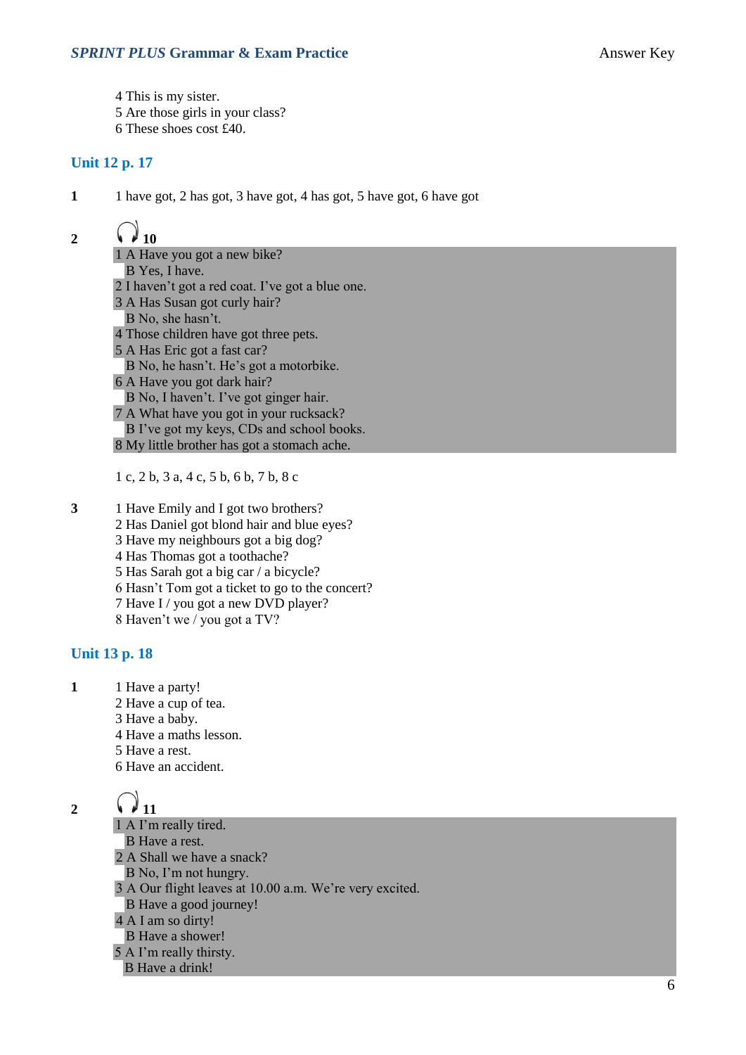4 This is my sister.
5 Are those girls in your class?
6 These shoes cost £40.

## Unit 12 p. 17

**1**

1 have got, 2 has got, 3 have got, 4 has got, 5 have got, 6 have got

**2** 10

1 A Have you got a new bike?
B Yes, I have.
2 I haven't got a red coat. I've got a blue one.
3 A Has Susan got curly hair?
B No, she hasn't.
4 Those children have got three pets.
5 A Has Eric got a fast car?
B No, he hasn't. He's got a motorbike.
6 A Have you got dark hair?
B No, I haven't. I've got ginger hair.
7 A What have you got in your rucksack?
B I've got my keys, CDs and school books.
8 My little brother has got a stomach ache.

1 c, 2 b, 3 a, 4 c, 5 b, 6 b, 7 b, 8 c

**3**

1 Have Emily and I got two brothers?
2 Has Daniel got blond hair and blue eyes?
3 Have my neighbours got a big dog?
4 Has Thomas got a toothache?
5 Has Sarah got a big car / a bicycle?
6 Hasn't Tom got a ticket to go to the concert?
7 Have I / you got a new DVD player?
8 Haven't we / you got a TV?

## Unit 13 p. 18

**1**

1 Have a party!
2 Have a cup of tea.
3 Have a baby.
4 Have a maths lesson.
5 Have a rest.
6 Have an accident.

**2** 11

1 A I'm really tired.
B Have a rest.
2 A Shall we have a snack?
B No, I'm not hungry.
3 A Our flight leaves at 10.00 a.m. We're very excited.
B Have a good journey!
4 A I am so dirty!
B Have a shower!
5 A I'm really thirsty.
B Have a drink!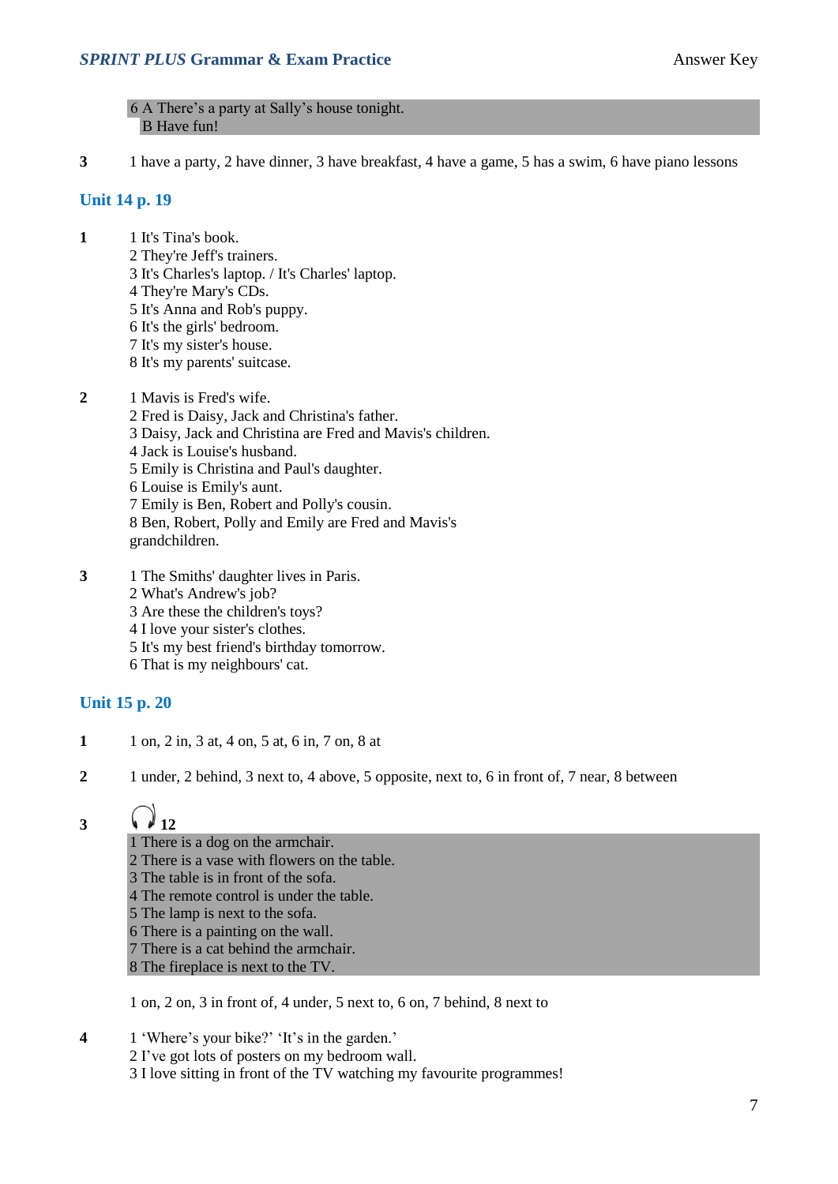6 A There's a party at Sally's house tonight.
B Have fun!

**3** 1 have a party, 2 have dinner, 3 have breakfast, 4 have a game, 5 has a swim, 6 have piano lessons

## Unit 14 p. 19

**1**
1 It's Tina's book.
2 They're Jeff's trainers.
3 It's Charles's laptop. / It's Charles' laptop.
4 They're Mary's CDs.
5 It's Anna and Rob's puppy.
6 It's the girls' bedroom.
7 It's my sister's house.
8 It's my parents' suitcase.

**2**
1 Mavis is Fred's wife.
2 Fred is Daisy, Jack and Christina's father.
3 Daisy, Jack and Christina are Fred and Mavis's children.
4 Jack is Louise's husband.
5 Emily is Christina and Paul's daughter.
6 Louise is Emily's aunt.
7 Emily is Ben, Robert and Polly's cousin.
8 Ben, Robert, Polly and Emily are Fred and Mavis's grandchildren.

**3**
1 The Smiths' daughter lives in Paris.
2 What's Andrew's job?
3 Are these the children's toys?
4 I love your sister's clothes.
5 It's my best friend's birthday tomorrow.
6 That is my neighbours' cat.

## Unit 15 p. 20

**1** 1 on, 2 in, 3 at, 4 on, 5 at, 6 in, 7 on, 8 at

**2** 1 under, 2 behind, 3 next to, 4 above, 5 opposite, next to, 6 in front of, 7 near, 8 between

**3** 12

1 There is a dog on the armchair.
2 There is a vase with flowers on the table.
3 The table is in front of the sofa.
4 The remote control is under the table.
5 The lamp is next to the sofa.
6 There is a painting on the wall.
7 There is a cat behind the armchair.
8 The fireplace is next to the TV.

1 on, 2 on, 3 in front of, 4 under, 5 next to, 6 on, 7 behind, 8 next to

**4**
1 'Where's your bike?' 'It's in the garden.'
2 I've got lots of posters on my bedroom wall.
3 I love sitting in front of the TV watching my favourite programmes!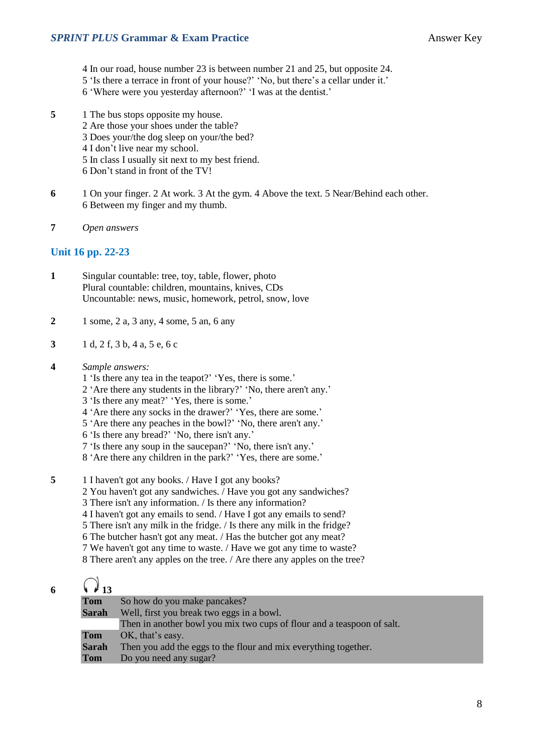4 In our road, house number 23 is between number 21 and 25, but opposite 24.
5 'Is there a terrace in front of your house?' 'No, but there's a cellar under it.'
6 'Where were you yesterday afternoon?' 'I was at the dentist.'

**5**
1 The bus stops opposite my house.
2 Are those your shoes under the table?
3 Does your/the dog sleep on your/the bed?
4 I don't live near my school.
5 In class I usually sit next to my best friend.
6 Don't stand in front of the TV!

**6**
1 On your finger. 2 At work. 3 At the gym. 4 Above the text. 5 Near/Behind each other.
6 Between my finger and my thumb.

**7** *Open answers*

## Unit 16 pp. 22-23

**1**
Singular countable: tree, toy, table, flower, photo
Plural countable: children, mountains, knives, CDs
Uncountable: news, music, homework, petrol, snow, love

**2** 1 some, 2 a, 3 any, 4 some, 5 an, 6 any

**3** 1 d, 2 f, 3 b, 4 a, 5 e, 6 c

**4** *Sample answers:*
1 'Is there any tea in the teapot?' 'Yes, there is some.'
2 'Are there any students in the library?' 'No, there aren't any.'
3 'Is there any meat?' 'Yes, there is some.'
4 'Are there any socks in the drawer?' 'Yes, there are some.'
5 'Are there any peaches in the bowl?' 'No, there aren't any.'
6 'Is there any bread?' 'No, there isn't any.'
7 'Is there any soup in the saucepan?' 'No, there isn't any.'
8 'Are there any children in the park?' 'Yes, there are some.'

**5**
1 I haven't got any books. / Have I got any books?
2 You haven't got any sandwiches. / Have you got any sandwiches?
3 There isn't any information. / Is there any information?
4 I haven't got any emails to send. / Have I got any emails to send?
5 There isn't any milk in the fridge. / Is there any milk in the fridge?
6 The butcher hasn't got any meat. / Has the butcher got any meat?
7 We haven't got any time to waste. / Have we got any time to waste?
8 There aren't any apples on the tree. / Are there any apples on the tree?

**6** 13

| | |
|---|---|
| **Tom** | So how do you make pancakes? |
| **Sarah** | Well, first you break two eggs in a bowl. |
| | Then in another bowl you mix two cups of flour and a teaspoon of salt. |
| **Tom** | OK, that's easy. |
| **Sarah** | Then you add the eggs to the flour and mix everything together. |
| **Tom** | Do you need any sugar? |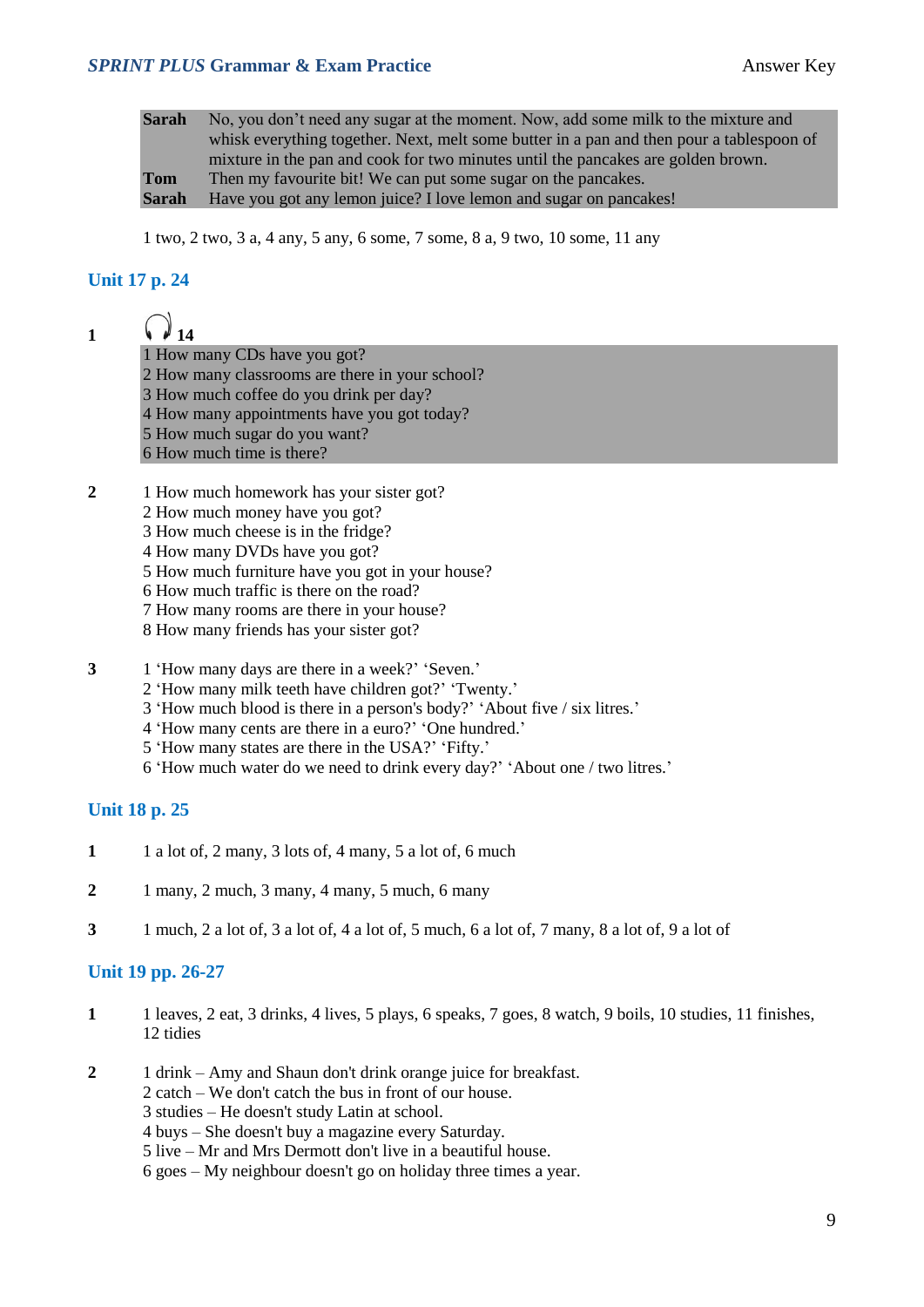| | |
|---|---|
| **Sarah** | No, you don't need any sugar at the moment. Now, add some milk to the mixture and whisk everything together. Next, melt some butter in a pan and then pour a tablespoon of mixture in the pan and cook for two minutes until the pancakes are golden brown. |
| **Tom** | Then my favourite bit! We can put some sugar on the pancakes. |
| **Sarah** | Have you got any lemon juice? I love lemon and sugar on pancakes! |

1 two, 2 two, 3 a, 4 any, 5 any, 6 some, 7 some, 8 a, 9 two, 10 some, 11 any

## Unit 17 p. 24

**1** 14

1 How many CDs have you got?
2 How many classrooms are there in your school?
3 How much coffee do you drink per day?
4 How many appointments have you got today?
5 How much sugar do you want?
6 How much time is there?

**2**

1 How much homework has your sister got?
2 How much money have you got?
3 How much cheese is in the fridge?
4 How many DVDs have you got?
5 How much furniture have you got in your house?
6 How much traffic is there on the road?
7 How many rooms are there in your house?
8 How many friends has your sister got?

**3**

1 'How many days are there in a week?' 'Seven.'
2 'How many milk teeth have children got?' 'Twenty.'
3 'How much blood is there in a person's body?' 'About five / six litres.'
4 'How many cents are there in a euro?' 'One hundred.'
5 'How many states are there in the USA?' 'Fifty.'
6 'How much water do we need to drink every day?' 'About one / two litres.'

## Unit 18 p. 25

**1** 1 a lot of, 2 many, 3 lots of, 4 many, 5 a lot of, 6 much

**2** 1 many, 2 much, 3 many, 4 many, 5 much, 6 many

**3** 1 much, 2 a lot of, 3 a lot of, 4 a lot of, 5 much, 6 a lot of, 7 many, 8 a lot of, 9 a lot of

## Unit 19 pp. 26-27

**1** 1 leaves, 2 eat, 3 drinks, 4 lives, 5 plays, 6 speaks, 7 goes, 8 watch, 9 boils, 10 studies, 11 finishes, 12 tidies

**2**

1 drink – Amy and Shaun don't drink orange juice for breakfast.
2 catch – We don't catch the bus in front of our house.
3 studies – He doesn't study Latin at school.
4 buys – She doesn't buy a magazine every Saturday.
5 live – Mr and Mrs Dermott don't live in a beautiful house.
6 goes – My neighbour doesn't go on holiday three times a year.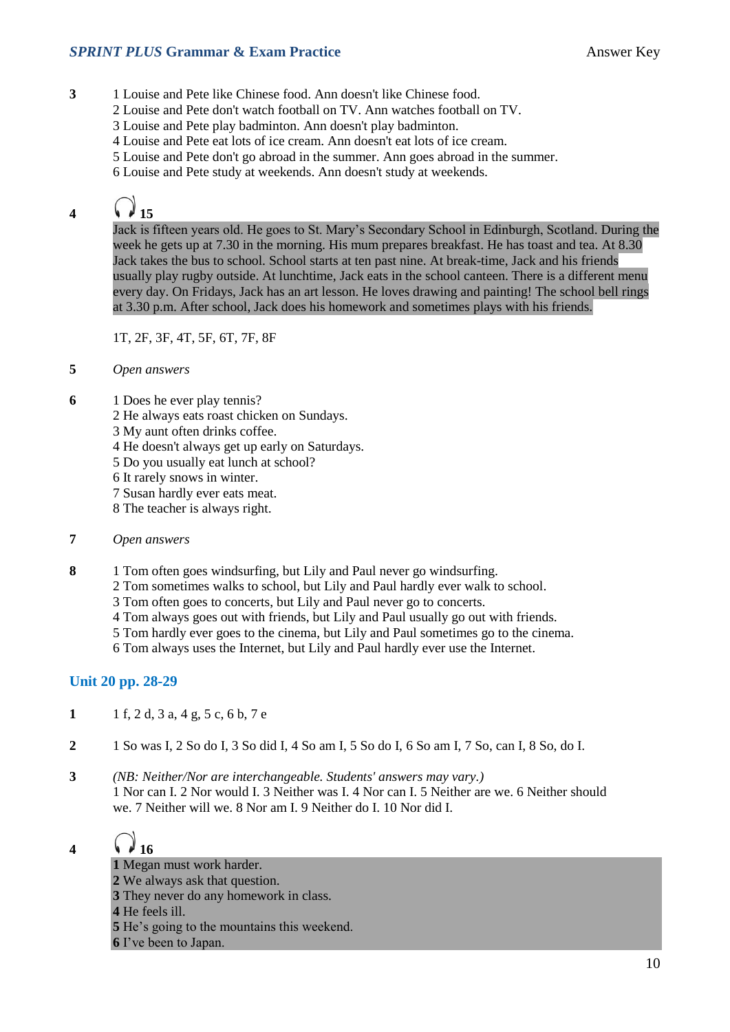**3**
1 Louise and Pete like Chinese food. Ann doesn't like Chinese food.
2 Louise and Pete don't watch football on TV. Ann watches football on TV.
3 Louise and Pete play badminton. Ann doesn't play badminton.
4 Louise and Pete eat lots of ice cream. Ann doesn't eat lots of ice cream.
5 Louise and Pete don't go abroad in the summer. Ann goes abroad in the summer.
6 Louise and Pete study at weekends. Ann doesn't study at weekends.

**4** 🎧 **15**

Jack is fifteen years old. He goes to St. Mary's Secondary School in Edinburgh, Scotland. During the week he gets up at 7.30 in the morning. His mum prepares breakfast. He has toast and tea. At 8.30 Jack takes the bus to school. School starts at ten past nine. At break-time, Jack and his friends usually play rugby outside. At lunchtime, Jack eats in the school canteen. There is a different menu every day. On Fridays, Jack has an art lesson. He loves drawing and painting! The school bell rings at 3.30 p.m. After school, Jack does his homework and sometimes plays with his friends.

1T, 2F, 3F, 4T, 5F, 6T, 7F, 8F

**5** *Open answers*

**6**
1 Does he ever play tennis?
2 He always eats roast chicken on Sundays.
3 My aunt often drinks coffee.
4 He doesn't always get up early on Saturdays.
5 Do you usually eat lunch at school?
6 It rarely snows in winter.
7 Susan hardly ever eats meat.
8 The teacher is always right.

**7** *Open answers*

**8**
1 Tom often goes windsurfing, but Lily and Paul never go windsurfing.
2 Tom sometimes walks to school, but Lily and Paul hardly ever walk to school.
3 Tom often goes to concerts, but Lily and Paul never go to concerts.
4 Tom always goes out with friends, but Lily and Paul usually go out with friends.
5 Tom hardly ever goes to the cinema, but Lily and Paul sometimes go to the cinema.
6 Tom always uses the Internet, but Lily and Paul hardly ever use the Internet.

## Unit 20 pp. 28-29

**1** 1 f, 2 d, 3 a, 4 g, 5 c, 6 b, 7 e

**2** 1 So was I, 2 So do I, 3 So did I, 4 So am I, 5 So do I, 6 So am I, 7 So, can I, 8 So, do I.

**3** *(NB: Neither/Nor are interchangeable. Students' answers may vary.)*
1 Nor can I. 2 Nor would I. 3 Neither was I. 4 Nor can I. 5 Neither are we. 6 Neither should we. 7 Neither will we. 8 Nor am I. 9 Neither do I. 10 Nor did I.

**4** 🎧 **16**

**1** Megan must work harder.
**2** We always ask that question.
**3** They never do any homework in class.
**4** He feels ill.
**5** He's going to the mountains this weekend.
**6** I've been to Japan.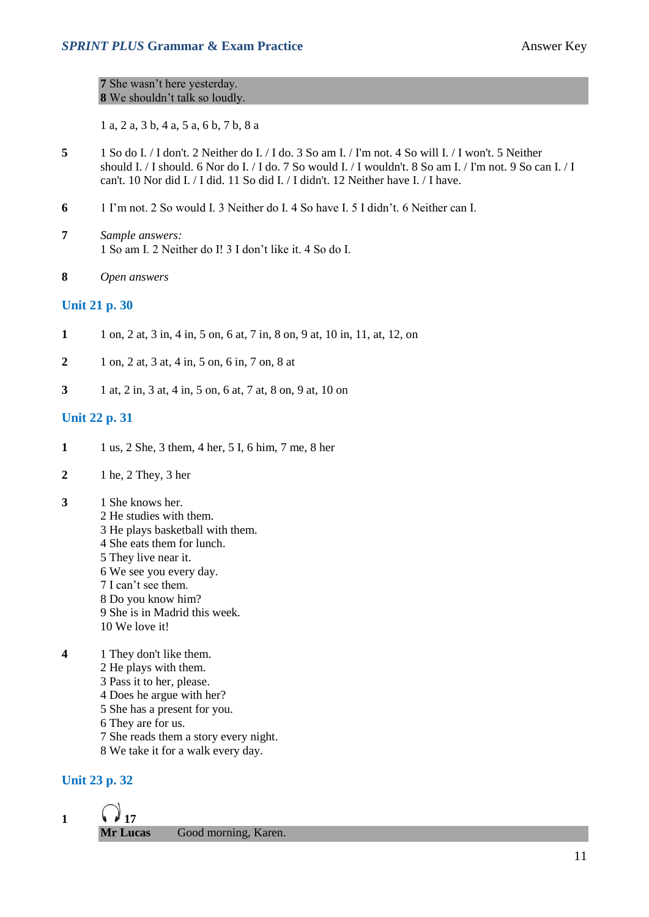**7** She wasn't here yesterday.
**8** We shouldn't talk so loudly.

1 a, 2 a, 3 b, 4 a, 5 a, 6 b, 7 b, 8 a

**5** 1 So do I. / I don't. 2 Neither do I. / I do. 3 So am I. / I'm not. 4 So will I. / I won't. 5 Neither should I. / I should. 6 Nor do I. / I do. 7 So would I. / I wouldn't. 8 So am I. / I'm not. 9 So can I. / I can't. 10 Nor did I. / I did. 11 So did I. / I didn't. 12 Neither have I. / I have.

**6** 1 I'm not. 2 So would I. 3 Neither do I. 4 So have I. 5 I didn't. 6 Neither can I.

**7** *Sample answers:*
1 So am I. 2 Neither do I! 3 I don't like it. 4 So do I.

**8** *Open answers*

## Unit 21 p. 30

**1** 1 on, 2 at, 3 in, 4 in, 5 on, 6 at, 7 in, 8 on, 9 at, 10 in, 11, at, 12, on

**2** 1 on, 2 at, 3 at, 4 in, 5 on, 6 in, 7 on, 8 at

**3** 1 at, 2 in, 3 at, 4 in, 5 on, 6 at, 7 at, 8 on, 9 at, 10 on

## Unit 22 p. 31

**1** 1 us, 2 She, 3 them, 4 her, 5 I, 6 him, 7 me, 8 her

**2** 1 he, 2 They, 3 her

**3**
1 She knows her.
2 He studies with them.
3 He plays basketball with them.
4 She eats them for lunch.
5 They live near it.
6 We see you every day.
7 I can't see them.
8 Do you know him?
9 She is in Madrid this week.
10 We love it!

**4**
1 They don't like them.
2 He plays with them.
3 Pass it to her, please.
4 Does he argue with her?
5 She has a present for you.
6 They are for us.
7 She reads them a story every night.
8 We take it for a walk every day.

## Unit 23 p. 32

**1** 17

**Mr Lucas** Good morning, Karen.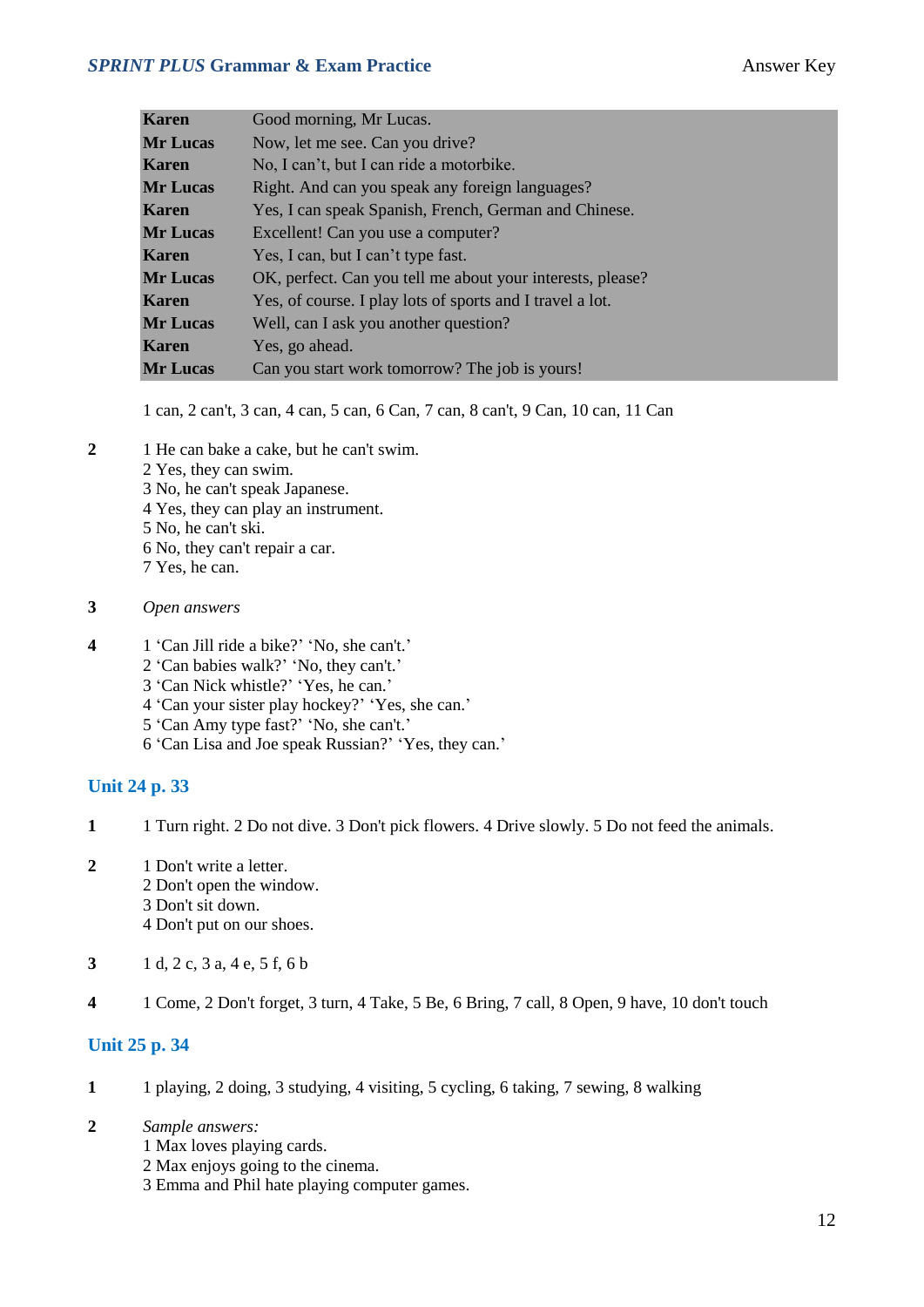| | |
|---|---|
| **Karen** | Good morning, Mr Lucas. |
| **Mr Lucas** | Now, let me see. Can you drive? |
| **Karen** | No, I can't, but I can ride a motorbike. |
| **Mr Lucas** | Right. And can you speak any foreign languages? |
| **Karen** | Yes, I can speak Spanish, French, German and Chinese. |
| **Mr Lucas** | Excellent! Can you use a computer? |
| **Karen** | Yes, I can, but I can't type fast. |
| **Mr Lucas** | OK, perfect. Can you tell me about your interests, please? |
| **Karen** | Yes, of course. I play lots of sports and I travel a lot. |
| **Mr Lucas** | Well, can I ask you another question? |
| **Karen** | Yes, go ahead. |
| **Mr Lucas** | Can you start work tomorrow? The job is yours! |

1 can, 2 can't, 3 can, 4 can, 5 can, 6 Can, 7 can, 8 can't, 9 Can, 10 can, 11 Can

**2**
1 He can bake a cake, but he can't swim.
2 Yes, they can swim.
3 No, he can't speak Japanese.
4 Yes, they can play an instrument.
5 No, he can't ski.
6 No, they can't repair a car.
7 Yes, he can.

**3** *Open answers*

**4**
1 'Can Jill ride a bike?' 'No, she can't.'
2 'Can babies walk?' 'No, they can't.'
3 'Can Nick whistle?' 'Yes, he can.'
4 'Can your sister play hockey?' 'Yes, she can.'
5 'Can Amy type fast?' 'No, she can't.'
6 'Can Lisa and Joe speak Russian?' 'Yes, they can.'

## Unit 24 p. 33

**1** 1 Turn right. 2 Do not dive. 3 Don't pick flowers. 4 Drive slowly. 5 Do not feed the animals.

**2**
1 Don't write a letter.
2 Don't open the window.
3 Don't sit down.
4 Don't put on our shoes.

**3** 1 d, 2 c, 3 a, 4 e, 5 f, 6 b

**4** 1 Come, 2 Don't forget, 3 turn, 4 Take, 5 Be, 6 Bring, 7 call, 8 Open, 9 have, 10 don't touch

## Unit 25 p. 34

**1** 1 playing, 2 doing, 3 studying, 4 visiting, 5 cycling, 6 taking, 7 sewing, 8 walking

**2** *Sample answers:*
1 Max loves playing cards.
2 Max enjoys going to the cinema.
3 Emma and Phil hate playing computer games.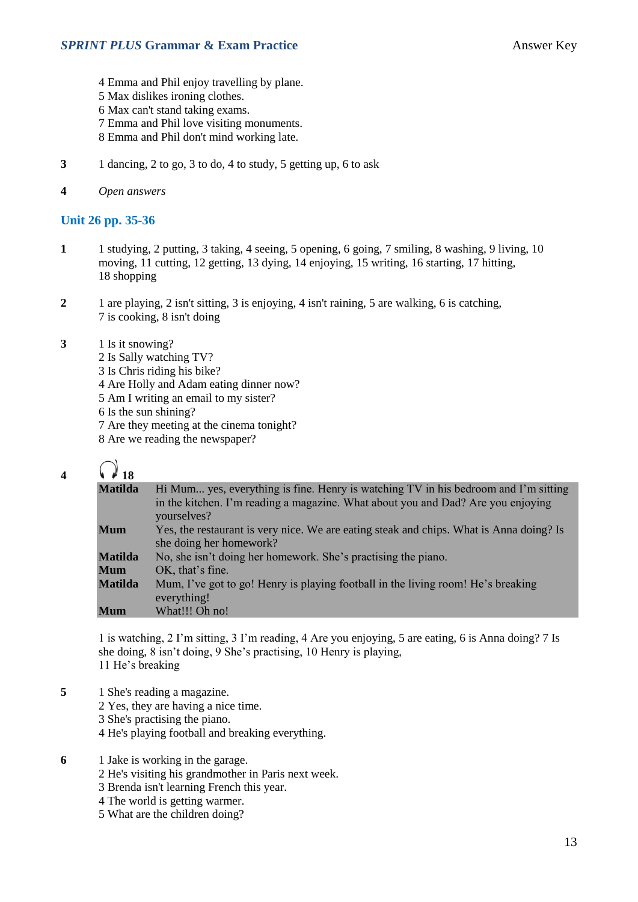4 Emma and Phil enjoy travelling by plane.
5 Max dislikes ironing clothes.
6 Max can't stand taking exams.
7 Emma and Phil love visiting monuments.
8 Emma and Phil don't mind working late.

**3** 1 dancing, 2 to go, 3 to do, 4 to study, 5 getting up, 6 to ask

**4** *Open answers*

## Unit 26 pp. 35-36

**1** 1 studying, 2 putting, 3 taking, 4 seeing, 5 opening, 6 going, 7 smiling, 8 washing, 9 living, 10 moving, 11 cutting, 12 getting, 13 dying, 14 enjoying, 15 writing, 16 starting, 17 hitting, 18 shopping

**2** 1 are playing, 2 isn't sitting, 3 is enjoying, 4 isn't raining, 5 are walking, 6 is catching, 7 is cooking, 8 isn't doing

**3**
1 Is it snowing?
2 Is Sally watching TV?
3 Is Chris riding his bike?
4 Are Holly and Adam eating dinner now?
5 Am I writing an email to my sister?
6 Is the sun shining?
7 Are they meeting at the cinema tonight?
8 Are we reading the newspaper?

**4** 18

| | |
|---|---|
| **Matilda** | Hi Mum... yes, everything is fine. Henry is watching TV in his bedroom and I'm sitting in the kitchen. I'm reading a magazine. What about you and Dad? Are you enjoying yourselves? |
| **Mum** | Yes, the restaurant is very nice. We are eating steak and chips. What is Anna doing? Is she doing her homework? |
| **Matilda** | No, she isn't doing her homework. She's practising the piano. |
| **Mum** | OK, that's fine. |
| **Matilda** | Mum, I've got to go! Henry is playing football in the living room! He's breaking everything! |
| **Mum** | What!!! Oh no! |

1 is watching, 2 I'm sitting, 3 I'm reading, 4 Are you enjoying, 5 are eating, 6 is Anna doing? 7 Is she doing, 8 isn't doing, 9 She's practising, 10 Henry is playing, 11 He's breaking

**5**
1 She's reading a magazine.
2 Yes, they are having a nice time.
3 She's practising the piano.
4 He's playing football and breaking everything.

**6**
1 Jake is working in the garage.
2 He's visiting his grandmother in Paris next week.
3 Brenda isn't learning French this year.
4 The world is getting warmer.
5 What are the children doing?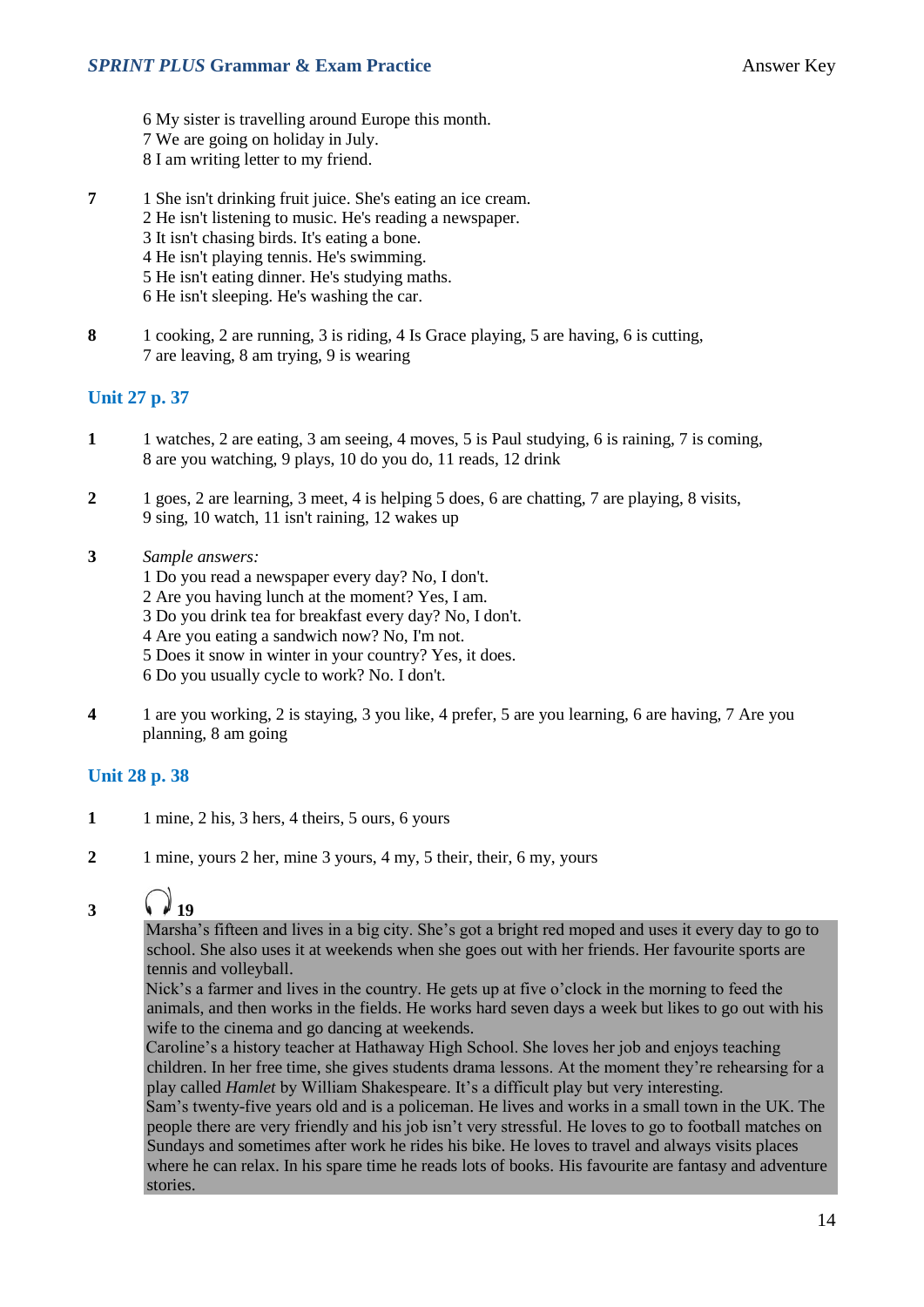6 My sister is travelling around Europe this month.
7 We are going on holiday in July.
8 I am writing letter to my friend.

**7**

1 She isn't drinking fruit juice. She's eating an ice cream.
2 He isn't listening to music. He's reading a newspaper.
3 It isn't chasing birds. It's eating a bone.
4 He isn't playing tennis. He's swimming.
5 He isn't eating dinner. He's studying maths.
6 He isn't sleeping. He's washing the car.

**8**

1 cooking, 2 are running, 3 is riding, 4 Is Grace playing, 5 are having, 6 is cutting, 7 are leaving, 8 am trying, 9 is wearing

## Unit 27 p. 37

**1**

1 watches, 2 are eating, 3 am seeing, 4 moves, 5 is Paul studying, 6 is raining, 7 is coming, 8 are you watching, 9 plays, 10 do you do, 11 reads, 12 drink

**2**

1 goes, 2 are learning, 3 meet, 4 is helping 5 does, 6 are chatting, 7 are playing, 8 visits, 9 sing, 10 watch, 11 isn't raining, 12 wakes up

**3**

*Sample answers:*
1 Do you read a newspaper every day? No, I don't.
2 Are you having lunch at the moment? Yes, I am.
3 Do you drink tea for breakfast every day? No, I don't.
4 Are you eating a sandwich now? No, I'm not.
5 Does it snow in winter in your country? Yes, it does.
6 Do you usually cycle to work? No. I don't.

**4**

1 are you working, 2 is staying, 3 you like, 4 prefer, 5 are you learning, 6 are having, 7 Are you planning, 8 am going

## Unit 28 p. 38

**1**

1 mine, 2 his, 3 hers, 4 theirs, 5 ours, 6 yours

**2**

1 mine, yours 2 her, mine 3 yours, 4 my, 5 their, their, 6 my, yours

**3**

19

Marsha's fifteen and lives in a big city. She's got a bright red moped and uses it every day to go to school. She also uses it at weekends when she goes out with her friends. Her favourite sports are tennis and volleyball.
Nick's a farmer and lives in the country. He gets up at five o'clock in the morning to feed the animals, and then works in the fields. He works hard seven days a week but likes to go out with his wife to the cinema and go dancing at weekends.
Caroline's a history teacher at Hathaway High School. She loves her job and enjoys teaching children. In her free time, she gives students drama lessons. At the moment they're rehearsing for a play called *Hamlet* by William Shakespeare. It's a difficult play but very interesting.
Sam's twenty-five years old and is a policeman. He lives and works in a small town in the UK. The people there are very friendly and his job isn't very stressful. He loves to go to football matches on Sundays and sometimes after work he rides his bike. He loves to travel and always visits places where he can relax. In his spare time he reads lots of books. His favourite are fantasy and adventure stories.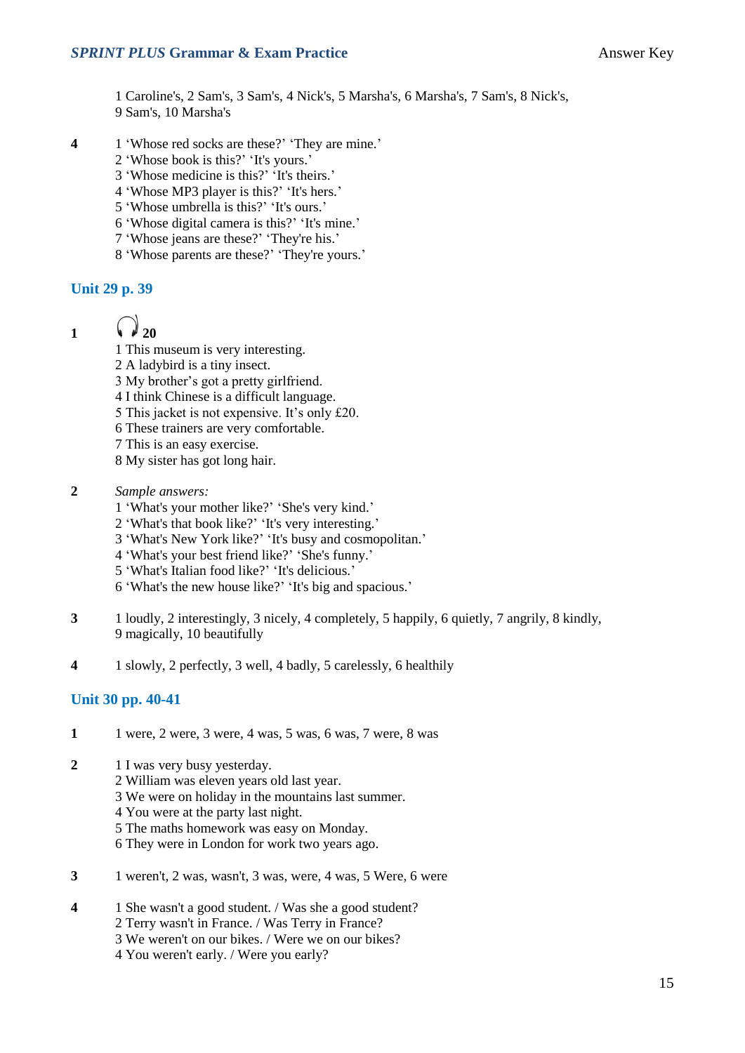1 Caroline's, 2 Sam's, 3 Sam's, 4 Nick's, 5 Marsha's, 6 Marsha's, 7 Sam's, 8 Nick's, 9 Sam's, 10 Marsha's

**4**
1 ‘Whose red socks are these?’ ‘They are mine.’
2 ‘Whose book is this?’ ‘It's yours.’
3 ‘Whose medicine is this?’ ‘It's theirs.’
4 ‘Whose MP3 player is this?’ ‘It's hers.’
5 ‘Whose umbrella is this?’ ‘It's ours.’
6 ‘Whose digital camera is this?’ ‘It's mine.’
7 ‘Whose jeans are these?’ ‘They're his.’
8 ‘Whose parents are these?’ ‘They're yours.’

## Unit 29 p. 39

**1** **20**
1 This museum is very interesting.
2 A ladybird is a tiny insect.
3 My brother’s got a pretty girlfriend.
4 I think Chinese is a difficult language.
5 This jacket is not expensive. It’s only £20.
6 These trainers are very comfortable.
7 This is an easy exercise.
8 My sister has got long hair.

**2** *Sample answers:*
1 ‘What's your mother like?’ ‘She's very kind.’
2 ‘What's that book like?’ ‘It's very interesting.’
3 ‘What's New York like?’ ‘It's busy and cosmopolitan.’
4 ‘What's your best friend like?’ ‘She's funny.’
5 ‘What's Italian food like?’ ‘It's delicious.’
6 ‘What's the new house like?’ ‘It's big and spacious.’

**3** 1 loudly, 2 interestingly, 3 nicely, 4 completely, 5 happily, 6 quietly, 7 angrily, 8 kindly, 9 magically, 10 beautifully

**4** 1 slowly, 2 perfectly, 3 well, 4 badly, 5 carelessly, 6 healthily

## Unit 30 pp. 40-41

**1** 1 were, 2 were, 3 were, 4 was, 5 was, 6 was, 7 were, 8 was

**2**
1 I was very busy yesterday.
2 William was eleven years old last year.
3 We were on holiday in the mountains last summer.
4 You were at the party last night.
5 The maths homework was easy on Monday.
6 They were in London for work two years ago.

**3** 1 weren't, 2 was, wasn't, 3 was, were, 4 was, 5 Were, 6 were

**4**
1 She wasn't a good student. / Was she a good student?
2 Terry wasn't in France. / Was Terry in France?
3 We weren't on our bikes. / Were we on our bikes?
4 You weren't early. / Were you early?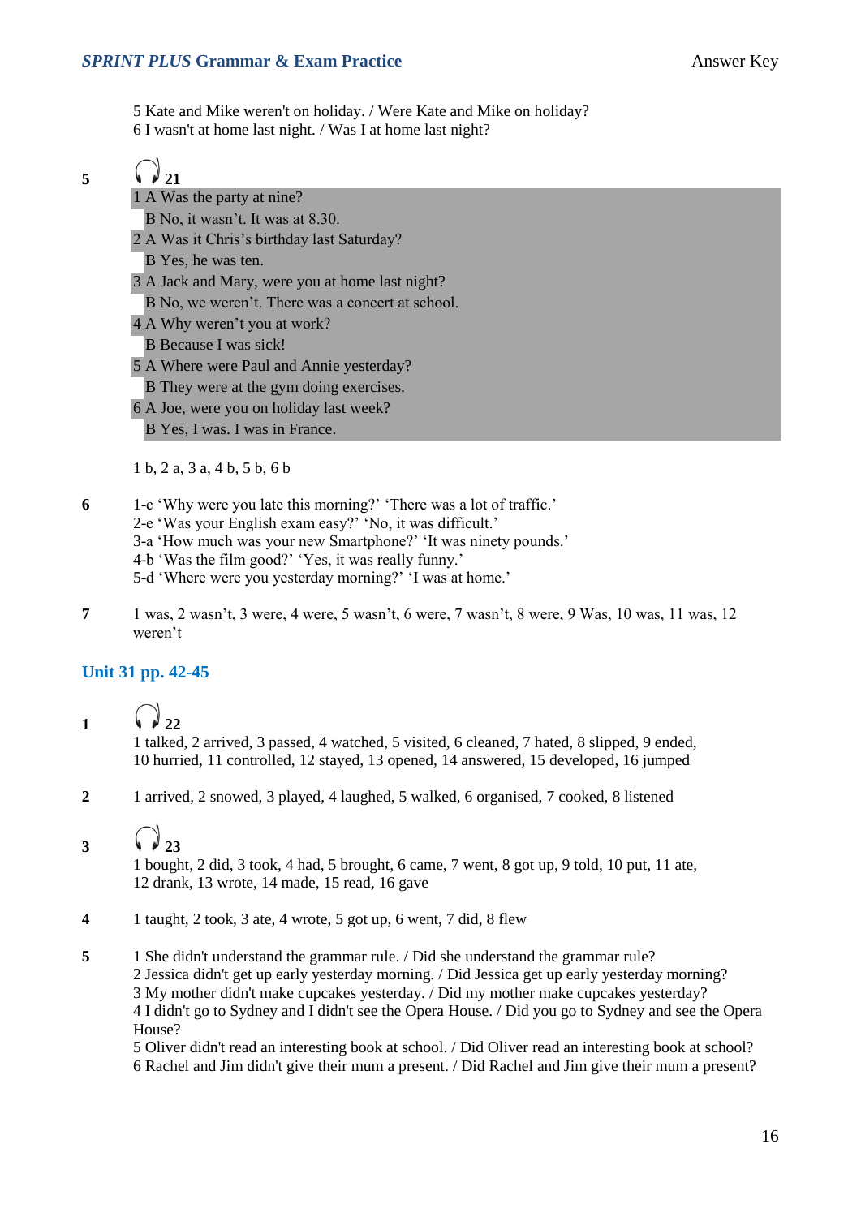5 Kate and Mike weren't on holiday. / Were Kate and Mike on holiday?
6 I wasn't at home last night. / Was I at home last night?

**5** 🎧 21

1 A Was the party at nine?
B No, it wasn't. It was at 8.30.
2 A Was it Chris's birthday last Saturday?
B Yes, he was ten.
3 A Jack and Mary, were you at home last night?
B No, we weren't. There was a concert at school.
4 A Why weren't you at work?
B Because I was sick!
5 A Where were Paul and Annie yesterday?
B They were at the gym doing exercises.
6 A Joe, were you on holiday last week?
B Yes, I was. I was in France.

1 b, 2 a, 3 a, 4 b, 5 b, 6 b

**6** 1-c 'Why were you late this morning?' 'There was a lot of traffic.'
2-e 'Was your English exam easy?' 'No, it was difficult.'
3-a 'How much was your new Smartphone?' 'It was ninety pounds.'
4-b 'Was the film good?' 'Yes, it was really funny.'
5-d 'Where were you yesterday morning?' 'I was at home.'

**7** 1 was, 2 wasn't, 3 were, 4 were, 5 wasn't, 6 were, 7 wasn't, 8 were, 9 Was, 10 was, 11 was, 12 weren't

## Unit 31 pp. 42-45

**1** 🎧 22

1 talked, 2 arrived, 3 passed, 4 watched, 5 visited, 6 cleaned, 7 hated, 8 slipped, 9 ended, 10 hurried, 11 controlled, 12 stayed, 13 opened, 14 answered, 15 developed, 16 jumped

**2** 1 arrived, 2 snowed, 3 played, 4 laughed, 5 walked, 6 organised, 7 cooked, 8 listened

**3** 🎧 23

1 bought, 2 did, 3 took, 4 had, 5 brought, 6 came, 7 went, 8 got up, 9 told, 10 put, 11 ate, 12 drank, 13 wrote, 14 made, 15 read, 16 gave

**4** 1 taught, 2 took, 3 ate, 4 wrote, 5 got up, 6 went, 7 did, 8 flew

**5** 1 She didn't understand the grammar rule. / Did she understand the grammar rule?
2 Jessica didn't get up early yesterday morning. / Did Jessica get up early yesterday morning?
3 My mother didn't make cupcakes yesterday. / Did my mother make cupcakes yesterday?
4 I didn't go to Sydney and I didn't see the Opera House. / Did you go to Sydney and see the Opera House?
5 Oliver didn't read an interesting book at school. / Did Oliver read an interesting book at school?
6 Rachel and Jim didn't give their mum a present. / Did Rachel and Jim give their mum a present?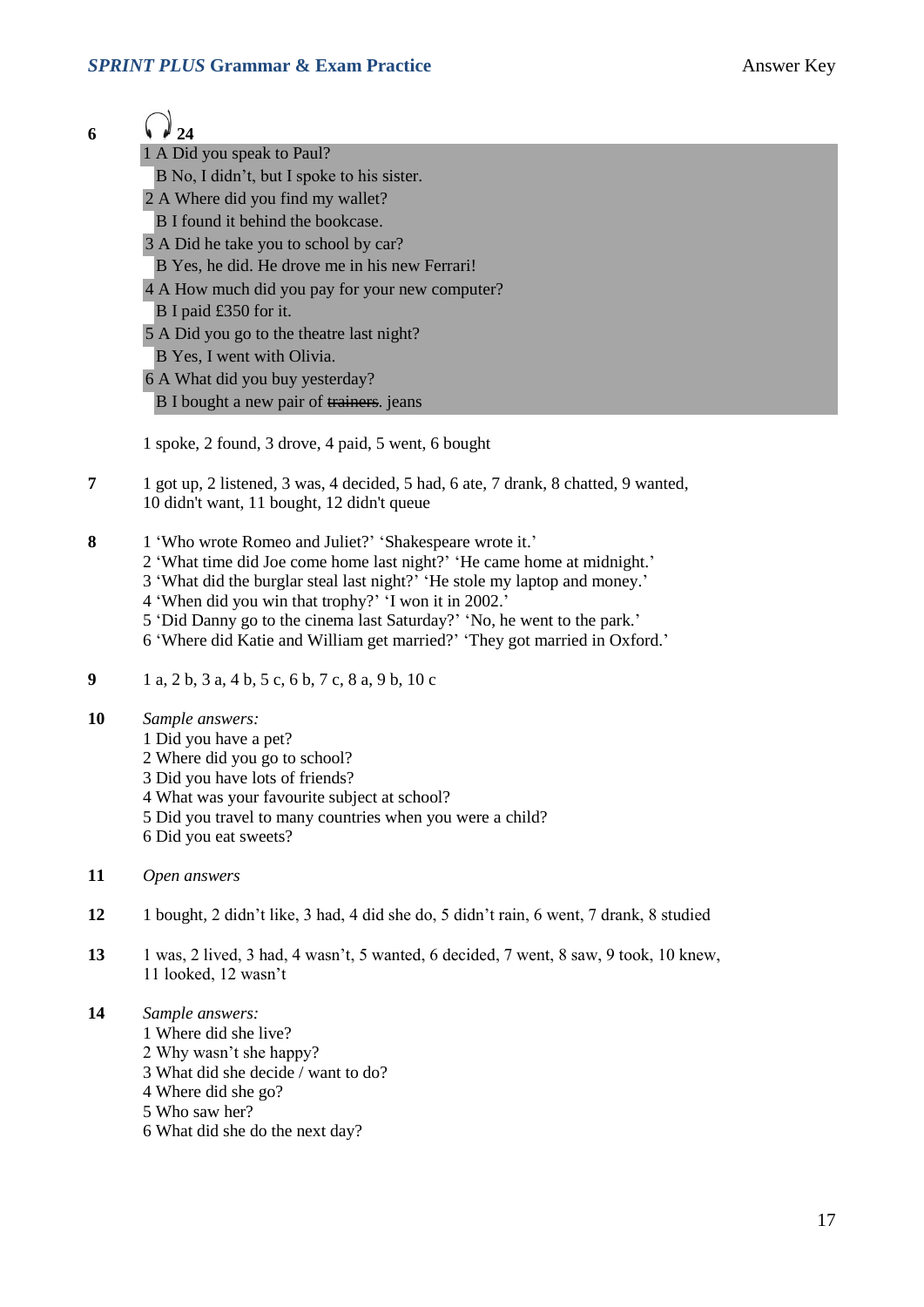**6** 24

1 A Did you speak to Paul?
B No, I didn't, but I spoke to his sister.
2 A Where did you find my wallet?
B I found it behind the bookcase.
3 A Did he take you to school by car?
B Yes, he did. He drove me in his new Ferrari!
4 A How much did you pay for your new computer?
B I paid £350 for it.
5 A Did you go to the theatre last night?
B Yes, I went with Olivia.
6 A What did you buy yesterday?
B I bought a new pair of ~~trainers~~. jeans

1 spoke, 2 found, 3 drove, 4 paid, 5 went, 6 bought

**7** 1 got up, 2 listened, 3 was, 4 decided, 5 had, 6 ate, 7 drank, 8 chatted, 9 wanted, 10 didn't want, 11 bought, 12 didn't queue

**8**
1 'Who wrote Romeo and Juliet?' 'Shakespeare wrote it.'
2 'What time did Joe come home last night?' 'He came home at midnight.'
3 'What did the burglar steal last night?' 'He stole my laptop and money.'
4 'When did you win that trophy?' 'I won it in 2002.'
5 'Did Danny go to the cinema last Saturday?' 'No, he went to the park.'
6 'Where did Katie and William get married?' 'They got married in Oxford.'

**9** 1 a, 2 b, 3 a, 4 b, 5 c, 6 b, 7 c, 8 a, 9 b, 10 c

**10** *Sample answers:*
1 Did you have a pet?
2 Where did you go to school?
3 Did you have lots of friends?
4 What was your favourite subject at school?
5 Did you travel to many countries when you were a child?
6 Did you eat sweets?

**11** *Open answers*

**12** 1 bought, 2 didn't like, 3 had, 4 did she do, 5 didn't rain, 6 went, 7 drank, 8 studied

**13** 1 was, 2 lived, 3 had, 4 wasn't, 5 wanted, 6 decided, 7 went, 8 saw, 9 took, 10 knew, 11 looked, 12 wasn't

**14** *Sample answers:*
1 Where did she live?
2 Why wasn't she happy?
3 What did she decide / want to do?
4 Where did she go?
5 Who saw her?
6 What did she do the next day?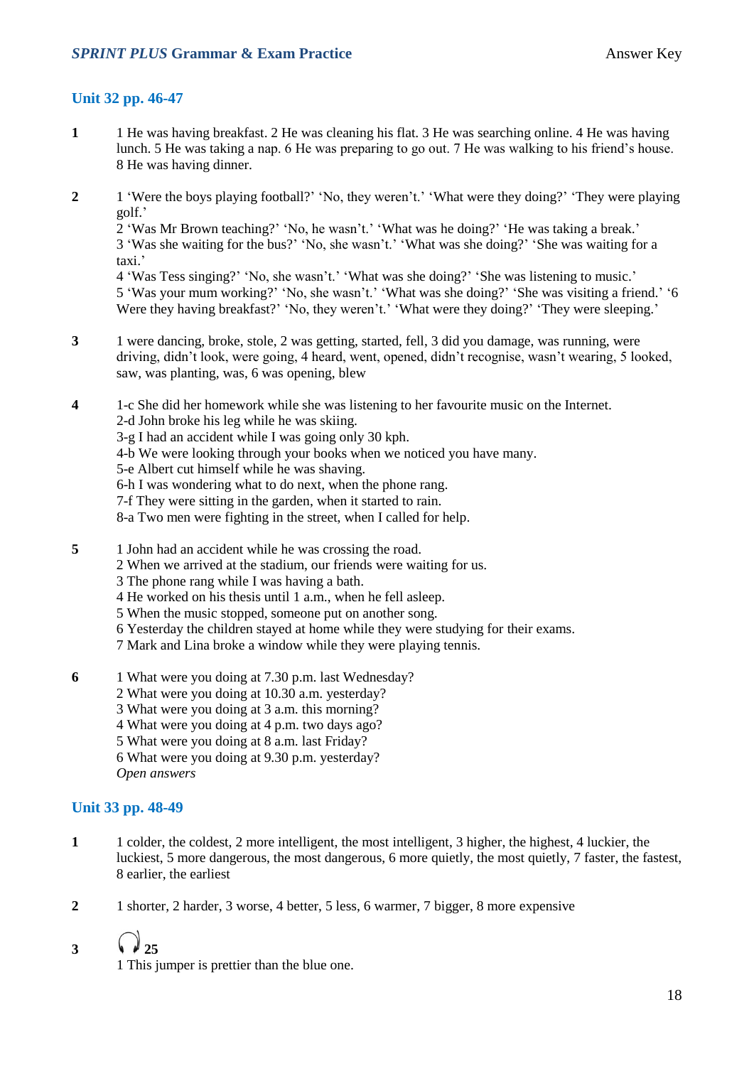## Unit 32 pp. 46-47

**1** 1 He was having breakfast. 2 He was cleaning his flat. 3 He was searching online. 4 He was having lunch. 5 He was taking a nap. 6 He was preparing to go out. 7 He was walking to his friend's house. 8 He was having dinner.

**2** 1 'Were the boys playing football?' 'No, they weren't.' 'What were they doing?' 'They were playing golf.'
2 'Was Mr Brown teaching?' 'No, he wasn't.' 'What was he doing?' 'He was taking a break.'
3 'Was she waiting for the bus?' 'No, she wasn't.' 'What was she doing?' 'She was waiting for a taxi.'
4 'Was Tess singing?' 'No, she wasn't.' 'What was she doing?' 'She was listening to music.'
5 'Was your mum working?' 'No, she wasn't.' 'What was she doing?' 'She was visiting a friend.' '6 Were they having breakfast?' 'No, they weren't.' 'What were they doing?' 'They were sleeping.'

**3** 1 were dancing, broke, stole, 2 was getting, started, fell, 3 did you damage, was running, were driving, didn't look, were going, 4 heard, went, opened, didn't recognise, wasn't wearing, 5 looked, saw, was planting, was, 6 was opening, blew

**4** 1-c She did her homework while she was listening to her favourite music on the Internet.
2-d John broke his leg while he was skiing.
3-g I had an accident while I was going only 30 kph.
4-b We were looking through your books when we noticed you have many.
5-e Albert cut himself while he was shaving.
6-h I was wondering what to do next, when the phone rang.
7-f They were sitting in the garden, when it started to rain.
8-a Two men were fighting in the street, when I called for help.

**5** 1 John had an accident while he was crossing the road.
2 When we arrived at the stadium, our friends were waiting for us.
3 The phone rang while I was having a bath.
4 He worked on his thesis until 1 a.m., when he fell asleep.
5 When the music stopped, someone put on another song.
6 Yesterday the children stayed at home while they were studying for their exams.
7 Mark and Lina broke a window while they were playing tennis.

**6** 1 What were you doing at 7.30 p.m. last Wednesday?
2 What were you doing at 10.30 a.m. yesterday?
3 What were you doing at 3 a.m. this morning?
4 What were you doing at 4 p.m. two days ago?
5 What were you doing at 8 a.m. last Friday?
6 What were you doing at 9.30 p.m. yesterday?
*Open answers*

## Unit 33 pp. 48-49

**1** 1 colder, the coldest, 2 more intelligent, the most intelligent, 3 higher, the highest, 4 luckier, the luckiest, 5 more dangerous, the most dangerous, 6 more quietly, the most quietly, 7 faster, the fastest, 8 earlier, the earliest

**2** 1 shorter, 2 harder, 3 worse, 4 better, 5 less, 6 warmer, 7 bigger, 8 more expensive

**3** **25**
1 This jumper is prettier than the blue one.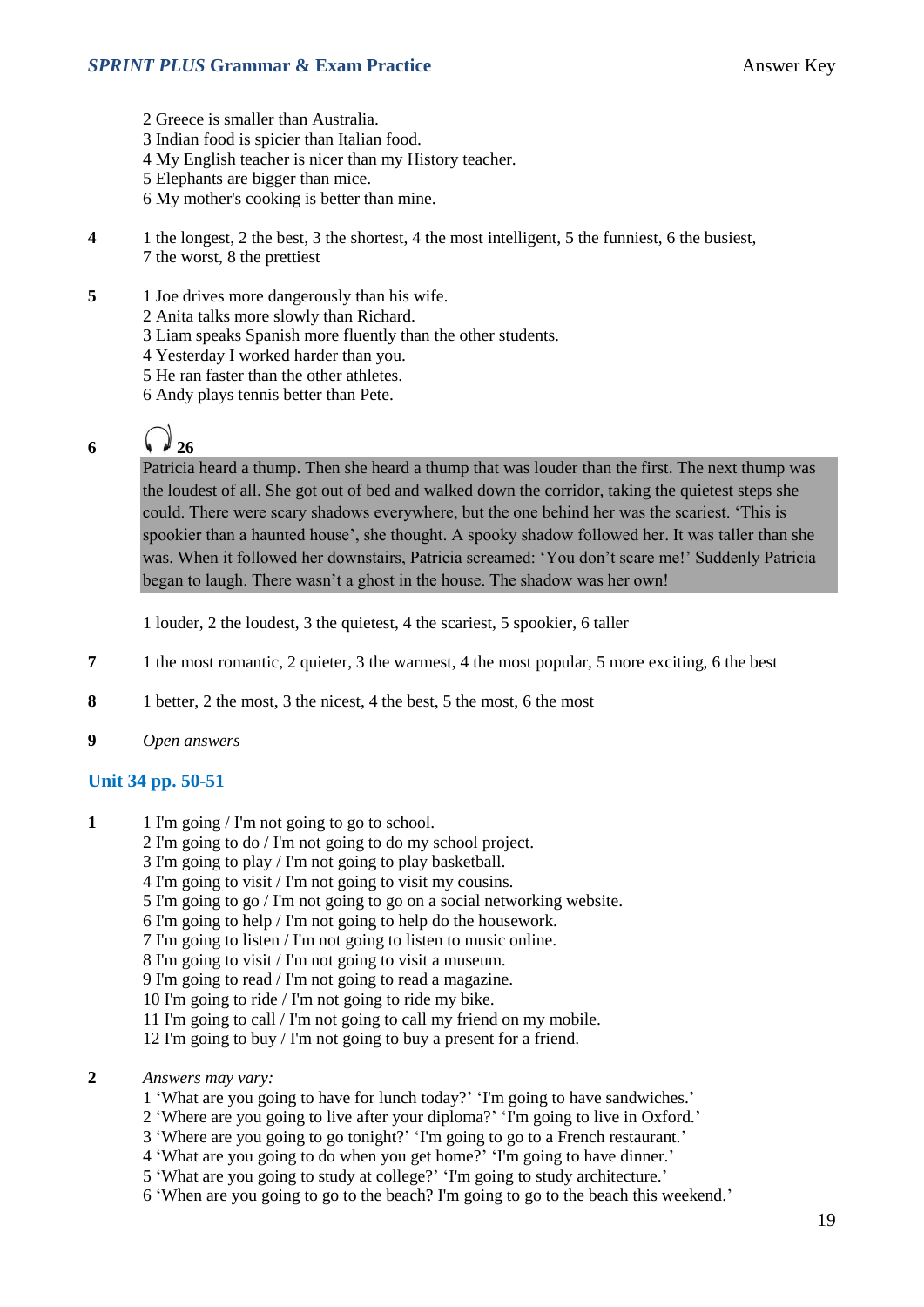2 Greece is smaller than Australia.
3 Indian food is spicier than Italian food.
4 My English teacher is nicer than my History teacher.
5 Elephants are bigger than mice.
6 My mother's cooking is better than mine.

**4** 1 the longest, 2 the best, 3 the shortest, 4 the most intelligent, 5 the funniest, 6 the busiest, 7 the worst, 8 the prettiest

**5**
1 Joe drives more dangerously than his wife.
2 Anita talks more slowly than Richard.
3 Liam speaks Spanish more fluently than the other students.
4 Yesterday I worked harder than you.
5 He ran faster than the other athletes.
6 Andy plays tennis better than Pete.

**6** 26

Patricia heard a thump. Then she heard a thump that was louder than the first. The next thump was the loudest of all. She got out of bed and walked down the corridor, taking the quietest steps she could. There were scary shadows everywhere, but the one behind her was the scariest. 'This is spookier than a haunted house', she thought. A spooky shadow followed her. It was taller than she was. When it followed her downstairs, Patricia screamed: 'You don't scare me!' Suddenly Patricia began to laugh. There wasn't a ghost in the house. The shadow was her own!

1 louder, 2 the loudest, 3 the quietest, 4 the scariest, 5 spookier, 6 taller

**7** 1 the most romantic, 2 quieter, 3 the warmest, 4 the most popular, 5 more exciting, 6 the best

**8** 1 better, 2 the most, 3 the nicest, 4 the best, 5 the most, 6 the most

**9** *Open answers*

## Unit 34 pp. 50-51

**1**
1 I'm going / I'm not going to go to school.
2 I'm going to do / I'm not going to do my school project.
3 I'm going to play / I'm not going to play basketball.
4 I'm going to visit / I'm not going to visit my cousins.
5 I'm going to go / I'm not going to go on a social networking website.
6 I'm going to help / I'm not going to help do the housework.
7 I'm going to listen / I'm not going to listen to music online.
8 I'm going to visit / I'm not going to visit a museum.
9 I'm going to read / I'm not going to read a magazine.
10 I'm going to ride / I'm not going to ride my bike.
11 I'm going to call / I'm not going to call my friend on my mobile.
12 I'm going to buy / I'm not going to buy a present for a friend.

**2** *Answers may vary:*
1 'What are you going to have for lunch today?' 'I'm going to have sandwiches.'
2 'Where are you going to live after your diploma?' 'I'm going to live in Oxford.'
3 'Where are you going to go tonight?' 'I'm going to go to a French restaurant.'
4 'What are you going to do when you get home?' 'I'm going to have dinner.'
5 'What are you going to study at college?' 'I'm going to study architecture.'
6 'When are you going to go to the beach? I'm going to go to the beach this weekend.'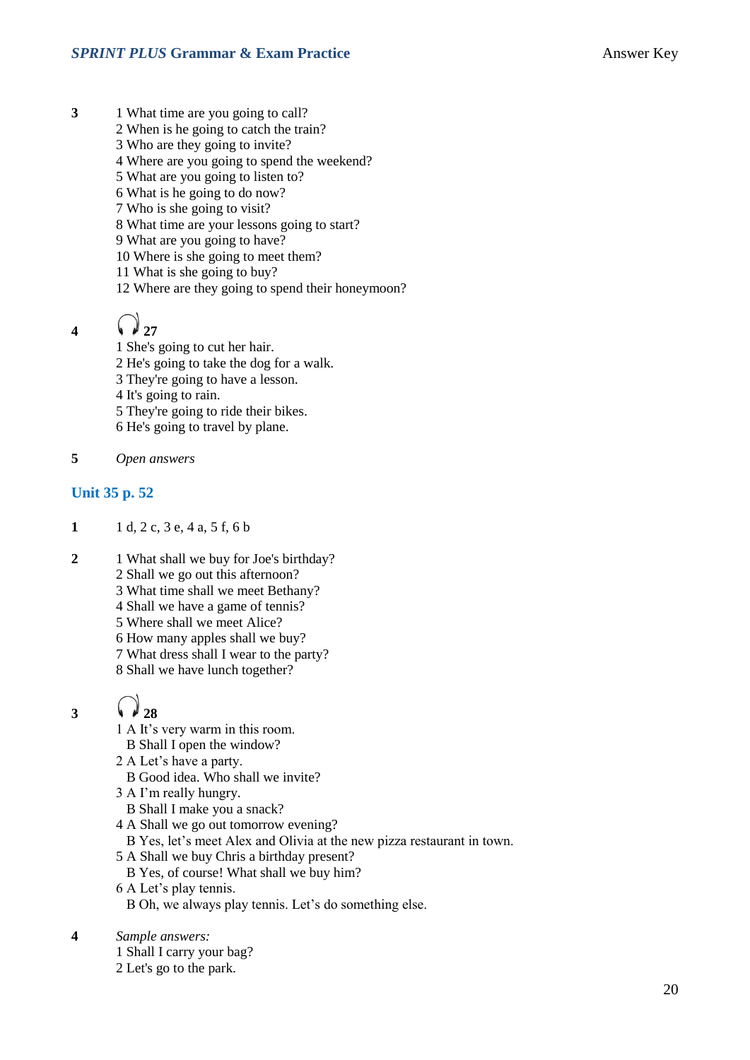**3**

1 What time are you going to call?
2 When is he going to catch the train?
3 Who are they going to invite?
4 Where are you going to spend the weekend?
5 What are you going to listen to?
6 What is he going to do now?
7 Who is she going to visit?
8 What time are your lessons going to start?
9 What are you going to have?
10 Where is she going to meet them?
11 What is she going to buy?
12 Where are they going to spend their honeymoon?

**4** **27**

1 She's going to cut her hair.
2 He's going to take the dog for a walk.
3 They're going to have a lesson.
4 It's going to rain.
5 They're going to ride their bikes.
6 He's going to travel by plane.

**5** *Open answers*

## Unit 35 p. 52

**1** 1 d, 2 c, 3 e, 4 a, 5 f, 6 b

**2**

1 What shall we buy for Joe's birthday?
2 Shall we go out this afternoon?
3 What time shall we meet Bethany?
4 Shall we have a game of tennis?
5 Where shall we meet Alice?
6 How many apples shall we buy?
7 What dress shall I wear to the party?
8 Shall we have lunch together?

**3** **28**

1 A It's very warm in this room.
B Shall I open the window?
2 A Let's have a party.
B Good idea. Who shall we invite?
3 A I'm really hungry.
B Shall I make you a snack?
4 A Shall we go out tomorrow evening?
B Yes, let's meet Alex and Olivia at the new pizza restaurant in town.
5 A Shall we buy Chris a birthday present?
B Yes, of course! What shall we buy him?
6 A Let's play tennis.
B Oh, we always play tennis. Let's do something else.

**4** *Sample answers:*

1 Shall I carry your bag?
2 Let's go to the park.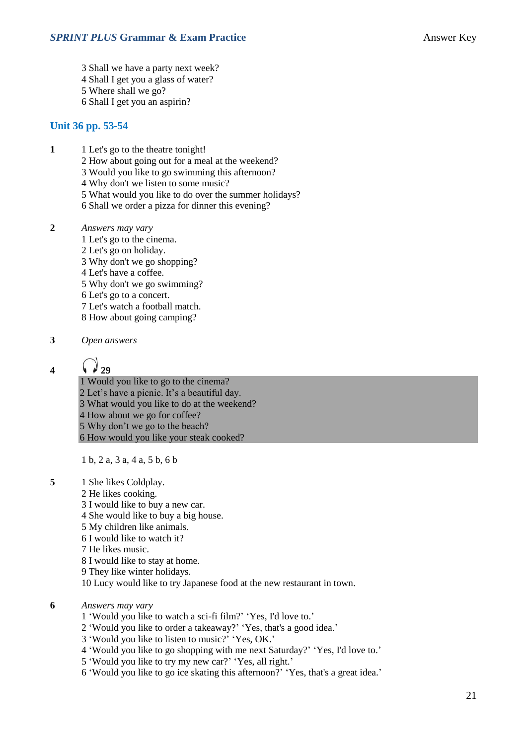3 Shall we have a party next week?
4 Shall I get you a glass of water?
5 Where shall we go?
6 Shall I get you an aspirin?

## Unit 36 pp. 53-54

**1**

1 Let's go to the theatre tonight!
2 How about going out for a meal at the weekend?
3 Would you like to go swimming this afternoon?
4 Why don't we listen to some music?
5 What would you like to do over the summer holidays?
6 Shall we order a pizza for dinner this evening?

**2**

*Answers may vary*
1 Let's go to the cinema.
2 Let's go on holiday.
3 Why don't we go shopping?
4 Let's have a coffee.
5 Why don't we go swimming?
6 Let's go to a concert.
7 Let's watch a football match.
8 How about going camping?

**3**

*Open answers*

**4** **29**

1 Would you like to go to the cinema?
2 Let's have a picnic. It's a beautiful day.
3 What would you like to do at the weekend?
4 How about we go for coffee?
5 Why don't we go to the beach?
6 How would you like your steak cooked?

1 b, 2 a, 3 a, 4 a, 5 b, 6 b

**5**

1 She likes Coldplay.
2 He likes cooking.
3 I would like to buy a new car.
4 She would like to buy a big house.
5 My children like animals.
6 I would like to watch it?
7 He likes music.
8 I would like to stay at home.
9 They like winter holidays.
10 Lucy would like to try Japanese food at the new restaurant in town.

**6**

*Answers may vary*
1 'Would you like to watch a sci-fi film?' 'Yes, I'd love to.'
2 'Would you like to order a takeaway?' 'Yes, that's a good idea.'
3 'Would you like to listen to music?' 'Yes, OK.'
4 'Would you like to go shopping with me next Saturday?' 'Yes, I'd love to.'
5 'Would you like to try my new car?' 'Yes, all right.'
6 'Would you like to go ice skating this afternoon?' 'Yes, that's a great idea.'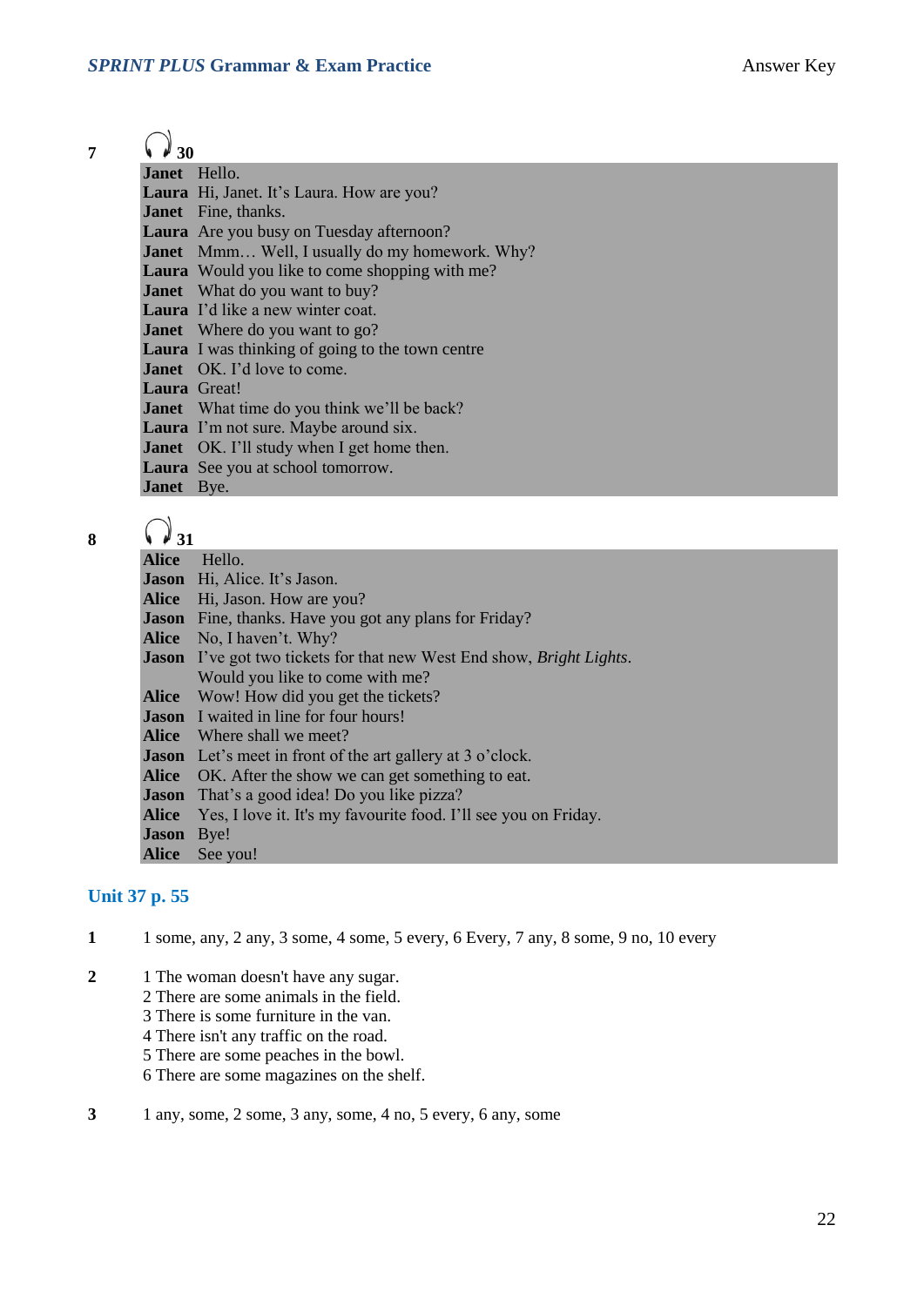**7** 30

**Janet** Hello.
**Laura** Hi, Janet. It's Laura. How are you?
**Janet** Fine, thanks.
**Laura** Are you busy on Tuesday afternoon?
**Janet** Mmm… Well, I usually do my homework. Why?
**Laura** Would you like to come shopping with me?
**Janet** What do you want to buy?
**Laura** I'd like a new winter coat.
**Janet** Where do you want to go?
**Laura** I was thinking of going to the town centre
**Janet** OK. I'd love to come.
**Laura** Great!
**Janet** What time do you think we'll be back?
**Laura** I'm not sure. Maybe around six.
**Janet** OK. I'll study when I get home then.
**Laura** See you at school tomorrow.
**Janet** Bye.

**8** 31

**Alice** Hello.
**Jason** Hi, Alice. It's Jason.
**Alice** Hi, Jason. How are you?
**Jason** Fine, thanks. Have you got any plans for Friday?
**Alice** No, I haven't. Why?
**Jason** I've got two tickets for that new West End show, *Bright Lights*. Would you like to come with me?
**Alice** Wow! How did you get the tickets?
**Jason** I waited in line for four hours!
**Alice** Where shall we meet?
**Jason** Let's meet in front of the art gallery at 3 o'clock.
**Alice** OK. After the show we can get something to eat.
**Jason** That's a good idea! Do you like pizza?
**Alice** Yes, I love it. It's my favourite food. I'll see you on Friday.
**Jason** Bye!
**Alice** See you!

## Unit 37 p. 55

**1** 1 some, any, 2 any, 3 some, 4 some, 5 every, 6 Every, 7 any, 8 some, 9 no, 10 every

**2**
1 The woman doesn't have any sugar.
2 There are some animals in the field.
3 There is some furniture in the van.
4 There isn't any traffic on the road.
5 There are some peaches in the bowl.
6 There are some magazines on the shelf.

**3** 1 any, some, 2 some, 3 any, some, 4 no, 5 every, 6 any, some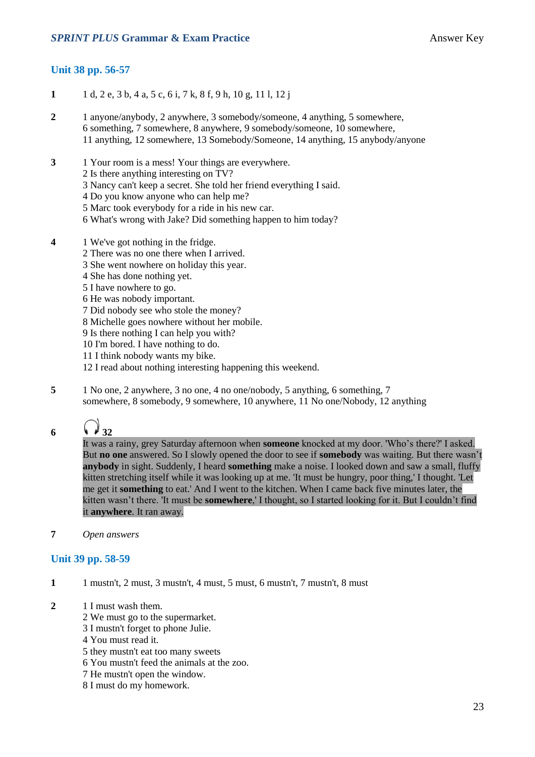## Unit 38 pp. 56-57

**1** 1 d, 2 e, 3 b, 4 a, 5 c, 6 i, 7 k, 8 f, 9 h, 10 g, 11 l, 12 j

**2** 1 anyone/anybody, 2 anywhere, 3 somebody/someone, 4 anything, 5 somewhere, 6 something, 7 somewhere, 8 anywhere, 9 somebody/someone, 10 somewhere, 11 anything, 12 somewhere, 13 Somebody/Someone, 14 anything, 15 anybody/anyone

**3**
1 Your room is a mess! Your things are everywhere.
2 Is there anything interesting on TV?
3 Nancy can't keep a secret. She told her friend everything I said.
4 Do you know anyone who can help me?
5 Marc took everybody for a ride in his new car.
6 What's wrong with Jake? Did something happen to him today?

**4**
1 We've got nothing in the fridge.
2 There was no one there when I arrived.
3 She went nowhere on holiday this year.
4 She has done nothing yet.
5 I have nowhere to go.
6 He was nobody important.
7 Did nobody see who stole the money?
8 Michelle goes nowhere without her mobile.
9 Is there nothing I can help you with?
10 I'm bored. I have nothing to do.
11 I think nobody wants my bike.
12 I read about nothing interesting happening this weekend.

**5** 1 No one, 2 anywhere, 3 no one, 4 no one/nobody, 5 anything, 6 something, 7 somewhere, 8 somebody, 9 somewhere, 10 anywhere, 11 No one/Nobody, 12 anything

**6** 32

It was a rainy, grey Saturday afternoon when **someone** knocked at my door. 'Who's there?' I asked. But **no one** answered. So I slowly opened the door to see if **somebody** was waiting. But there wasn't **anybody** in sight. Suddenly, I heard **something** make a noise. I looked down and saw a small, fluffy kitten stretching itself while it was looking up at me. 'It must be hungry, poor thing,' I thought. 'Let me get it **something** to eat.' And I went to the kitchen. When I came back five minutes later, the kitten wasn't there. 'It must be **somewhere**,' I thought, so I started looking for it. But I couldn't find it **anywhere**. It ran away.

**7** *Open answers*

## Unit 39 pp. 58-59

**1** 1 mustn't, 2 must, 3 mustn't, 4 must, 5 must, 6 mustn't, 7 mustn't, 8 must

**2**
1 I must wash them.
2 We must go to the supermarket.
3 I mustn't forget to phone Julie.
4 You must read it.
5 they mustn't eat too many sweets
6 You mustn't feed the animals at the zoo.
7 He mustn't open the window.
8 I must do my homework.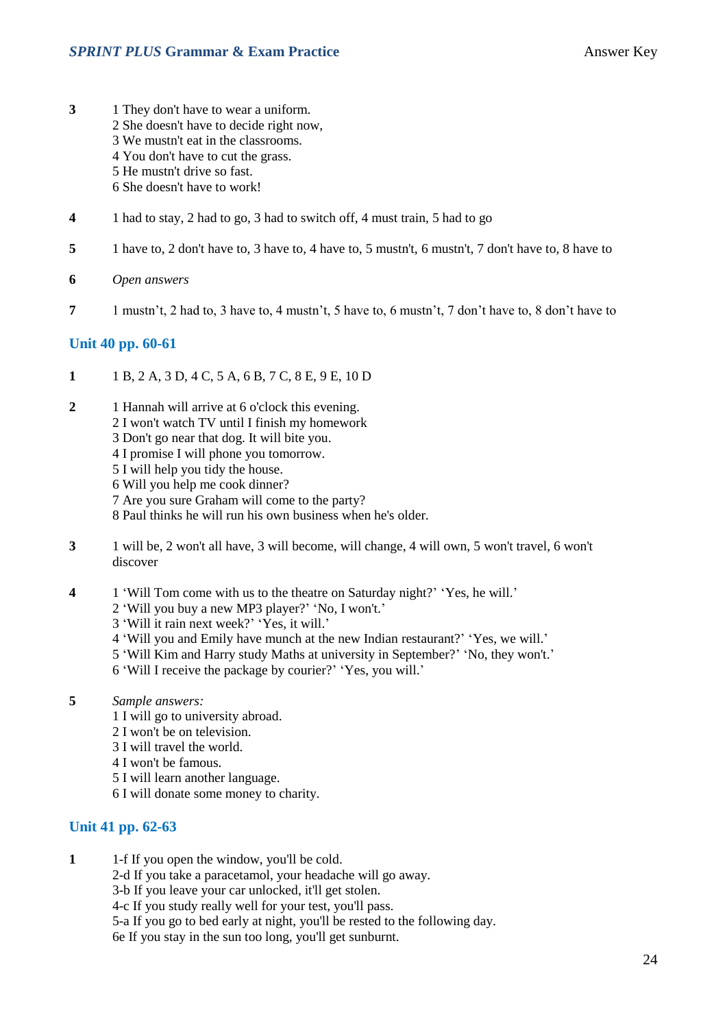**3** 
1 They don't have to wear a uniform.
2 She doesn't have to decide right now,
3 We mustn't eat in the classrooms.
4 You don't have to cut the grass.
5 He mustn't drive so fast.
6 She doesn't have to work!

**4** 1 had to stay, 2 had to go, 3 had to switch off, 4 must train, 5 had to go

**5** 1 have to, 2 don't have to, 3 have to, 4 have to, 5 mustn't, 6 mustn't, 7 don't have to, 8 have to

**6** *Open answers*

**7** 1 mustn't, 2 had to, 3 have to, 4 mustn't, 5 have to, 6 mustn't, 7 don't have to, 8 don't have to

## Unit 40 pp. 60-61

**1** 1 B, 2 A, 3 D, 4 C, 5 A, 6 B, 7 C, 8 E, 9 E, 10 D

**2** 
1 Hannah will arrive at 6 o'clock this evening.
2 I won't watch TV until I finish my homework
3 Don't go near that dog. It will bite you.
4 I promise I will phone you tomorrow.
5 I will help you tidy the house.
6 Will you help me cook dinner?
7 Are you sure Graham will come to the party?
8 Paul thinks he will run his own business when he's older.

**3** 1 will be, 2 won't all have, 3 will become, will change, 4 will own, 5 won't travel, 6 won't discover

**4** 
1 'Will Tom come with us to the theatre on Saturday night?' 'Yes, he will.'
2 'Will you buy a new MP3 player?' 'No, I won't.'
3 'Will it rain next week?' 'Yes, it will.'
4 'Will you and Emily have munch at the new Indian restaurant?' 'Yes, we will.'
5 'Will Kim and Harry study Maths at university in September?' 'No, they won't.'
6 'Will I receive the package by courier?' 'Yes, you will.'

**5** 
*Sample answers:*
1 I will go to university abroad.
2 I won't be on television.
3 I will travel the world.
4 I won't be famous.
5 I will learn another language.
6 I will donate some money to charity.

## Unit 41 pp. 62-63

**1** 
1-f If you open the window, you'll be cold.
2-d If you take a paracetamol, your headache will go away.
3-b If you leave your car unlocked, it'll get stolen.
4-c If you study really well for your test, you'll pass.
5-a If you go to bed early at night, you'll be rested to the following day.
6e If you stay in the sun too long, you'll get sunburnt.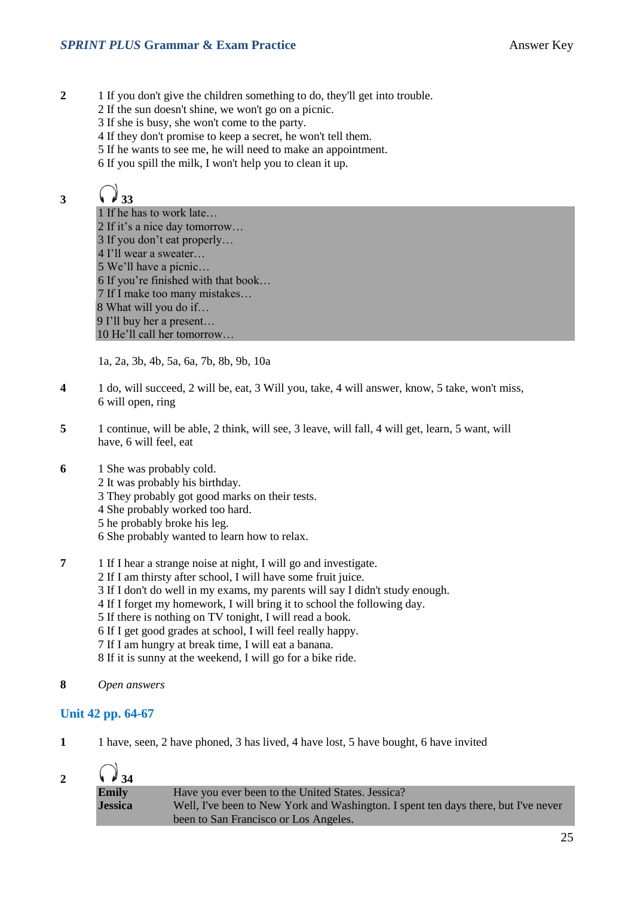**2**

1 If you don't give the children something to do, they'll get into trouble.
2 If the sun doesn't shine, we won't go on a picnic.
3 If she is busy, she won't come to the party.
4 If they don't promise to keep a secret, he won't tell them.
5 If he wants to see me, he will need to make an appointment.
6 If you spill the milk, I won't help you to clean it up.

**3** 🎧 **33**

1 If he has to work late…
2 If it's a nice day tomorrow…
3 If you don't eat properly…
4 I'll wear a sweater…
5 We'll have a picnic…
6 If you're finished with that book…
7 If I make too many mistakes…
8 What will you do if…
9 I'll buy her a present…
10 He'll call her tomorrow…

1a, 2a, 3b, 4b, 5a, 6a, 7b, 8b, 9b, 10a

**4**

1 do, will succeed, 2 will be, eat, 3 Will you, take, 4 will answer, know, 5 take, won't miss, 6 will open, ring

**5**

1 continue, will be able, 2 think, will see, 3 leave, will fall, 4 will get, learn, 5 want, will have, 6 will feel, eat

**6**

1 She was probably cold.
2 It was probably his birthday.
3 They probably got good marks on their tests.
4 She probably worked too hard.
5 he probably broke his leg.
6 She probably wanted to learn how to relax.

**7**

1 If I hear a strange noise at night, I will go and investigate.
2 If I am thirsty after school, I will have some fruit juice.
3 If I don't do well in my exams, my parents will say I didn't study enough.
4 If I forget my homework, I will bring it to school the following day.
5 If there is nothing on TV tonight, I will read a book.
6 If I get good grades at school, I will feel really happy.
7 If I am hungry at break time, I will eat a banana.
8 If it is sunny at the weekend, I will go for a bike ride.

**8** *Open answers*

## Unit 42 pp. 64-67

**1**

1 have, seen, 2 have phoned, 3 has lived, 4 have lost, 5 have bought, 6 have invited

**2** 🎧 **34**

**Emily** Have you ever been to the United States. Jessica?
**Jessica** Well, I've been to New York and Washington. I spent ten days there, but I've never been to San Francisco or Los Angeles.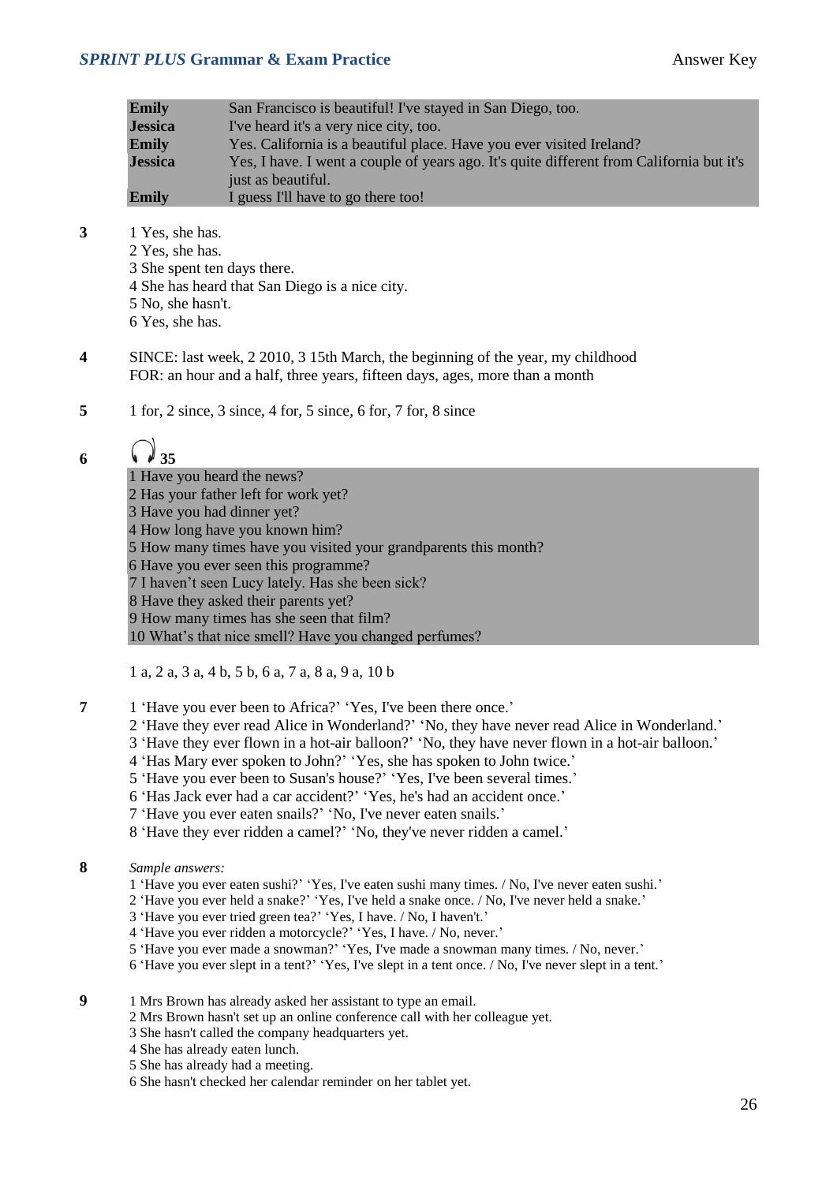| | |
|---|---|
| **Emily** | San Francisco is beautiful! I've stayed in San Diego, too. |
| **Jessica** | I've heard it's a very nice city, too. |
| **Emily** | Yes. California is a beautiful place. Have you ever visited Ireland? |
| **Jessica** | Yes, I have. I went a couple of years ago. It's quite different from California but it's just as beautiful. |
| **Emily** | I guess I'll have to go there too! |

**3**
1 Yes, she has.
2 Yes, she has.
3 She spent ten days there.
4 She has heard that San Diego is a nice city.
5 No, she hasn't.
6 Yes, she has.

**4**
SINCE: last week, 2 2010, 3 15th March, the beginning of the year, my childhood
FOR: an hour and a half, three years, fifteen days, ages, more than a month

**5**
1 for, 2 since, 3 since, 4 for, 5 since, 6 for, 7 for, 8 since

**6** **35**

1 Have you heard the news?
2 Has your father left for work yet?
3 Have you had dinner yet?
4 How long have you known him?
5 How many times have you visited your grandparents this month?
6 Have you ever seen this programme?
7 I haven't seen Lucy lately. Has she been sick?
8 Have they asked their parents yet?
9 How many times has she seen that film?
10 What's that nice smell? Have you changed perfumes?

1 a, 2 a, 3 a, 4 b, 5 b, 6 a, 7 a, 8 a, 9 a, 10 b

**7**
1 'Have you ever been to Africa?' 'Yes, I've been there once.'
2 'Have they ever read Alice in Wonderland?' 'No, they have never read Alice in Wonderland.'
3 'Have they ever flown in a hot-air balloon?' 'No, they have never flown in a hot-air balloon.'
4 'Has Mary ever spoken to John?' 'Yes, she has spoken to John twice.'
5 'Have you ever been to Susan's house?' 'Yes, I've been several times.'
6 'Has Jack ever had a car accident?' 'Yes, he's had an accident once.'
7 'Have you ever eaten snails?' 'No, I've never eaten snails.'
8 'Have they ever ridden a camel?' 'No, they've never ridden a camel.'

**8**
*Sample answers:*
1 'Have you ever eaten sushi?' 'Yes, I've eaten sushi many times. / No, I've never eaten sushi.'
2 'Have you ever held a snake?' 'Yes, I've held a snake once. / No, I've never held a snake.'
3 'Have you ever tried green tea?' 'Yes, I have. / No, I haven't.'
4 'Have you ever ridden a motorcycle?' 'Yes, I have. / No, never.'
5 'Have you ever made a snowman?' 'Yes, I've made a snowman many times. / No, never.'
6 'Have you ever slept in a tent?' 'Yes, I've slept in a tent once. / No, I've never slept in a tent.'

**9**
1 Mrs Brown has already asked her assistant to type an email.
2 Mrs Brown hasn't set up an online conference call with her colleague yet.
3 She hasn't called the company headquarters yet.
4 She has already eaten lunch.
5 She has already had a meeting.
6 She hasn't checked her calendar reminder on her tablet yet.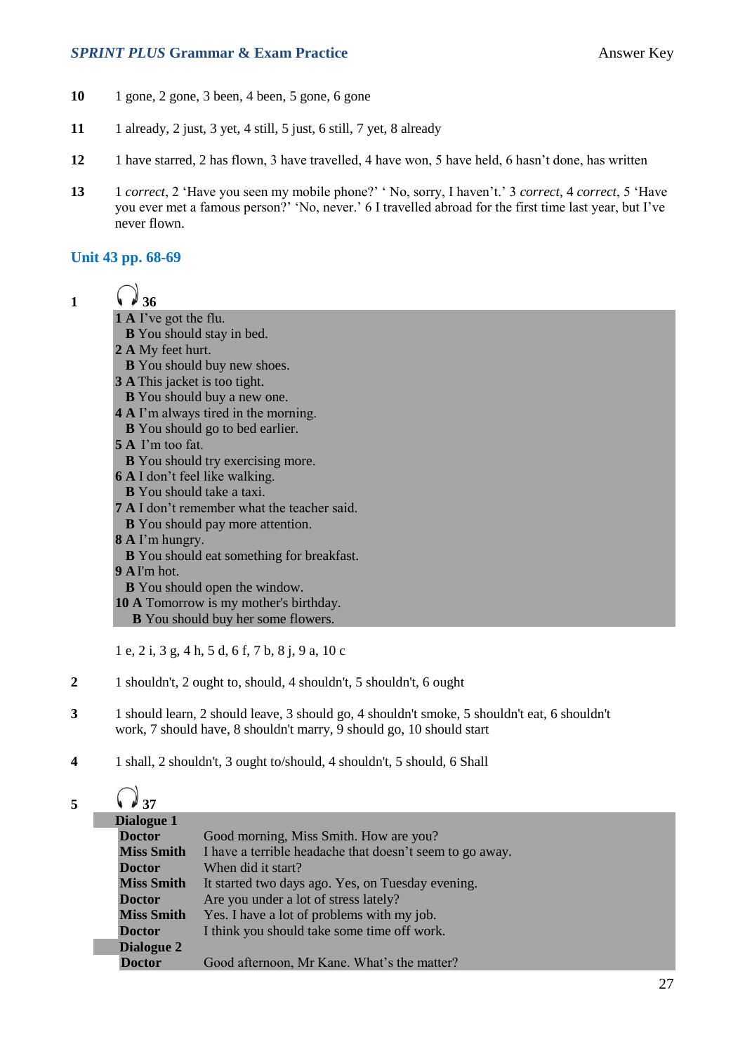**10** 1 gone, 2 gone, 3 been, 4 been, 5 gone, 6 gone

**11** 1 already, 2 just, 3 yet, 4 still, 5 just, 6 still, 7 yet, 8 already

**12** 1 have starred, 2 has flown, 3 have travelled, 4 have won, 5 have held, 6 hasn't done, has written

**13** 1 *correct*, 2 'Have you seen my mobile phone?' ' No, sorry, I haven't.' 3 *correct*, 4 *correct*, 5 'Have you ever met a famous person?' 'No, never.' 6 I travelled abroad for the first time last year, but I've never flown.

## Unit 43 pp. 68-69

**1** 🎧 **36**

**1 A** I've got the flu.
**B** You should stay in bed.
**2 A** My feet hurt.
**B** You should buy new shoes.
**3 A** This jacket is too tight.
**B** You should buy a new one.
**4 A** I'm always tired in the morning.
**B** You should go to bed earlier.
**5 A** I'm too fat.
**B** You should try exercising more.
**6 A** I don't feel like walking.
**B** You should take a taxi.
**7 A** I don't remember what the teacher said.
**B** You should pay more attention.
**8 A** I'm hungry.
**B** You should eat something for breakfast.
**9 A** I'm hot.
**B** You should open the window.
**10 A** Tomorrow is my mother's birthday.
**B** You should buy her some flowers.

1 e, 2 i, 3 g, 4 h, 5 d, 6 f, 7 b, 8 j, 9 a, 10 c

**2** 1 shouldn't, 2 ought to, should, 4 shouldn't, 5 shouldn't, 6 ought

**3** 1 should learn, 2 should leave, 3 should go, 4 shouldn't smoke, 5 shouldn't eat, 6 shouldn't work, 7 should have, 8 shouldn't marry, 9 should go, 10 should start

**4** 1 shall, 2 shouldn't, 3 ought to/should, 4 shouldn't, 5 should, 6 Shall

**5** 🎧 **37**

**Dialogue 1**

**Doctor** Good morning, Miss Smith. How are you?
**Miss Smith** I have a terrible headache that doesn't seem to go away.
**Doctor** When did it start?
**Miss Smith** It started two days ago. Yes, on Tuesday evening.
**Doctor** Are you under a lot of stress lately?
**Miss Smith** Yes. I have a lot of problems with my job.
**Doctor** I think you should take some time off work.

**Dialogue 2**

**Doctor** Good afternoon, Mr Kane. What's the matter?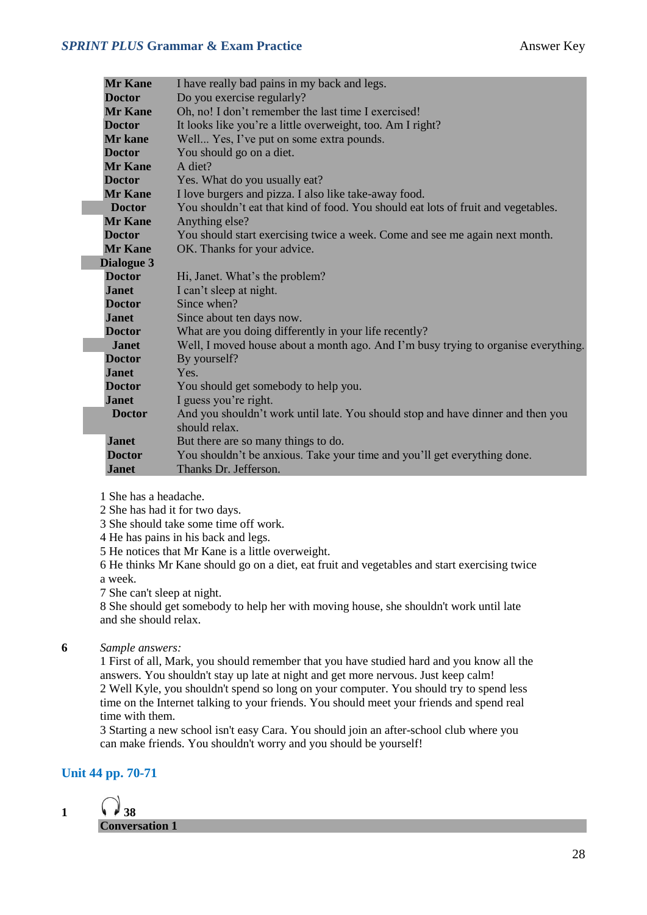| | |
|---|---|
| **Mr Kane** | I have really bad pains in my back and legs. |
| **Doctor** | Do you exercise regularly? |
| **Mr Kane** | Oh, no! I don't remember the last time I exercised! |
| **Doctor** | It looks like you're a little overweight, too. Am I right? |
| **Mr kane** | Well... Yes, I've put on some extra pounds. |
| **Doctor** | You should go on a diet. |
| **Mr Kane** | A diet? |
| **Doctor** | Yes. What do you usually eat? |
| **Mr Kane** | I love burgers and pizza. I also like take-away food. |
| **Doctor** | You shouldn't eat that kind of food. You should eat lots of fruit and vegetables. |
| **Mr Kane** | Anything else? |
| **Doctor** | You should start exercising twice a week. Come and see me again next month. |
| **Mr Kane** | OK. Thanks for your advice. |
| **Dialogue 3** | |
| **Doctor** | Hi, Janet. What's the problem? |
| **Janet** | I can't sleep at night. |
| **Doctor** | Since when? |
| **Janet** | Since about ten days now. |
| **Doctor** | What are you doing differently in your life recently? |
| **Janet** | Well, I moved house about a month ago. And I'm busy trying to organise everything. |
| **Doctor** | By yourself? |
| **Janet** | Yes. |
| **Doctor** | You should get somebody to help you. |
| **Janet** | I guess you're right. |
| **Doctor** | And you shouldn't work until late. You should stop and have dinner and then you should relax. |
| **Janet** | But there are so many things to do. |
| **Doctor** | You shouldn't be anxious. Take your time and you'll get everything done. |
| **Janet** | Thanks Dr. Jefferson. |

1 She has a headache.
2 She has had it for two days.
3 She should take some time off work.
4 He has pains in his back and legs.
5 He notices that Mr Kane is a little overweight.
6 He thinks Mr Kane should go on a diet, eat fruit and vegetables and start exercising twice a week.
7 She can't sleep at night.
8 She should get somebody to help her with moving house, she shouldn't work until late and she should relax.

**6** *Sample answers:*
1 First of all, Mark, you should remember that you have studied hard and you know all the answers. You shouldn't stay up late at night and get more nervous. Just keep calm!
2 Well Kyle, you shouldn't spend so long on your computer. You should try to spend less time on the Internet talking to your friends. You should meet your friends and spend real time with them.
3 Starting a new school isn't easy Cara. You should join an after-school club where you can make friends. You shouldn't worry and you should be yourself!

## Unit 44 pp. 70-71

**1** 38

**Conversation 1**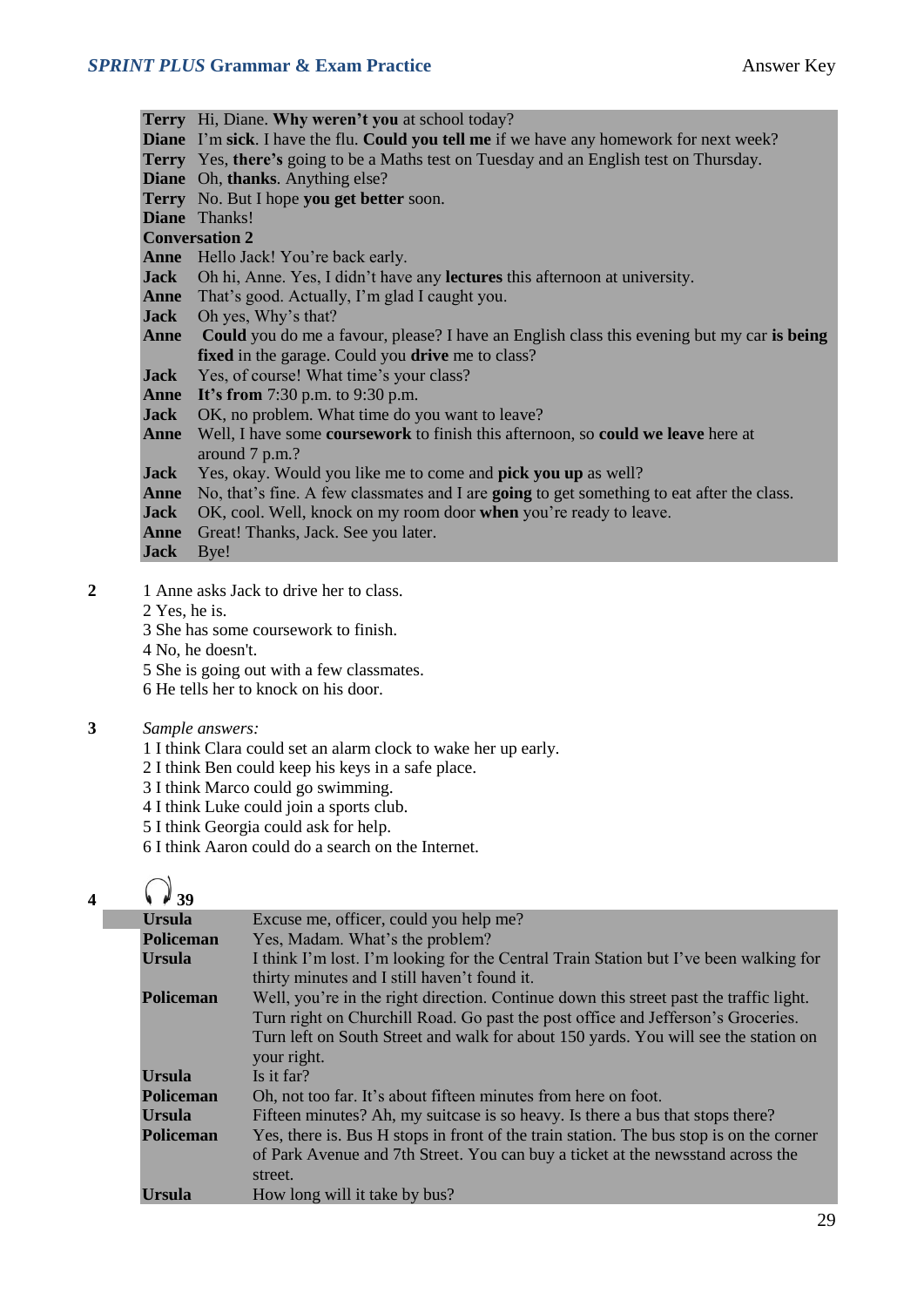**Terry** Hi, Diane. **Why weren't you** at school today?
**Diane** I'm **sick**. I have the flu. **Could you tell me** if we have any homework for next week?
**Terry** Yes, **there's** going to be a Maths test on Tuesday and an English test on Thursday.
**Diane** Oh, **thanks**. Anything else?
**Terry** No. But I hope **you get better** soon.
**Diane** Thanks!

**Conversation 2**

**Anne** Hello Jack! You're back early.
**Jack** Oh hi, Anne. Yes, I didn't have any **lectures** this afternoon at university.
**Anne** That's good. Actually, I'm glad I caught you.
**Jack** Oh yes, Why's that?
**Anne** **Could** you do me a favour, please? I have an English class this evening but my car **is being fixed** in the garage. Could you **drive** me to class?
**Jack** Yes, of course! What time's your class?
**Anne** **It's from** 7:30 p.m. to 9:30 p.m.
**Jack** OK, no problem. What time do you want to leave?
**Anne** Well, I have some **coursework** to finish this afternoon, so **could we leave** here at around 7 p.m.?
**Jack** Yes, okay. Would you like me to come and **pick you up** as well?
**Anne** No, that's fine. A few classmates and I are **going** to get something to eat after the class.
**Jack** OK, cool. Well, knock on my room door **when** you're ready to leave.
**Anne** Great! Thanks, Jack. See you later.
**Jack** Bye!

**2**

1 Anne asks Jack to drive her to class.
2 Yes, he is.
3 She has some coursework to finish.
4 No, he doesn't.
5 She is going out with a few classmates.
6 He tells her to knock on his door.

**3**

*Sample answers:*

1 I think Clara could set an alarm clock to wake her up early.
2 I think Ben could keep his keys in a safe place.
3 I think Marco could go swimming.
4 I think Luke could join a sports club.
5 I think Georgia could ask for help.
6 I think Aaron could do a search on the Internet.

**4** 39

| | |
|---|---|
| **Ursula** | Excuse me, officer, could you help me? |
| **Policeman** | Yes, Madam. What's the problem? |
| **Ursula** | I think I'm lost. I'm looking for the Central Train Station but I've been walking for thirty minutes and I still haven't found it. |
| **Policeman** | Well, you're in the right direction. Continue down this street past the traffic light. Turn right on Churchill Road. Go past the post office and Jefferson's Groceries. Turn left on South Street and walk for about 150 yards. You will see the station on your right. |
| **Ursula** | Is it far? |
| **Policeman** | Oh, not too far. It's about fifteen minutes from here on foot. |
| **Ursula** | Fifteen minutes? Ah, my suitcase is so heavy. Is there a bus that stops there? |
| **Policeman** | Yes, there is. Bus H stops in front of the train station. The bus stop is on the corner of Park Avenue and 7th Street. You can buy a ticket at the newsstand across the street. |
| **Ursula** | How long will it take by bus? |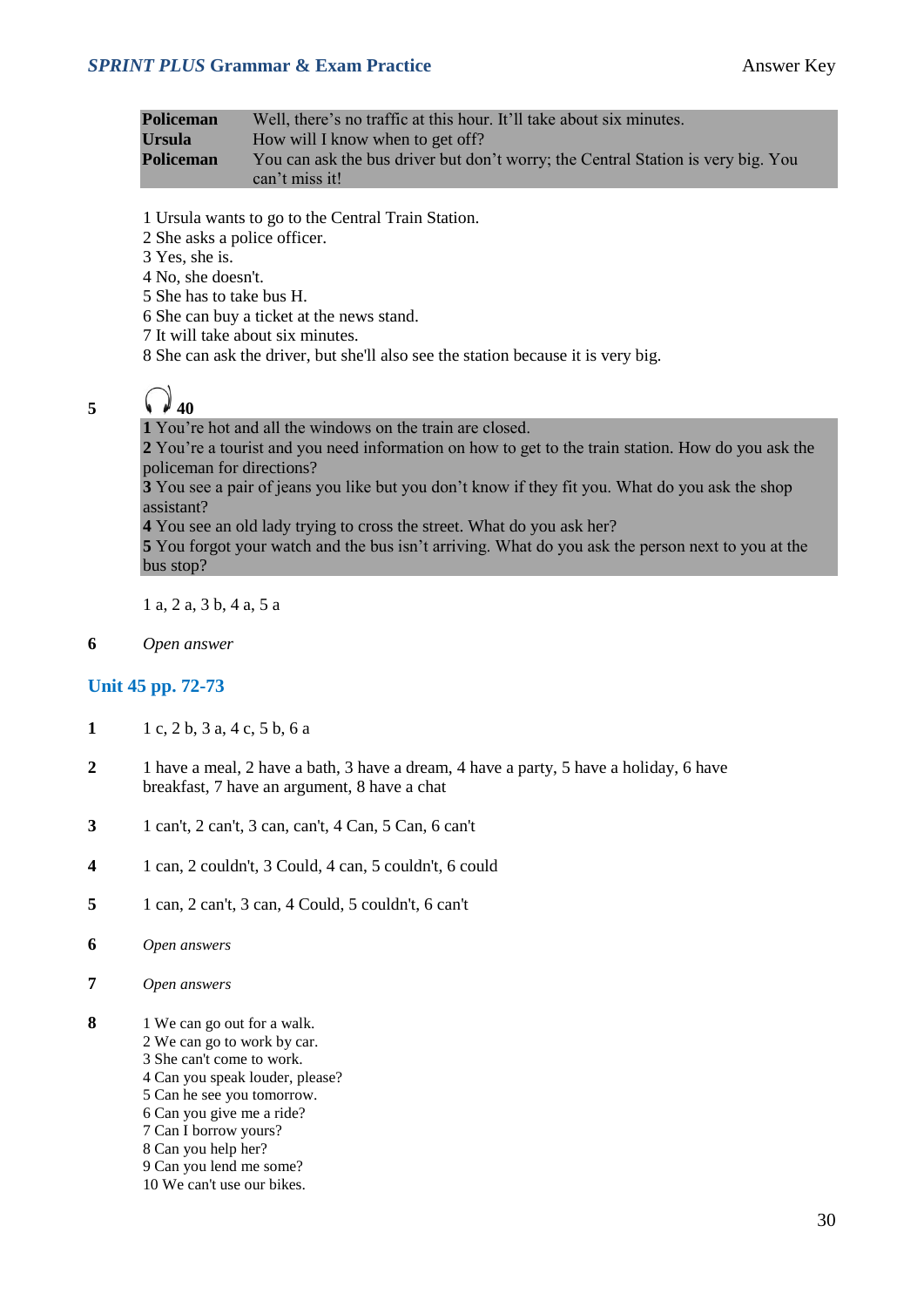| | |
|---|---|
| **Policeman** | Well, there's no traffic at this hour. It'll take about six minutes. |
| **Ursula** | How will I know when to get off? |
| **Policeman** | You can ask the bus driver but don't worry; the Central Station is very big. You can't miss it! |

1 Ursula wants to go to the Central Train Station.
2 She asks a police officer.
3 Yes, she is.
4 No, she doesn't.
5 She has to take bus H.
6 She can buy a ticket at the news stand.
7 It will take about six minutes.
8 She can ask the driver, but she'll also see the station because it is very big.

**5** **40**

**1** You're hot and all the windows on the train are closed.
**2** You're a tourist and you need information on how to get to the train station. How do you ask the policeman for directions?
**3** You see a pair of jeans you like but you don't know if they fit you. What do you ask the shop assistant?
**4** You see an old lady trying to cross the street. What do you ask her?
**5** You forgot your watch and the bus isn't arriving. What do you ask the person next to you at the bus stop?

1 a, 2 a, 3 b, 4 a, 5 a

**6** *Open answer*

## Unit 45 pp. 72-73

**1** 1 c, 2 b, 3 a, 4 c, 5 b, 6 a

**2** 1 have a meal, 2 have a bath, 3 have a dream, 4 have a party, 5 have a holiday, 6 have breakfast, 7 have an argument, 8 have a chat

**3** 1 can't, 2 can't, 3 can, can't, 4 Can, 5 Can, 6 can't

**4** 1 can, 2 couldn't, 3 Could, 4 can, 5 couldn't, 6 could

**5** 1 can, 2 can't, 3 can, 4 Could, 5 couldn't, 6 can't

**6** *Open answers*

**7** *Open answers*

**8**
1 We can go out for a walk.
2 We can go to work by car.
3 She can't come to work.
4 Can you speak louder, please?
5 Can he see you tomorrow.
6 Can you give me a ride?
7 Can I borrow yours?
8 Can you help her?
9 Can you lend me some?
10 We can't use our bikes.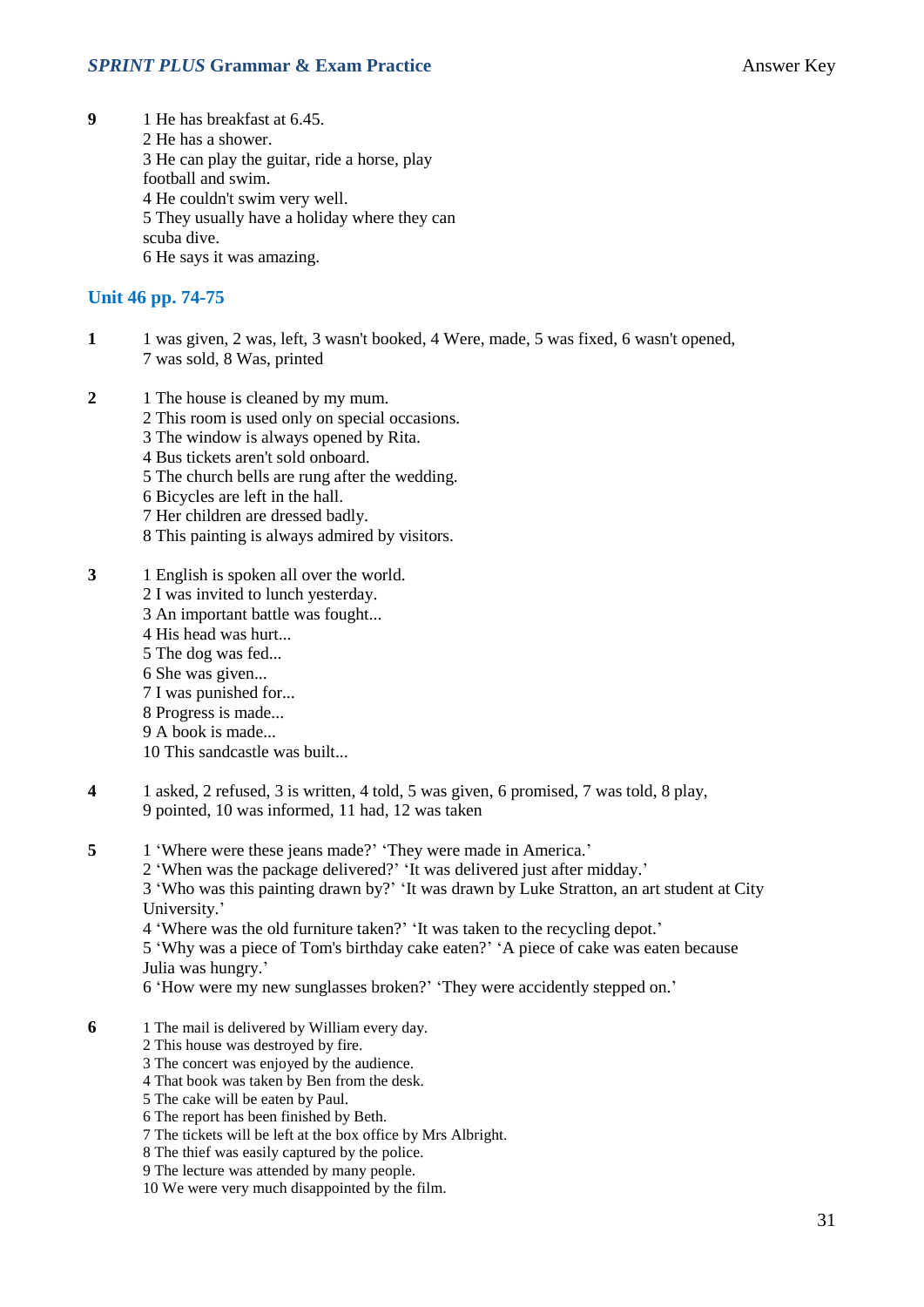**9**

1 He has breakfast at 6.45.
2 He has a shower.
3 He can play the guitar, ride a horse, play football and swim.
4 He couldn't swim very well.
5 They usually have a holiday where they can scuba dive.
6 He says it was amazing.

## Unit 46 pp. 74-75

**1**

1 was given, 2 was, left, 3 wasn't booked, 4 Were, made, 5 was fixed, 6 wasn't opened, 7 was sold, 8 Was, printed

**2**

1 The house is cleaned by my mum.
2 This room is used only on special occasions.
3 The window is always opened by Rita.
4 Bus tickets aren't sold onboard.
5 The church bells are rung after the wedding.
6 Bicycles are left in the hall.
7 Her children are dressed badly.
8 This painting is always admired by visitors.

**3**

1 English is spoken all over the world.
2 I was invited to lunch yesterday.
3 An important battle was fought...
4 His head was hurt...
5 The dog was fed...
6 She was given...
7 I was punished for...
8 Progress is made...
9 A book is made...
10 This sandcastle was built...

**4**

1 asked, 2 refused, 3 is written, 4 told, 5 was given, 6 promised, 7 was told, 8 play, 9 pointed, 10 was informed, 11 had, 12 was taken

**5**

1 'Where were these jeans made?' 'They were made in America.'
2 'When was the package delivered?' 'It was delivered just after midday.'
3 'Who was this painting drawn by?' 'It was drawn by Luke Stratton, an art student at City University.'
4 'Where was the old furniture taken?' 'It was taken to the recycling depot.'
5 'Why was a piece of Tom's birthday cake eaten?' 'A piece of cake was eaten because Julia was hungry.'
6 'How were my new sunglasses broken?' 'They were accidently stepped on.'

**6**

1 The mail is delivered by William every day.
2 This house was destroyed by fire.
3 The concert was enjoyed by the audience.
4 That book was taken by Ben from the desk.
5 The cake will be eaten by Paul.
6 The report has been finished by Beth.
7 The tickets will be left at the box office by Mrs Albright.
8 The thief was easily captured by the police.
9 The lecture was attended by many people.
10 We were very much disappointed by the film.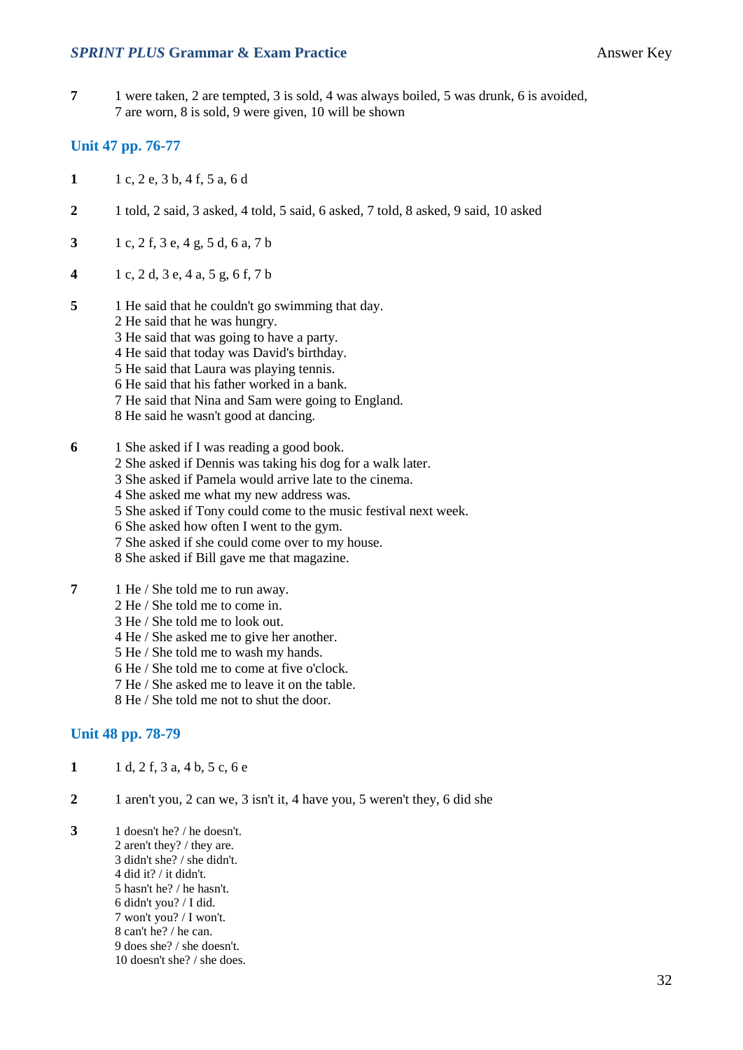**7** 1 were taken, 2 are tempted, 3 is sold, 4 was always boiled, 5 was drunk, 6 is avoided, 7 are worn, 8 is sold, 9 were given, 10 will be shown

## Unit 47 pp. 76-77

**1** 1 c, 2 e, 3 b, 4 f, 5 a, 6 d

**2** 1 told, 2 said, 3 asked, 4 told, 5 said, 6 asked, 7 told, 8 asked, 9 said, 10 asked

**3** 1 c, 2 f, 3 e, 4 g, 5 d, 6 a, 7 b

**4** 1 c, 2 d, 3 e, 4 a, 5 g, 6 f, 7 b

**5**
1 He said that he couldn't go swimming that day.
2 He said that he was hungry.
3 He said that was going to have a party.
4 He said that today was David's birthday.
5 He said that Laura was playing tennis.
6 He said that his father worked in a bank.
7 He said that Nina and Sam were going to England.
8 He said he wasn't good at dancing.

**6**
1 She asked if I was reading a good book.
2 She asked if Dennis was taking his dog for a walk later.
3 She asked if Pamela would arrive late to the cinema.
4 She asked me what my new address was.
5 She asked if Tony could come to the music festival next week.
6 She asked how often I went to the gym.
7 She asked if she could come over to my house.
8 She asked if Bill gave me that magazine.

**7**
1 He / She told me to run away.
2 He / She told me to come in.
3 He / She told me to look out.
4 He / She asked me to give her another.
5 He / She told me to wash my hands.
6 He / She told me to come at five o'clock.
7 He / She asked me to leave it on the table.
8 He / She told me not to shut the door.

## Unit 48 pp. 78-79

**1** 1 d, 2 f, 3 a, 4 b, 5 c, 6 e

**2** 1 aren't you, 2 can we, 3 isn't it, 4 have you, 5 weren't they, 6 did she

**3**
1 doesn't he? / he doesn't.
2 aren't they? / they are.
3 didn't she? / she didn't.
4 did it? / it didn't.
5 hasn't he? / he hasn't.
6 didn't you? / I did.
7 won't you? / I won't.
8 can't he? / he can.
9 does she? / she doesn't.
10 doesn't she? / she does.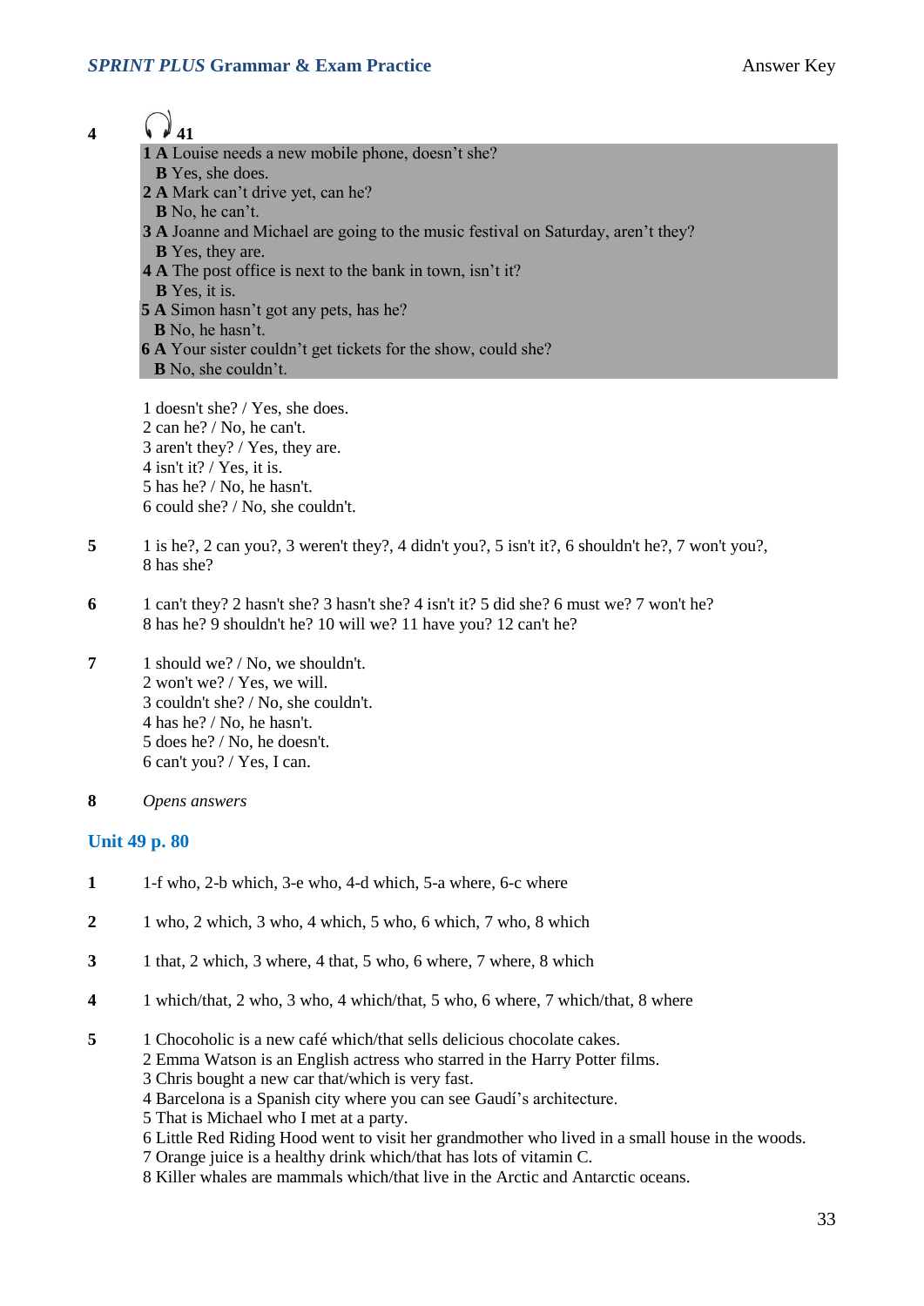**4** 41

**1 A** Louise needs a new mobile phone, doesn't she?
**B** Yes, she does.
**2 A** Mark can't drive yet, can he?
**B** No, he can't.
**3 A** Joanne and Michael are going to the music festival on Saturday, aren't they?
**B** Yes, they are.
**4 A** The post office is next to the bank in town, isn't it?
**B** Yes, it is.
**5 A** Simon hasn't got any pets, has he?
**B** No, he hasn't.
**6 A** Your sister couldn't get tickets for the show, could she?
**B** No, she couldn't.

1 doesn't she? / Yes, she does.
2 can he? / No, he can't.
3 aren't they? / Yes, they are.
4 isn't it? / Yes, it is.
5 has he? / No, he hasn't.
6 could she? / No, she couldn't.

**5** 1 is he?, 2 can you?, 3 weren't they?, 4 didn't you?, 5 isn't it?, 6 shouldn't he?, 7 won't you?, 8 has she?

**6** 1 can't they? 2 hasn't she? 3 hasn't she? 4 isn't it? 5 did she? 6 must we? 7 won't he? 8 has he? 9 shouldn't he? 10 will we? 11 have you? 12 can't he?

**7**
1 should we? / No, we shouldn't.
2 won't we? / Yes, we will.
3 couldn't she? / No, she couldn't.
4 has he? / No, he hasn't.
5 does he? / No, he doesn't.
6 can't you? / Yes, I can.

**8** *Opens answers*

## Unit 49 p. 80

**1** 1-f who, 2-b which, 3-e who, 4-d which, 5-a where, 6-c where

**2** 1 who, 2 which, 3 who, 4 which, 5 who, 6 which, 7 who, 8 which

**3** 1 that, 2 which, 3 where, 4 that, 5 who, 6 where, 7 where, 8 which

**4** 1 which/that, 2 who, 3 who, 4 which/that, 5 who, 6 where, 7 which/that, 8 where

**5**
1 Chocoholic is a new café which/that sells delicious chocolate cakes.
2 Emma Watson is an English actress who starred in the Harry Potter films.
3 Chris bought a new car that/which is very fast.
4 Barcelona is a Spanish city where you can see Gaudí's architecture.
5 That is Michael who I met at a party.
6 Little Red Riding Hood went to visit her grandmother who lived in a small house in the woods.
7 Orange juice is a healthy drink which/that has lots of vitamin C.
8 Killer whales are mammals which/that live in the Arctic and Antarctic oceans.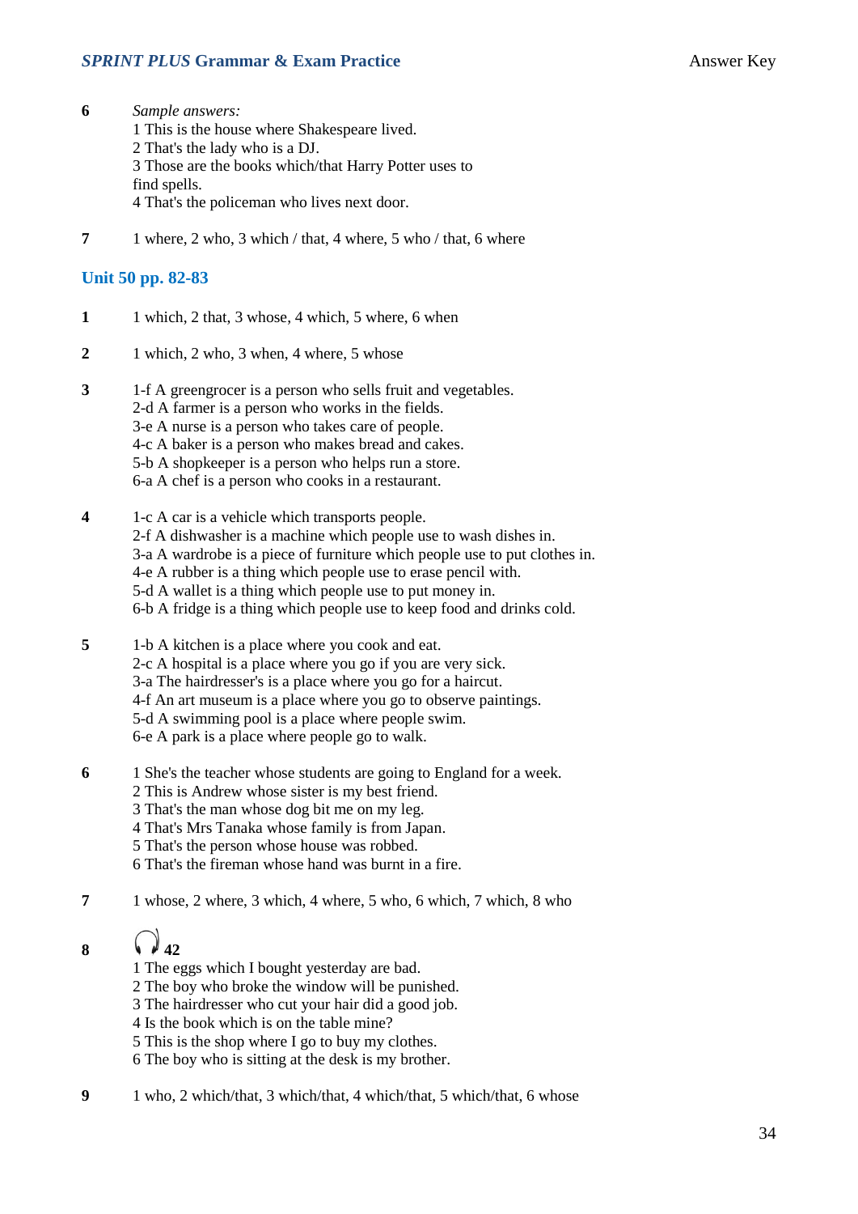**6** *Sample answers:*
1 This is the house where Shakespeare lived.
2 That's the lady who is a DJ.
3 Those are the books which/that Harry Potter uses to find spells.
4 That's the policeman who lives next door.

**7** 1 where, 2 who, 3 which / that, 4 where, 5 who / that, 6 where

## Unit 50 pp. 82-83

**1** 1 which, 2 that, 3 whose, 4 which, 5 where, 6 when

**2** 1 which, 2 who, 3 when, 4 where, 5 whose

**3**
1-f A greengrocer is a person who sells fruit and vegetables.
2-d A farmer is a person who works in the fields.
3-e A nurse is a person who takes care of people.
4-c A baker is a person who makes bread and cakes.
5-b A shopkeeper is a person who helps run a store.
6-a A chef is a person who cooks in a restaurant.

**4**
1-c A car is a vehicle which transports people.
2-f A dishwasher is a machine which people use to wash dishes in.
3-a A wardrobe is a piece of furniture which people use to put clothes in.
4-e A rubber is a thing which people use to erase pencil with.
5-d A wallet is a thing which people use to put money in.
6-b A fridge is a thing which people use to keep food and drinks cold.

**5**
1-b A kitchen is a place where you cook and eat.
2-c A hospital is a place where you go if you are very sick.
3-a The hairdresser's is a place where you go for a haircut.
4-f An art museum is a place where you go to observe paintings.
5-d A swimming pool is a place where people swim.
6-e A park is a place where people go to walk.

**6**
1 She's the teacher whose students are going to England for a week.
2 This is Andrew whose sister is my best friend.
3 That's the man whose dog bit me on my leg.
4 That's Mrs Tanaka whose family is from Japan.
5 That's the person whose house was robbed.
6 That's the fireman whose hand was burnt in a fire.

**7** 1 whose, 2 where, 3 which, 4 where, 5 who, 6 which, 7 which, 8 who

**8** **42**
1 The eggs which I bought yesterday are bad.
2 The boy who broke the window will be punished.
3 The hairdresser who cut your hair did a good job.
4 Is the book which is on the table mine?
5 This is the shop where I go to buy my clothes.
6 The boy who is sitting at the desk is my brother.

**9** 1 who, 2 which/that, 3 which/that, 4 which/that, 5 which/that, 6 whose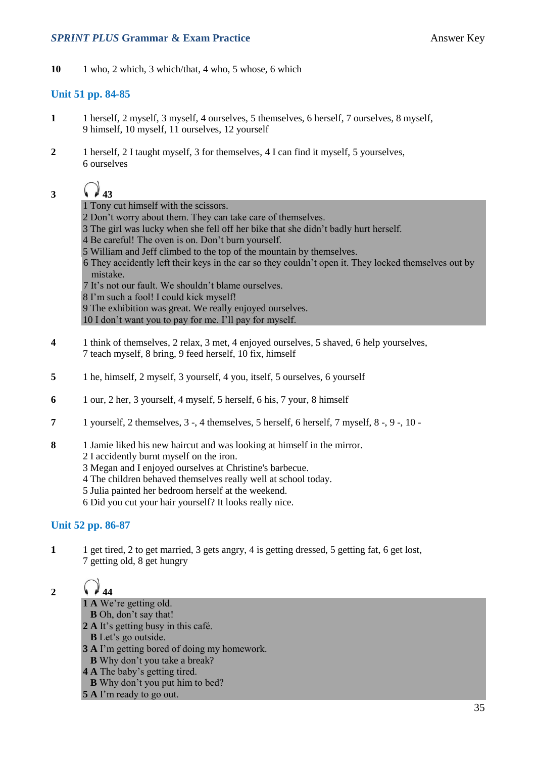**10** 1 who, 2 which, 3 which/that, 4 who, 5 whose, 6 which

## Unit 51 pp. 84-85

**1** 1 herself, 2 myself, 3 myself, 4 ourselves, 5 themselves, 6 herself, 7 ourselves, 8 myself, 9 himself, 10 myself, 11 ourselves, 12 yourself

**2** 1 herself, 2 I taught myself, 3 for themselves, 4 I can find it myself, 5 yourselves, 6 ourselves

**3** 43

1 Tony cut himself with the scissors.
2 Don't worry about them. They can take care of themselves.
3 The girl was lucky when she fell off her bike that she didn't badly hurt herself.
4 Be careful! The oven is on. Don't burn yourself.
5 William and Jeff climbed to the top of the mountain by themselves.
6 They accidently left their keys in the car so they couldn't open it. They locked themselves out by mistake.
7 It's not our fault. We shouldn't blame ourselves.
8 I'm such a fool! I could kick myself!
9 The exhibition was great. We really enjoyed ourselves.
10 I don't want you to pay for me. I'll pay for myself.

**4** 1 think of themselves, 2 relax, 3 met, 4 enjoyed ourselves, 5 shaved, 6 help yourselves, 7 teach myself, 8 bring, 9 feed herself, 10 fix, himself

**5** 1 he, himself, 2 myself, 3 yourself, 4 you, itself, 5 ourselves, 6 yourself

**6** 1 our, 2 her, 3 yourself, 4 myself, 5 herself, 6 his, 7 your, 8 himself

**7** 1 yourself, 2 themselves, 3 -, 4 themselves, 5 herself, 6 herself, 7 myself, 8 -, 9 -, 10 -

**8**
1 Jamie liked his new haircut and was looking at himself in the mirror.
2 I accidently burnt myself on the iron.
3 Megan and I enjoyed ourselves at Christine's barbecue.
4 The children behaved themselves really well at school today.
5 Julia painted her bedroom herself at the weekend.
6 Did you cut your hair yourself? It looks really nice.

## Unit 52 pp. 86-87

**1** 1 get tired, 2 to get married, 3 gets angry, 4 is getting dressed, 5 getting fat, 6 get lost, 7 getting old, 8 get hungry

**2** 44

**1 A** We're getting old.
**B** Oh, don't say that!
**2 A** It's getting busy in this café.
**B** Let's go outside.
**3 A** I'm getting bored of doing my homework.
**B** Why don't you take a break?
**4 A** The baby's getting tired.
**B** Why don't you put him to bed?
**5 A** I'm ready to go out.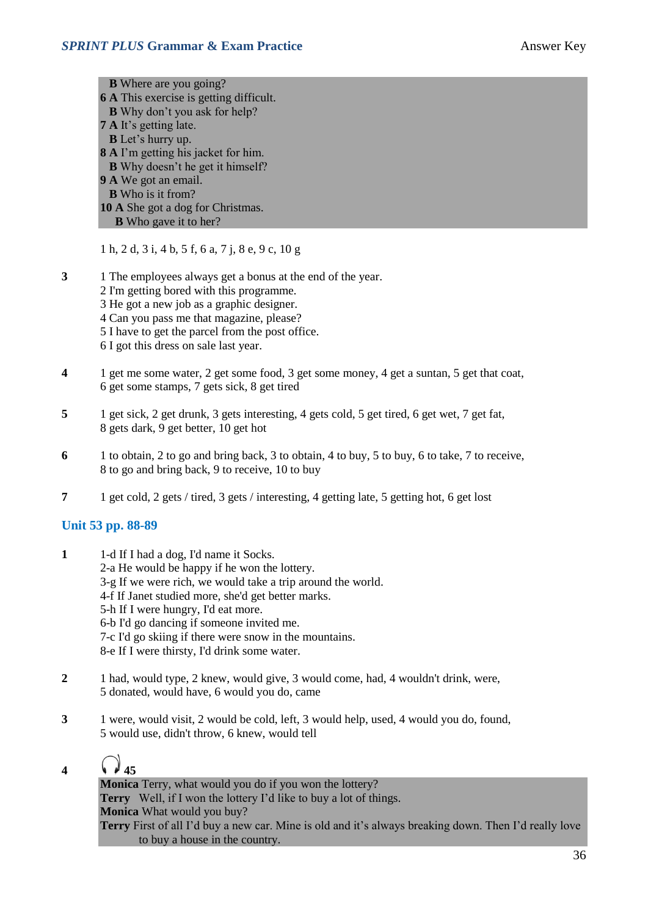**B** Where are you going?
**6 A** This exercise is getting difficult.
**B** Why don't you ask for help?
**7 A** It's getting late.
**B** Let's hurry up.
**8 A** I'm getting his jacket for him.
**B** Why doesn't he get it himself?
**9 A** We got an email.
**B** Who is it from?
**10 A** She got a dog for Christmas.
**B** Who gave it to her?

1 h, 2 d, 3 i, 4 b, 5 f, 6 a, 7 j, 8 e, 9 c, 10 g

**3**
1 The employees always get a bonus at the end of the year.
2 I'm getting bored with this programme.
3 He got a new job as a graphic designer.
4 Can you pass me that magazine, please?
5 I have to get the parcel from the post office.
6 I got this dress on sale last year.

**4** 1 get me some water, 2 get some food, 3 get some money, 4 get a suntan, 5 get that coat, 6 get some stamps, 7 gets sick, 8 get tired

**5** 1 get sick, 2 get drunk, 3 gets interesting, 4 gets cold, 5 get tired, 6 get wet, 7 get fat, 8 gets dark, 9 get better, 10 get hot

**6** 1 to obtain, 2 to go and bring back, 3 to obtain, 4 to buy, 5 to buy, 6 to take, 7 to receive, 8 to go and bring back, 9 to receive, 10 to buy

**7** 1 get cold, 2 gets / tired, 3 gets / interesting, 4 getting late, 5 getting hot, 6 get lost

## Unit 53 pp. 88-89

**1**
1-d If I had a dog, I'd name it Socks.
2-a He would be happy if he won the lottery.
3-g If we were rich, we would take a trip around the world.
4-f If Janet studied more, she'd get better marks.
5-h If I were hungry, I'd eat more.
6-b I'd go dancing if someone invited me.
7-c I'd go skiing if there were snow in the mountains.
8-e If I were thirsty, I'd drink some water.

**2** 1 had, would type, 2 knew, would give, 3 would come, had, 4 wouldn't drink, were, 5 donated, would have, 6 would you do, came

**3** 1 were, would visit, 2 would be cold, left, 3 would help, used, 4 would you do, found, 5 would use, didn't throw, 6 knew, would tell

**4** 45

**Monica** Terry, what would you do if you won the lottery?
**Terry** Well, if I won the lottery I'd like to buy a lot of things.
**Monica** What would you buy?
**Terry** First of all I'd buy a new car. Mine is old and it's always breaking down. Then I'd really love to buy a house in the country.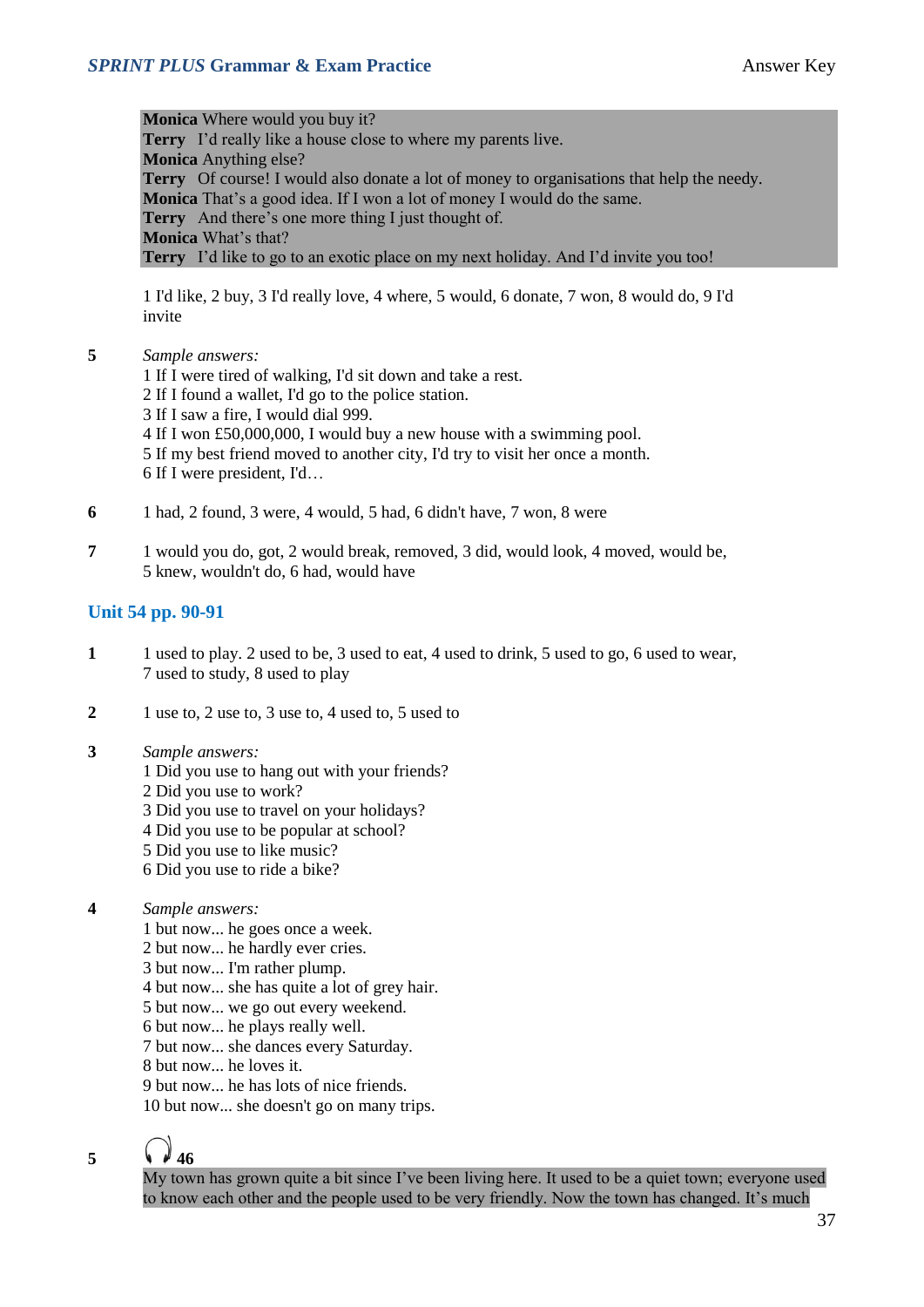**Monica** Where would you buy it?
**Terry** I'd really like a house close to where my parents live.
**Monica** Anything else?
**Terry** Of course! I would also donate a lot of money to organisations that help the needy.
**Monica** That's a good idea. If I won a lot of money I would do the same.
**Terry** And there's one more thing I just thought of.
**Monica** What's that?
**Terry** I'd like to go to an exotic place on my next holiday. And I'd invite you too!

1 I'd like, 2 buy, 3 I'd really love, 4 where, 5 would, 6 donate, 7 won, 8 would do, 9 I'd invite

**5** *Sample answers:*
1 If I were tired of walking, I'd sit down and take a rest.
2 If I found a wallet, I'd go to the police station.
3 If I saw a fire, I would dial 999.
4 If I won £50,000,000, I would buy a new house with a swimming pool.
5 If my best friend moved to another city, I'd try to visit her once a month.
6 If I were president, I'd…

**6** 1 had, 2 found, 3 were, 4 would, 5 had, 6 didn't have, 7 won, 8 were

**7** 1 would you do, got, 2 would break, removed, 3 did, would look, 4 moved, would be, 5 knew, wouldn't do, 6 had, would have

## Unit 54 pp. 90-91

**1** 1 used to play. 2 used to be, 3 used to eat, 4 used to drink, 5 used to go, 6 used to wear, 7 used to study, 8 used to play

**2** 1 use to, 2 use to, 3 use to, 4 used to, 5 used to

**3** *Sample answers:*
1 Did you use to hang out with your friends?
2 Did you use to work?
3 Did you use to travel on your holidays?
4 Did you use to be popular at school?
5 Did you use to like music?
6 Did you use to ride a bike?

**4** *Sample answers:*
1 but now... he goes once a week.
2 but now... he hardly ever cries.
3 but now... I'm rather plump.
4 but now... she has quite a lot of grey hair.
5 but now... we go out every weekend.
6 but now... he plays really well.
7 but now... she dances every Saturday.
8 but now... he loves it.
9 but now... he has lots of nice friends.
10 but now... she doesn't go on many trips.

**5** 46
My town has grown quite a bit since I've been living here. It used to be a quiet town; everyone used to know each other and the people used to be very friendly. Now the town has changed. It's much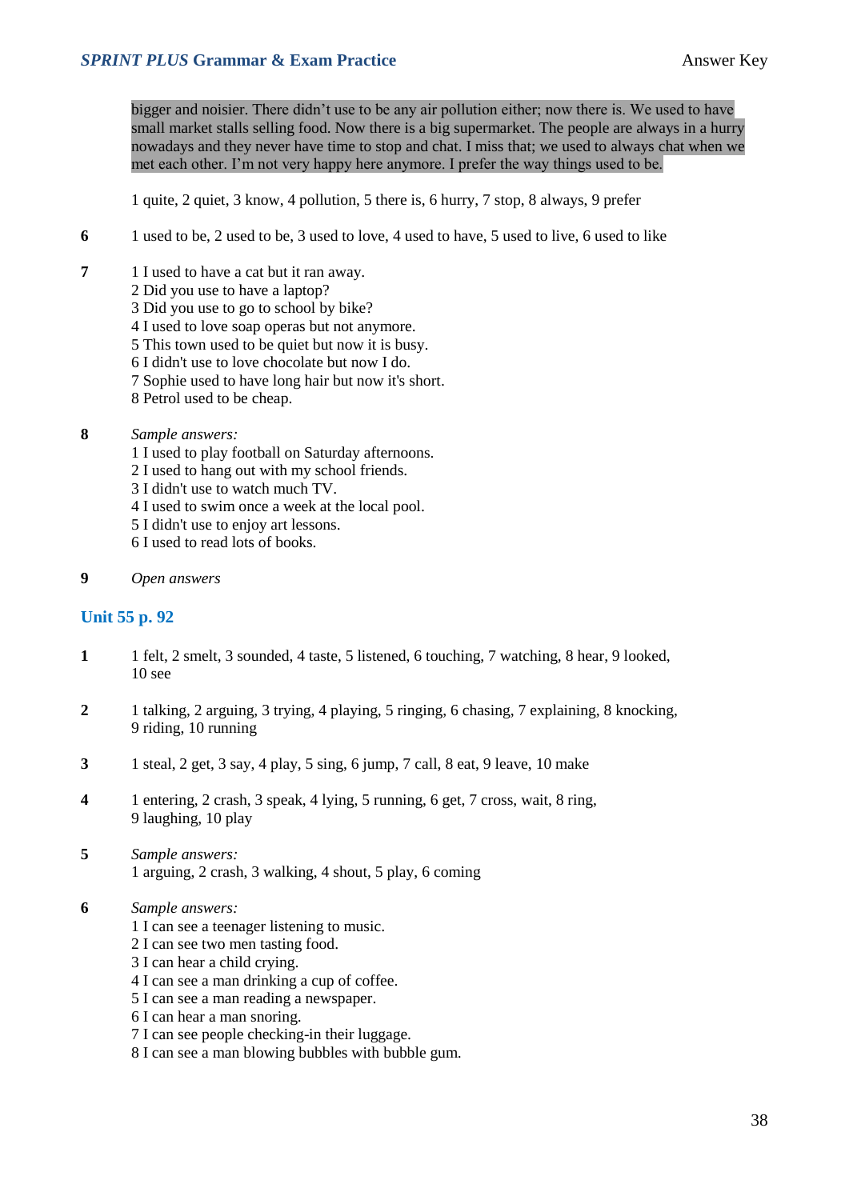bigger and noisier. There didn't use to be any air pollution either; now there is. We used to have small market stalls selling food. Now there is a big supermarket. The people are always in a hurry nowadays and they never have time to stop and chat. I miss that; we used to always chat when we met each other. I'm not very happy here anymore. I prefer the way things used to be.

1 quite, 2 quiet, 3 know, 4 pollution, 5 there is, 6 hurry, 7 stop, 8 always, 9 prefer

**6** 1 used to be, 2 used to be, 3 used to love, 4 used to have, 5 used to live, 6 used to like

**7**
1 I used to have a cat but it ran away.
2 Did you use to have a laptop?
3 Did you use to go to school by bike?
4 I used to love soap operas but not anymore.
5 This town used to be quiet but now it is busy.
6 I didn't use to love chocolate but now I do.
7 Sophie used to have long hair but now it's short.
8 Petrol used to be cheap.

**8** *Sample answers:*
1 I used to play football on Saturday afternoons.
2 I used to hang out with my school friends.
3 I didn't use to watch much TV.
4 I used to swim once a week at the local pool.
5 I didn't use to enjoy art lessons.
6 I used to read lots of books.

**9** *Open answers*

## Unit 55 p. 92

**1** 1 felt, 2 smelt, 3 sounded, 4 taste, 5 listened, 6 touching, 7 watching, 8 hear, 9 looked, 10 see

**2** 1 talking, 2 arguing, 3 trying, 4 playing, 5 ringing, 6 chasing, 7 explaining, 8 knocking, 9 riding, 10 running

**3** 1 steal, 2 get, 3 say, 4 play, 5 sing, 6 jump, 7 call, 8 eat, 9 leave, 10 make

**4** 1 entering, 2 crash, 3 speak, 4 lying, 5 running, 6 get, 7 cross, wait, 8 ring, 9 laughing, 10 play

**5** *Sample answers:*
1 arguing, 2 crash, 3 walking, 4 shout, 5 play, 6 coming

**6** *Sample answers:*
1 I can see a teenager listening to music.
2 I can see two men tasting food.
3 I can hear a child crying.
4 I can see a man drinking a cup of coffee.
5 I can see a man reading a newspaper.
6 I can hear a man snoring.
7 I can see people checking-in their luggage.
8 I can see a man blowing bubbles with bubble gum.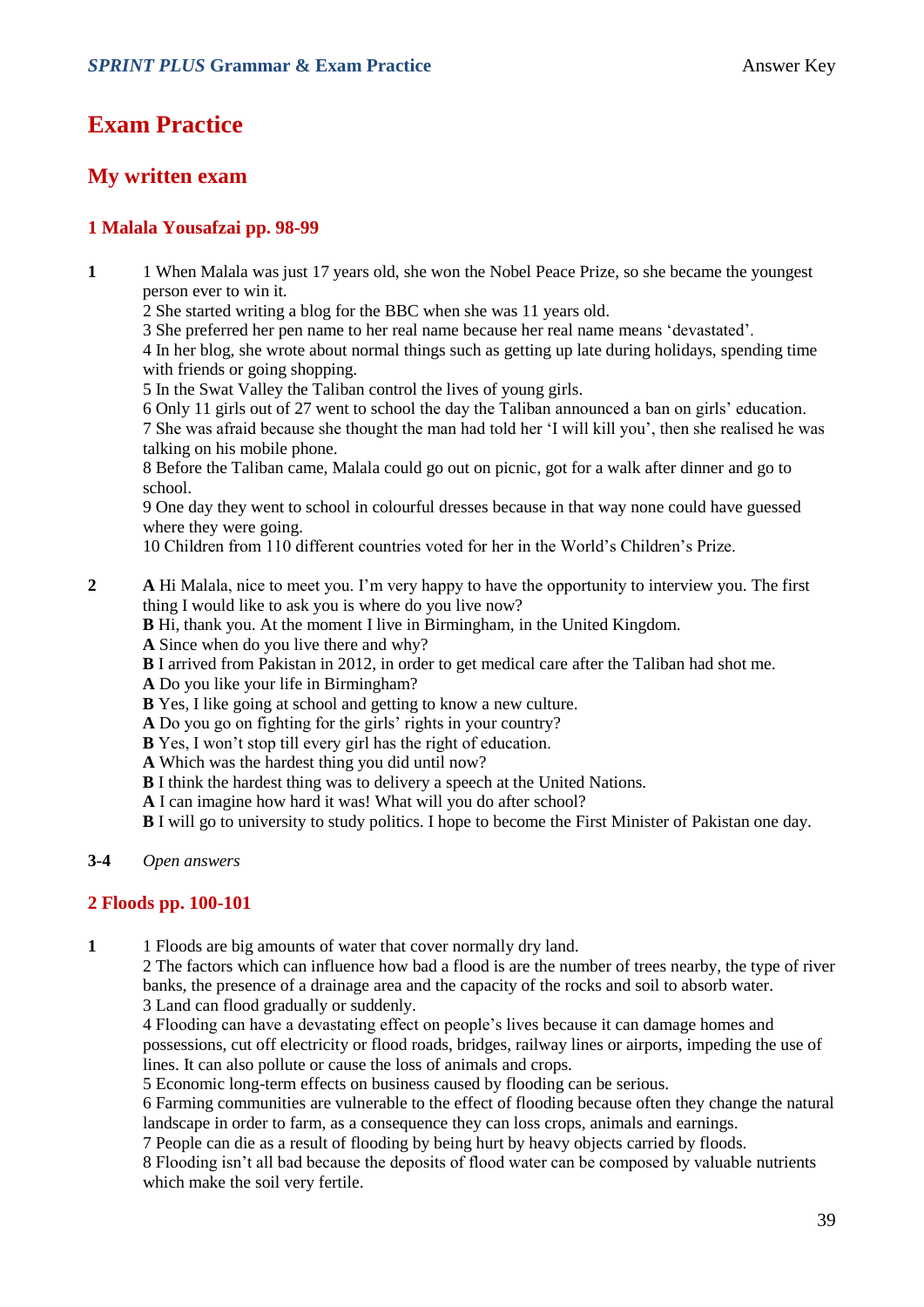# Exam Practice

## My written exam

### 1 Malala Yousafzai pp. 98-99

**1**

1 When Malala was just 17 years old, she won the Nobel Peace Prize, so she became the youngest person ever to win it.
2 She started writing a blog for the BBC when she was 11 years old.
3 She preferred her pen name to her real name because her real name means 'devastated'.
4 In her blog, she wrote about normal things such as getting up late during holidays, spending time with friends or going shopping.
5 In the Swat Valley the Taliban control the lives of young girls.
6 Only 11 girls out of 27 went to school the day the Taliban announced a ban on girls' education.
7 She was afraid because she thought the man had told her 'I will kill you', then she realised he was talking on his mobile phone.
8 Before the Taliban came, Malala could go out on picnic, got for a walk after dinner and go to school.
9 One day they went to school in colourful dresses because in that way none could have guessed where they were going.
10 Children from 110 different countries voted for her in the World's Children's Prize.

**2**

**A** Hi Malala, nice to meet you. I'm very happy to have the opportunity to interview you. The first thing I would like to ask you is where do you live now?
**B** Hi, thank you. At the moment I live in Birmingham, in the United Kingdom.
**A** Since when do you live there and why?
**B** I arrived from Pakistan in 2012, in order to get medical care after the Taliban had shot me.
**A** Do you like your life in Birmingham?
**B** Yes, I like going at school and getting to know a new culture.
**A** Do you go on fighting for the girls' rights in your country?
**B** Yes, I won't stop till every girl has the right of education.
**A** Which was the hardest thing you did until now?
**B** I think the hardest thing was to delivery a speech at the United Nations.
**A** I can imagine how hard it was! What will you do after school?
**B** I will go to university to study politics. I hope to become the First Minister of Pakistan one day.

**3-4** *Open answers*

### 2 Floods pp. 100-101

**1**

1 Floods are big amounts of water that cover normally dry land.
2 The factors which can influence how bad a flood is are the number of trees nearby, the type of river banks, the presence of a drainage area and the capacity of the rocks and soil to absorb water.
3 Land can flood gradually or suddenly.
4 Flooding can have a devastating effect on people's lives because it can damage homes and possessions, cut off electricity or flood roads, bridges, railway lines or airports, impeding the use of lines. It can also pollute or cause the loss of animals and crops.
5 Economic long-term effects on business caused by flooding can be serious.
6 Farming communities are vulnerable to the effect of flooding because often they change the natural landscape in order to farm, as a consequence they can loss crops, animals and earnings.
7 People can die as a result of flooding by being hurt by heavy objects carried by floods.
8 Flooding isn't all bad because the deposits of flood water can be composed by valuable nutrients which make the soil very fertile.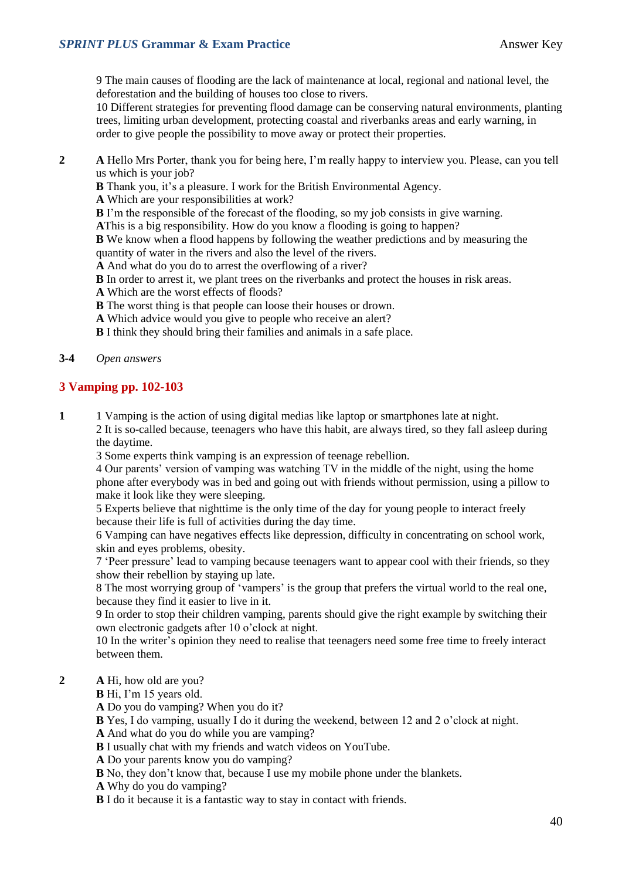9 The main causes of flooding are the lack of maintenance at local, regional and national level, the deforestation and the building of houses too close to rivers.
10 Different strategies for preventing flood damage can be conserving natural environments, planting trees, limiting urban development, protecting coastal and riverbanks areas and early warning, in order to give people the possibility to move away or protect their properties.

**2** **A** Hello Mrs Porter, thank you for being here, I'm really happy to interview you. Please, can you tell us which is your job?
**B** Thank you, it's a pleasure. I work for the British Environmental Agency.
**A** Which are your responsibilities at work?
**B** I'm the responsible of the forecast of the flooding, so my job consists in give warning.
**A**This is a big responsibility. How do you know a flooding is going to happen?
**B** We know when a flood happens by following the weather predictions and by measuring the quantity of water in the rivers and also the level of the rivers.
**A** And what do you do to arrest the overflowing of a river?
**B** In order to arrest it, we plant trees on the riverbanks and protect the houses in risk areas.
**A** Which are the worst effects of floods?
**B** The worst thing is that people can loose their houses or drown.
**A** Which advice would you give to people who receive an alert?
**B** I think they should bring their families and animals in a safe place.

**3-4** *Open answers*

## 3 Vamping pp. 102-103

**1** 1 Vamping is the action of using digital medias like laptop or smartphones late at night.
2 It is so-called because, teenagers who have this habit, are always tired, so they fall asleep during the daytime.
3 Some experts think vamping is an expression of teenage rebellion.
4 Our parents' version of vamping was watching TV in the middle of the night, using the home phone after everybody was in bed and going out with friends without permission, using a pillow to make it look like they were sleeping.
5 Experts believe that nighttime is the only time of the day for young people to interact freely because their life is full of activities during the day time.
6 Vamping can have negatives effects like depression, difficulty in concentrating on school work, skin and eyes problems, obesity.
7 'Peer pressure' lead to vamping because teenagers want to appear cool with their friends, so they show their rebellion by staying up late.
8 The most worrying group of 'vampers' is the group that prefers the virtual world to the real one, because they find it easier to live in it.
9 In order to stop their children vamping, parents should give the right example by switching their own electronic gadgets after 10 o'clock at night.
10 In the writer's opinion they need to realise that teenagers need some free time to freely interact between them.

**2** **A** Hi, how old are you?
**B** Hi, I'm 15 years old.
**A** Do you do vamping? When you do it?
**B** Yes, I do vamping, usually I do it during the weekend, between 12 and 2 o'clock at night.
**A** And what do you do while you are vamping?
**B** I usually chat with my friends and watch videos on YouTube.
**A** Do your parents know you do vamping?
**B** No, they don't know that, because I use my mobile phone under the blankets.
**A** Why do you do vamping?
**B** I do it because it is a fantastic way to stay in contact with friends.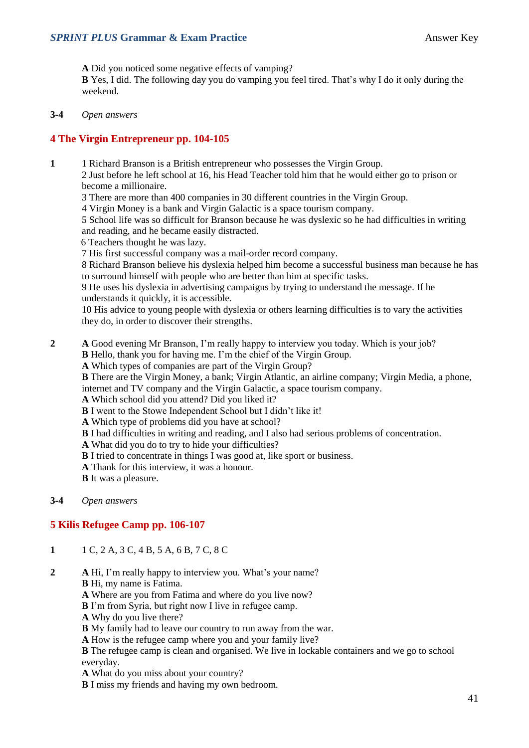**A** Did you noticed some negative effects of vamping?
**B** Yes, I did. The following day you do vamping you feel tired. That's why I do it only during the weekend.

**3-4** *Open answers*

## 4 The Virgin Entrepreneur pp. 104-105

**1**

1 Richard Branson is a British entrepreneur who possesses the Virgin Group.
2 Just before he left school at 16, his Head Teacher told him that he would either go to prison or become a millionaire.
3 There are more than 400 companies in 30 different countries in the Virgin Group.
4 Virgin Money is a bank and Virgin Galactic is a space tourism company.
5 School life was so difficult for Branson because he was dyslexic so he had difficulties in writing and reading, and he became easily distracted.
6 Teachers thought he was lazy.
7 His first successful company was a mail-order record company.
8 Richard Branson believe his dyslexia helped him become a successful business man because he has to surround himself with people who are better than him at specific tasks.
9 He uses his dyslexia in advertising campaigns by trying to understand the message. If he understands it quickly, it is accessible.
10 His advice to young people with dyslexia or others learning difficulties is to vary the activities they do, in order to discover their strengths.

**2**

**A** Good evening Mr Branson, I'm really happy to interview you today. Which is your job?
**B** Hello, thank you for having me. I'm the chief of the Virgin Group.
**A** Which types of companies are part of the Virgin Group?
**B** There are the Virgin Money, a bank; Virgin Atlantic, an airline company; Virgin Media, a phone, internet and TV company and the Virgin Galactic, a space tourism company.
**A** Which school did you attend? Did you liked it?
**B** I went to the Stowe Independent School but I didn't like it!
**A** Which type of problems did you have at school?
**B** I had difficulties in writing and reading, and I also had serious problems of concentration.
**A** What did you do to try to hide your difficulties?
**B** I tried to concentrate in things I was good at, like sport or business.
**A** Thank for this interview, it was a honour.
**B** It was a pleasure.

**3-4** *Open answers*

## 5 Kilis Refugee Camp pp. 106-107

**1** 1 C, 2 A, 3 C, 4 B, 5 A, 6 B, 7 C, 8 C

**2**

**A** Hi, I'm really happy to interview you. What's your name?
**B** Hi, my name is Fatima.
**A** Where are you from Fatima and where do you live now?
**B** I'm from Syria, but right now I live in refugee camp.
**A** Why do you live there?
**B** My family had to leave our country to run away from the war.
**A** How is the refugee camp where you and your family live?
**B** The refugee camp is clean and organised. We live in lockable containers and we go to school everyday.
**A** What do you miss about your country?
**B** I miss my friends and having my own bedroom.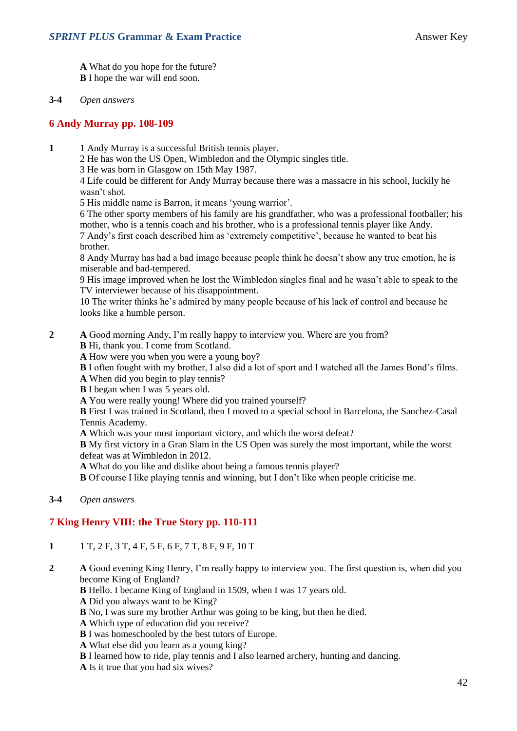**A** What do you hope for the future?
**B** I hope the war will end soon.

**3-4** *Open answers*

## 6 Andy Murray pp. 108-109

**1**
1 Andy Murray is a successful British tennis player.
2 He has won the US Open, Wimbledon and the Olympic singles title.
3 He was born in Glasgow on 15th May 1987.
4 Life could be different for Andy Murray because there was a massacre in his school, luckily he wasn't shot.
5 His middle name is Barron, it means 'young warrior'.
6 The other sporty members of his family are his grandfather, who was a professional footballer; his mother, who is a tennis coach and his brother, who is a professional tennis player like Andy.
7 Andy's first coach described him as 'extremely competitive', because he wanted to beat his brother.
8 Andy Murray has had a bad image because people think he doesn't show any true emotion, he is miserable and bad-tempered.
9 His image improved when he lost the Wimbledon singles final and he wasn't able to speak to the TV interviewer because of his disappointment.
10 The writer thinks he's admired by many people because of his lack of control and because he looks like a humble person.

**2**
**A** Good morning Andy, I'm really happy to interview you. Where are you from?
**B** Hi, thank you. I come from Scotland.
**A** How were you when you were a young boy?
**B** I often fought with my brother, I also did a lot of sport and I watched all the James Bond's films.
**A** When did you begin to play tennis?
**B** I began when I was 5 years old.
**A** You were really young! Where did you trained yourself?
**B** First I was trained in Scotland, then I moved to a special school in Barcelona, the Sanchez-Casal Tennis Academy.
**A** Which was your most important victory, and which the worst defeat?
**B** My first victory in a Gran Slam in the US Open was surely the most important, while the worst defeat was at Wimbledon in 2012.
**A** What do you like and dislike about being a famous tennis player?
**B** Of course I like playing tennis and winning, but I don't like when people criticise me.

**3-4** *Open answers*

## 7 King Henry VIII: the True Story pp. 110-111

**1** 1 T, 2 F, 3 T, 4 F, 5 F, 6 F, 7 T, 8 F, 9 F, 10 T

**2**
**A** Good evening King Henry, I'm really happy to interview you. The first question is, when did you become King of England?
**B** Hello. I became King of England in 1509, when I was 17 years old.
**A** Did you always want to be King?
**B** No, I was sure my brother Arthur was going to be king, but then he died.
**A** Which type of education did you receive?
**B** I was homeschooled by the best tutors of Europe.
**A** What else did you learn as a young king?
**B** I learned how to ride, play tennis and I also learned archery, hunting and dancing.
**A** Is it true that you had six wives?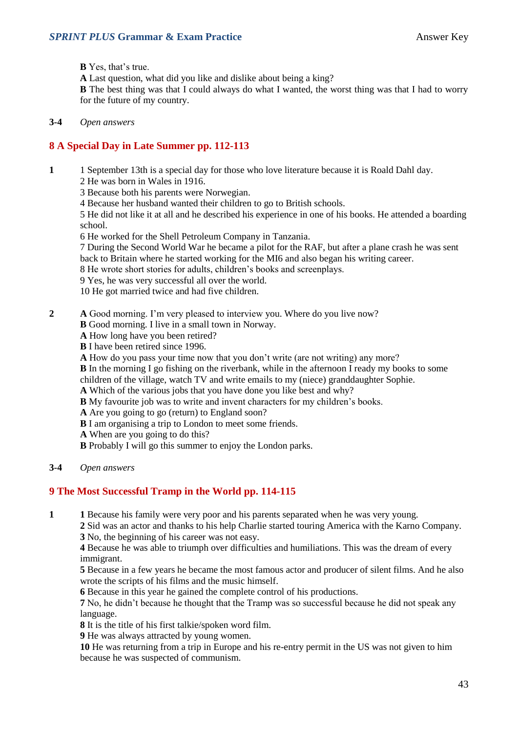**B** Yes, that's true.
**A** Last question, what did you like and dislike about being a king?
**B** The best thing was that I could always do what I wanted, the worst thing was that I had to worry for the future of my country.

**3-4** *Open answers*

## 8 A Special Day in Late Summer pp. 112-113

**1**

1 September 13th is a special day for those who love literature because it is Roald Dahl day.
2 He was born in Wales in 1916.
3 Because both his parents were Norwegian.
4 Because her husband wanted their children to go to British schools.
5 He did not like it at all and he described his experience in one of his books. He attended a boarding school.
6 He worked for the Shell Petroleum Company in Tanzania.
7 During the Second World War he became a pilot for the RAF, but after a plane crash he was sent back to Britain where he started working for the MI6 and also began his writing career.
8 He wrote short stories for adults, children's books and screenplays.
9 Yes, he was very successful all over the world.
10 He got married twice and had five children.

**2**

**A** Good morning. I'm very pleased to interview you. Where do you live now?
**B** Good morning. I live in a small town in Norway.
**A** How long have you been retired?
**B** I have been retired since 1996.
**A** How do you pass your time now that you don't write (are not writing) any more?
**B** In the morning I go fishing on the riverbank, while in the afternoon I ready my books to some children of the village, watch TV and write emails to my (niece) granddaughter Sophie.
**A** Which of the various jobs that you have done you like best and why?
**B** My favourite job was to write and invent characters for my children's books.
**A** Are you going to go (return) to England soon?
**B** I am organising a trip to London to meet some friends.
**A** When are you going to do this?
**B** Probably I will go this summer to enjoy the London parks.

**3-4** *Open answers*

## 9 The Most Successful Tramp in the World pp. 114-115

**1**

**1** Because his family were very poor and his parents separated when he was very young.
**2** Sid was an actor and thanks to his help Charlie started touring America with the Karno Company.
**3** No, the beginning of his career was not easy.
**4** Because he was able to triumph over difficulties and humiliations. This was the dream of every immigrant.
**5** Because in a few years he became the most famous actor and producer of silent films. And he also wrote the scripts of his films and the music himself.
**6** Because in this year he gained the complete control of his productions.
**7** No, he didn't because he thought that the Tramp was so successful because he did not speak any language.
**8** It is the title of his first talkie/spoken word film.
**9** He was always attracted by young women.
**10** He was returning from a trip in Europe and his re-entry permit in the US was not given to him because he was suspected of communism.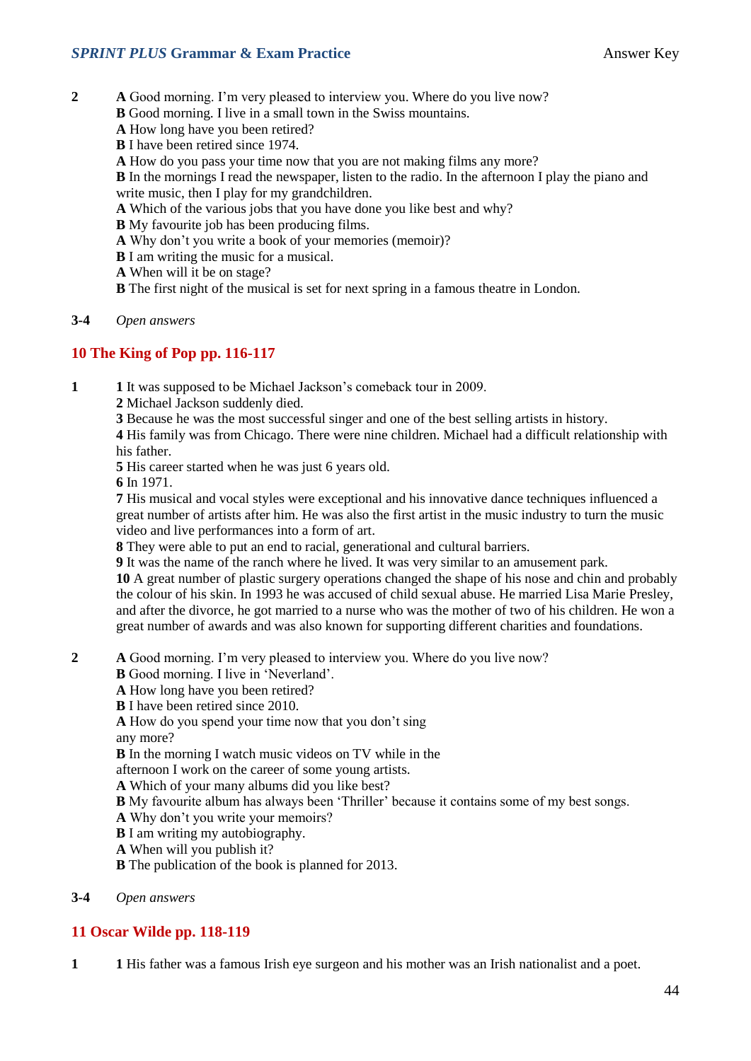**2** 

**A** Good morning. I'm very pleased to interview you. Where do you live now?
**B** Good morning. I live in a small town in the Swiss mountains.
**A** How long have you been retired?
**B** I have been retired since 1974.
**A** How do you pass your time now that you are not making films any more?
**B** In the mornings I read the newspaper, listen to the radio. In the afternoon I play the piano and write music, then I play for my grandchildren.
**A** Which of the various jobs that you have done you like best and why?
**B** My favourite job has been producing films.
**A** Why don't you write a book of your memories (memoir)?
**B** I am writing the music for a musical.
**A** When will it be on stage?
**B** The first night of the musical is set for next spring in a famous theatre in London.

**3-4** *Open answers*

## 10 The King of Pop pp. 116-117

**1**

**1** It was supposed to be Michael Jackson's comeback tour in 2009.
**2** Michael Jackson suddenly died.
**3** Because he was the most successful singer and one of the best selling artists in history.
**4** His family was from Chicago. There were nine children. Michael had a difficult relationship with his father.
**5** His career started when he was just 6 years old.
**6** In 1971.
**7** His musical and vocal styles were exceptional and his innovative dance techniques influenced a great number of artists after him. He was also the first artist in the music industry to turn the music video and live performances into a form of art.
**8** They were able to put an end to racial, generational and cultural barriers.
**9** It was the name of the ranch where he lived. It was very similar to an amusement park.
**10** A great number of plastic surgery operations changed the shape of his nose and chin and probably the colour of his skin. In 1993 he was accused of child sexual abuse. He married Lisa Marie Presley, and after the divorce, he got married to a nurse who was the mother of two of his children. He won a great number of awards and was also known for supporting different charities and foundations.

**2**

**A** Good morning. I'm very pleased to interview you. Where do you live now?
**B** Good morning. I live in 'Neverland'.
**A** How long have you been retired?
**B** I have been retired since 2010.
**A** How do you spend your time now that you don't sing any more?
**B** In the morning I watch music videos on TV while in the afternoon I work on the career of some young artists.
**A** Which of your many albums did you like best?
**B** My favourite album has always been 'Thriller' because it contains some of my best songs.
**A** Why don't you write your memoirs?
**B** I am writing my autobiography.
**A** When will you publish it?
**B** The publication of the book is planned for 2013.

**3-4** *Open answers*

## 11 Oscar Wilde pp. 118-119

**1**

**1** His father was a famous Irish eye surgeon and his mother was an Irish nationalist and a poet.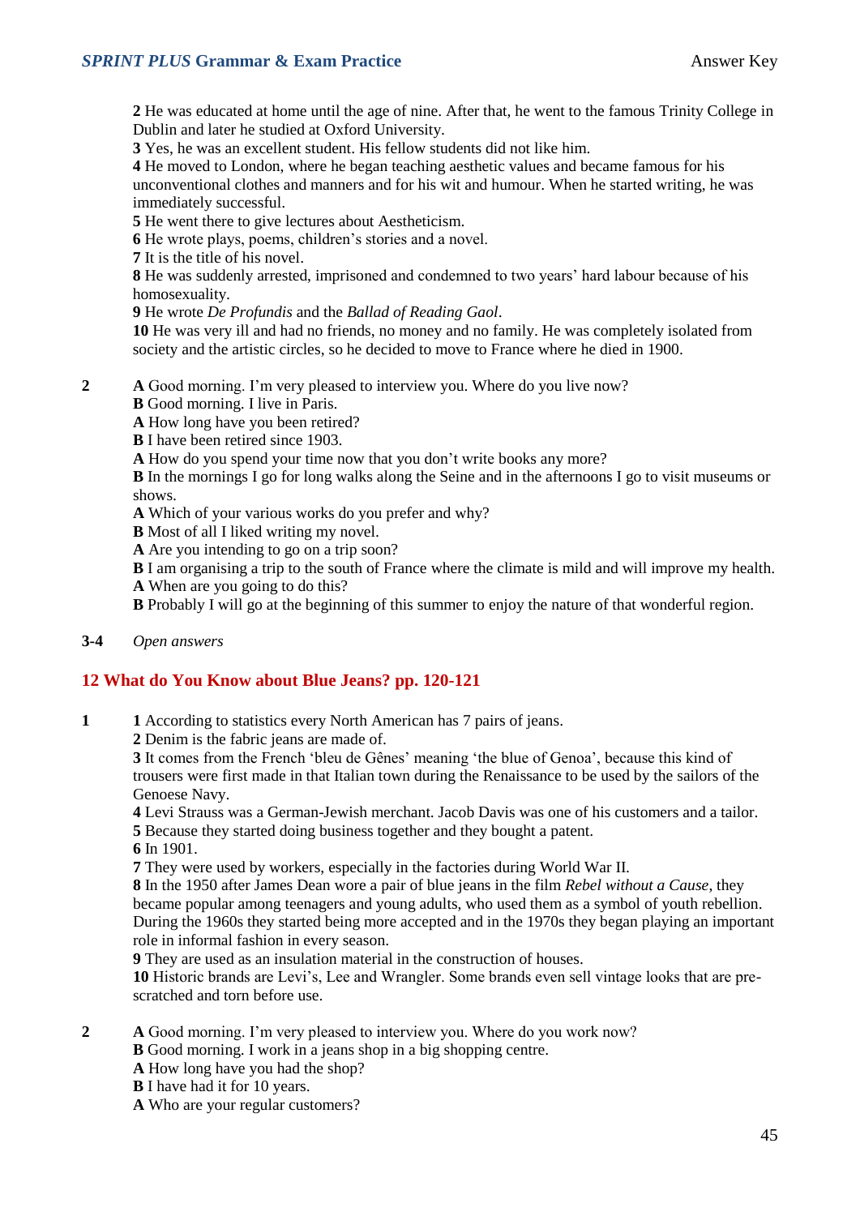**2** He was educated at home until the age of nine. After that, he went to the famous Trinity College in Dublin and later he studied at Oxford University.
**3** Yes, he was an excellent student. His fellow students did not like him.
**4** He moved to London, where he began teaching aesthetic values and became famous for his unconventional clothes and manners and for his wit and humour. When he started writing, he was immediately successful.
**5** He went there to give lectures about Aestheticism.
**6** He wrote plays, poems, children's stories and a novel.
**7** It is the title of his novel.
**8** He was suddenly arrested, imprisoned and condemned to two years' hard labour because of his homosexuality.
**9** He wrote *De Profundis* and the *Ballad of Reading Gaol*.
**10** He was very ill and had no friends, no money and no family. He was completely isolated from society and the artistic circles, so he decided to move to France where he died in 1900.

**2**
**A** Good morning. I'm very pleased to interview you. Where do you live now?
**B** Good morning. I live in Paris.
**A** How long have you been retired?
**B** I have been retired since 1903.
**A** How do you spend your time now that you don't write books any more?
**B** In the mornings I go for long walks along the Seine and in the afternoons I go to visit museums or shows.
**A** Which of your various works do you prefer and why?
**B** Most of all I liked writing my novel.
**A** Are you intending to go on a trip soon?
**B** I am organising a trip to the south of France where the climate is mild and will improve my health.
**A** When are you going to do this?
**B** Probably I will go at the beginning of this summer to enjoy the nature of that wonderful region.

**3-4** *Open answers*

## 12 What do You Know about Blue Jeans? pp. 120-121

**1**
**1** According to statistics every North American has 7 pairs of jeans.
**2** Denim is the fabric jeans are made of.
**3** It comes from the French 'bleu de Gênes' meaning 'the blue of Genoa', because this kind of trousers were first made in that Italian town during the Renaissance to be used by the sailors of the Genoese Navy.
**4** Levi Strauss was a German-Jewish merchant. Jacob Davis was one of his customers and a tailor.
**5** Because they started doing business together and they bought a patent.
**6** In 1901.
**7** They were used by workers, especially in the factories during World War II.
**8** In the 1950 after James Dean wore a pair of blue jeans in the film *Rebel without a Cause*, they became popular among teenagers and young adults, who used them as a symbol of youth rebellion. During the 1960s they started being more accepted and in the 1970s they began playing an important role in informal fashion in every season.
**9** They are used as an insulation material in the construction of houses.
**10** Historic brands are Levi's, Lee and Wrangler. Some brands even sell vintage looks that are pre-scratched and torn before use.

**2**
**A** Good morning. I'm very pleased to interview you. Where do you work now?
**B** Good morning. I work in a jeans shop in a big shopping centre.
**A** How long have you had the shop?
**B** I have had it for 10 years.
**A** Who are your regular customers?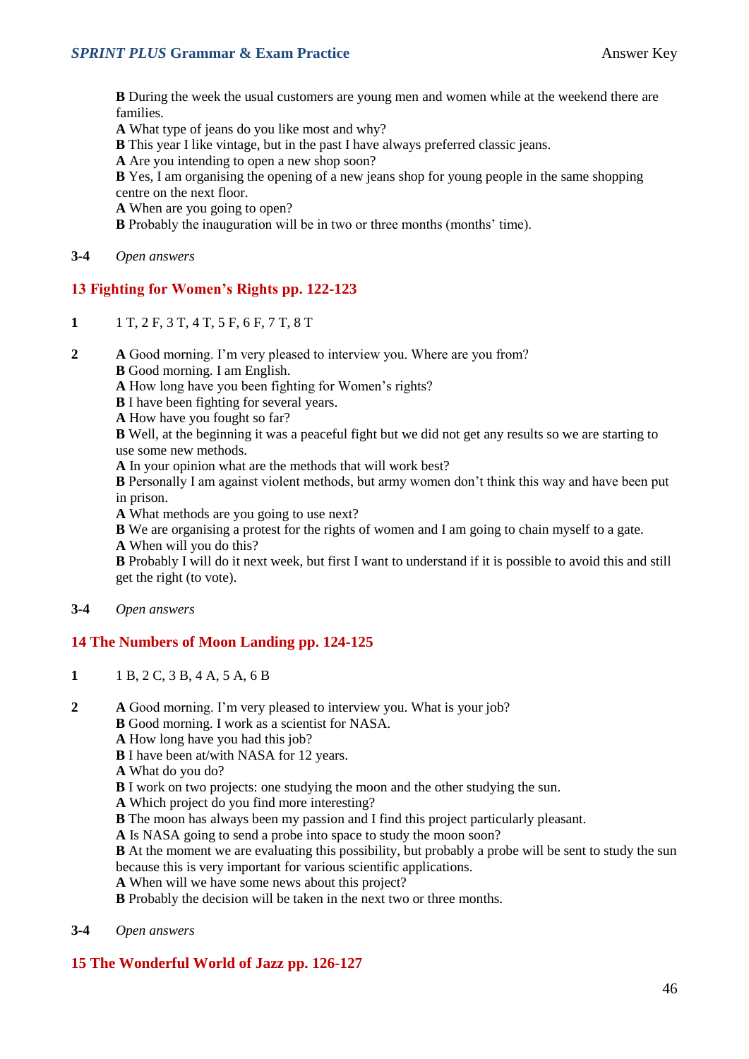**B** During the week the usual customers are young men and women while at the weekend there are families.
**A** What type of jeans do you like most and why?
**B** This year I like vintage, but in the past I have always preferred classic jeans.
**A** Are you intending to open a new shop soon?
**B** Yes, I am organising the opening of a new jeans shop for young people in the same shopping centre on the next floor.
**A** When are you going to open?
**B** Probably the inauguration will be in two or three months (months' time).

**3-4** *Open answers*

## 13 Fighting for Women's Rights pp. 122-123

**1** 1 T, 2 F, 3 T, 4 T, 5 F, 6 F, 7 T, 8 T

**2** **A** Good morning. I'm very pleased to interview you. Where are you from?
**B** Good morning. I am English.
**A** How long have you been fighting for Women's rights?
**B** I have been fighting for several years.
**A** How have you fought so far?
**B** Well, at the beginning it was a peaceful fight but we did not get any results so we are starting to use some new methods.
**A** In your opinion what are the methods that will work best?
**B** Personally I am against violent methods, but army women don't think this way and have been put in prison.
**A** What methods are you going to use next?
**B** We are organising a protest for the rights of women and I am going to chain myself to a gate.
**A** When will you do this?
**B** Probably I will do it next week, but first I want to understand if it is possible to avoid this and still get the right (to vote).

**3-4** *Open answers*

## 14 The Numbers of Moon Landing pp. 124-125

**1** 1 B, 2 C, 3 B, 4 A, 5 A, 6 B

**2** **A** Good morning. I'm very pleased to interview you. What is your job?
**B** Good morning. I work as a scientist for NASA.
**A** How long have you had this job?
**B** I have been at/with NASA for 12 years.
**A** What do you do?
**B** I work on two projects: one studying the moon and the other studying the sun.
**A** Which project do you find more interesting?
**B** The moon has always been my passion and I find this project particularly pleasant.
**A** Is NASA going to send a probe into space to study the moon soon?
**B** At the moment we are evaluating this possibility, but probably a probe will be sent to study the sun because this is very important for various scientific applications.
**A** When will we have some news about this project?
**B** Probably the decision will be taken in the next two or three months.

**3-4** *Open answers*

## 15 The Wonderful World of Jazz pp. 126-127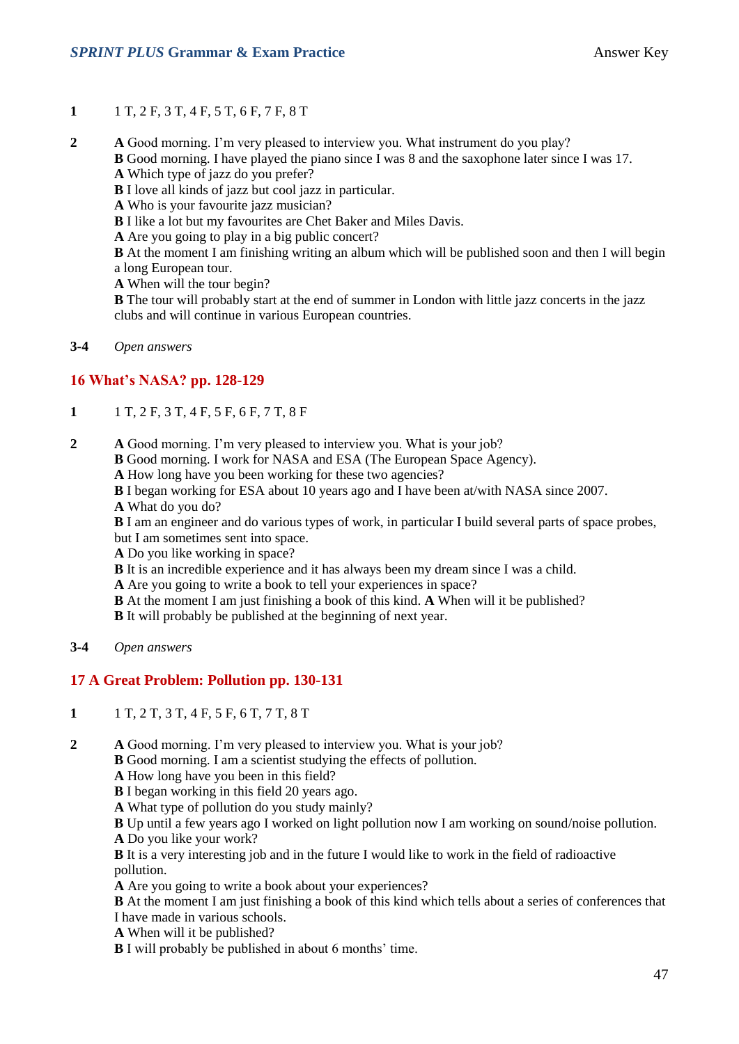**1** 1 T, 2 F, 3 T, 4 F, 5 T, 6 F, 7 F, 8 T

**2** **A** Good morning. I'm very pleased to interview you. What instrument do you play?
**B** Good morning. I have played the piano since I was 8 and the saxophone later since I was 17.
**A** Which type of jazz do you prefer?
**B** I love all kinds of jazz but cool jazz in particular.
**A** Who is your favourite jazz musician?
**B** I like a lot but my favourites are Chet Baker and Miles Davis.
**A** Are you going to play in a big public concert?
**B** At the moment I am finishing writing an album which will be published soon and then I will begin a long European tour.
**A** When will the tour begin?
**B** The tour will probably start at the end of summer in London with little jazz concerts in the jazz clubs and will continue in various European countries.

**3-4** *Open answers*

## 16 What's NASA? pp. 128-129

**1** 1 T, 2 F, 3 T, 4 F, 5 F, 6 F, 7 T, 8 F

**2** **A** Good morning. I'm very pleased to interview you. What is your job?
**B** Good morning. I work for NASA and ESA (The European Space Agency).
**A** How long have you been working for these two agencies?
**B** I began working for ESA about 10 years ago and I have been at/with NASA since 2007.
**A** What do you do?
**B** I am an engineer and do various types of work, in particular I build several parts of space probes, but I am sometimes sent into space.
**A** Do you like working in space?
**B** It is an incredible experience and it has always been my dream since I was a child.
**A** Are you going to write a book to tell your experiences in space?
**B** At the moment I am just finishing a book of this kind. **A** When will it be published?
**B** It will probably be published at the beginning of next year.

**3-4** *Open answers*

## 17 A Great Problem: Pollution pp. 130-131

**1** 1 T, 2 T, 3 T, 4 F, 5 F, 6 T, 7 T, 8 T

**2** **A** Good morning. I'm very pleased to interview you. What is your job?
**B** Good morning. I am a scientist studying the effects of pollution.
**A** How long have you been in this field?
**B** I began working in this field 20 years ago.
**A** What type of pollution do you study mainly?
**B** Up until a few years ago I worked on light pollution now I am working on sound/noise pollution.
**A** Do you like your work?
**B** It is a very interesting job and in the future I would like to work in the field of radioactive pollution.
**A** Are you going to write a book about your experiences?
**B** At the moment I am just finishing a book of this kind which tells about a series of conferences that I have made in various schools.
**A** When will it be published?
**B** I will probably be published in about 6 months' time.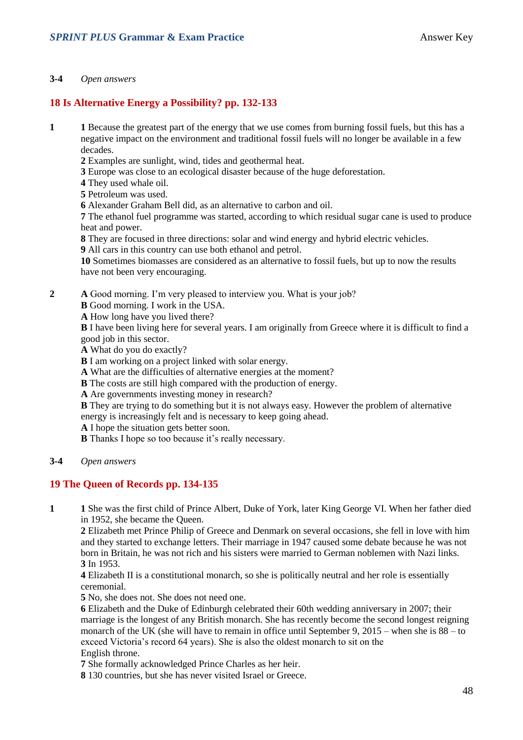**3-4** *Open answers*

## 18 Is Alternative Energy a Possibility? pp. 132-133

**1**

**1** Because the greatest part of the energy that we use comes from burning fossil fuels, but this has a negative impact on the environment and traditional fossil fuels will no longer be available in a few decades.
**2** Examples are sunlight, wind, tides and geothermal heat.
**3** Europe was close to an ecological disaster because of the huge deforestation.
**4** They used whale oil.
**5** Petroleum was used.
**6** Alexander Graham Bell did, as an alternative to carbon and oil.
**7** The ethanol fuel programme was started, according to which residual sugar cane is used to produce heat and power.
**8** They are focused in three directions: solar and wind energy and hybrid electric vehicles.
**9** All cars in this country can use both ethanol and petrol.
**10** Sometimes biomasses are considered as an alternative to fossil fuels, but up to now the results have not been very encouraging.

**2**

**A** Good morning. I'm very pleased to interview you. What is your job?
**B** Good morning. I work in the USA.
**A** How long have you lived there?
**B** I have been living here for several years. I am originally from Greece where it is difficult to find a good job in this sector.
**A** What do you do exactly?
**B** I am working on a project linked with solar energy.
**A** What are the difficulties of alternative energies at the moment?
**B** The costs are still high compared with the production of energy.
**A** Are governments investing money in research?
**B** They are trying to do something but it is not always easy. However the problem of alternative energy is increasingly felt and is necessary to keep going ahead.
**A** I hope the situation gets better soon.
**B** Thanks I hope so too because it's really necessary.

**3-4** *Open answers*

## 19 The Queen of Records pp. 134-135

**1**

**1** She was the first child of Prince Albert, Duke of York, later King George VI. When her father died in 1952, she became the Queen.
**2** Elizabeth met Prince Philip of Greece and Denmark on several occasions, she fell in love with him and they started to exchange letters. Their marriage in 1947 caused some debate because he was not born in Britain, he was not rich and his sisters were married to German noblemen with Nazi links.
**3** In 1953.
**4** Elizabeth II is a constitutional monarch, so she is politically neutral and her role is essentially ceremonial.
**5** No, she does not. She does not need one.
**6** Elizabeth and the Duke of Edinburgh celebrated their 60th wedding anniversary in 2007; their marriage is the longest of any British monarch. She has recently become the second longest reigning monarch of the UK (she will have to remain in office until September 9, 2015 – when she is 88 – to exceed Victoria's record 64 years). She is also the oldest monarch to sit on the English throne.
**7** She formally acknowledged Prince Charles as her heir.
**8** 130 countries, but she has never visited Israel or Greece.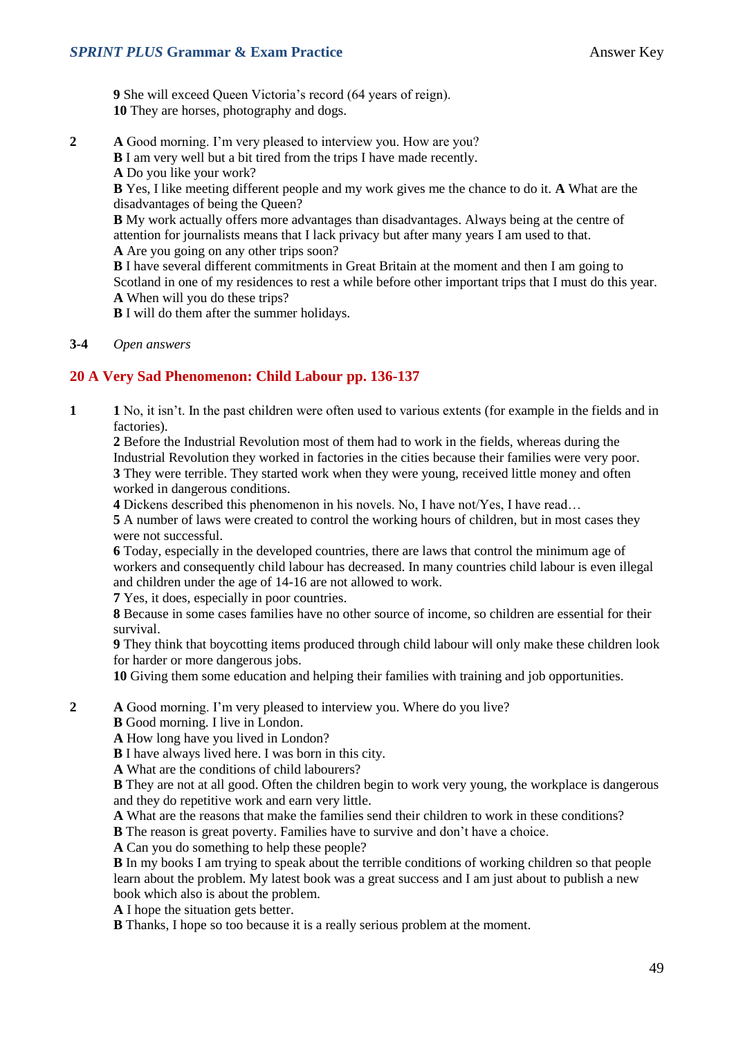**9** She will exceed Queen Victoria's record (64 years of reign).
**10** They are horses, photography and dogs.

**2** **A** Good morning. I'm very pleased to interview you. How are you?
**B** I am very well but a bit tired from the trips I have made recently.
**A** Do you like your work?
**B** Yes, I like meeting different people and my work gives me the chance to do it. **A** What are the disadvantages of being the Queen?
**B** My work actually offers more advantages than disadvantages. Always being at the centre of attention for journalists means that I lack privacy but after many years I am used to that.
**A** Are you going on any other trips soon?
**B** I have several different commitments in Great Britain at the moment and then I am going to Scotland in one of my residences to rest a while before other important trips that I must do this year.
**A** When will you do these trips?
**B** I will do them after the summer holidays.

**3-4** *Open answers*

## 20 A Very Sad Phenomenon: Child Labour pp. 136-137

**1** **1** No, it isn't. In the past children were often used to various extents (for example in the fields and in factories).
**2** Before the Industrial Revolution most of them had to work in the fields, whereas during the Industrial Revolution they worked in factories in the cities because their families were very poor.
**3** They were terrible. They started work when they were young, received little money and often worked in dangerous conditions.
**4** Dickens described this phenomenon in his novels. No, I have not/Yes, I have read…
**5** A number of laws were created to control the working hours of children, but in most cases they were not successful.
**6** Today, especially in the developed countries, there are laws that control the minimum age of workers and consequently child labour has decreased. In many countries child labour is even illegal and children under the age of 14-16 are not allowed to work.
**7** Yes, it does, especially in poor countries.
**8** Because in some cases families have no other source of income, so children are essential for their survival.
**9** They think that boycotting items produced through child labour will only make these children look for harder or more dangerous jobs.
**10** Giving them some education and helping their families with training and job opportunities.

**2** **A** Good morning. I'm very pleased to interview you. Where do you live?
**B** Good morning. I live in London.
**A** How long have you lived in London?
**B** I have always lived here. I was born in this city.
**A** What are the conditions of child labourers?
**B** They are not at all good. Often the children begin to work very young, the workplace is dangerous and they do repetitive work and earn very little.
**A** What are the reasons that make the families send their children to work in these conditions?
**B** The reason is great poverty. Families have to survive and don't have a choice.
**A** Can you do something to help these people?
**B** In my books I am trying to speak about the terrible conditions of working children so that people learn about the problem. My latest book was a great success and I am just about to publish a new book which also is about the problem.
**A** I hope the situation gets better.
**B** Thanks, I hope so too because it is a really serious problem at the moment.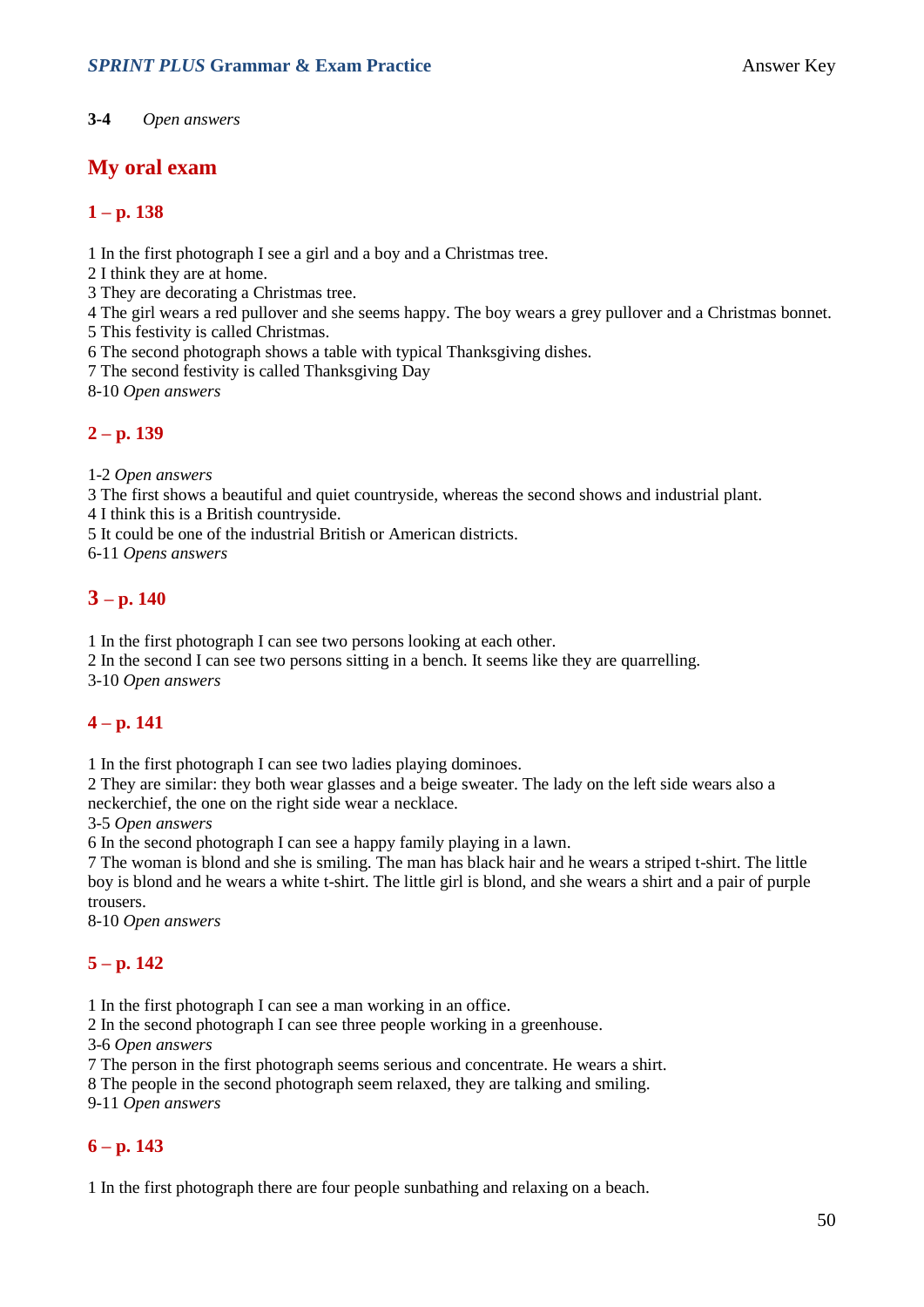**3-4** *Open answers*

## My oral exam

### 1 – p. 138

1 In the first photograph I see a girl and a boy and a Christmas tree.
2 I think they are at home.
3 They are decorating a Christmas tree.
4 The girl wears a red pullover and she seems happy. The boy wears a grey pullover and a Christmas bonnet.
5 This festivity is called Christmas.
6 The second photograph shows a table with typical Thanksgiving dishes.
7 The second festivity is called Thanksgiving Day
8-10 *Open answers*

### 2 – p. 139

1-2 *Open answers*
3 The first shows a beautiful and quiet countryside, whereas the second shows and industrial plant.
4 I think this is a British countryside.
5 It could be one of the industrial British or American districts.
6-11 *Opens answers*

### 3 – p. 140

1 In the first photograph I can see two persons looking at each other.
2 In the second I can see two persons sitting in a bench. It seems like they are quarrelling.
3-10 *Open answers*

### 4 – p. 141

1 In the first photograph I can see two ladies playing dominoes.
2 They are similar: they both wear glasses and a beige sweater. The lady on the left side wears also a neckerchief, the one on the right side wear a necklace.
3-5 *Open answers*
6 In the second photograph I can see a happy family playing in a lawn.
7 The woman is blond and she is smiling. The man has black hair and he wears a striped t-shirt. The little boy is blond and he wears a white t-shirt. The little girl is blond, and she wears a shirt and a pair of purple trousers.
8-10 *Open answers*

### 5 – p. 142

1 In the first photograph I can see a man working in an office.
2 In the second photograph I can see three people working in a greenhouse.
3-6 *Open answers*
7 The person in the first photograph seems serious and concentrate. He wears a shirt.
8 The people in the second photograph seem relaxed, they are talking and smiling.
9-11 *Open answers*

### 6 – p. 143

1 In the first photograph there are four people sunbathing and relaxing on a beach.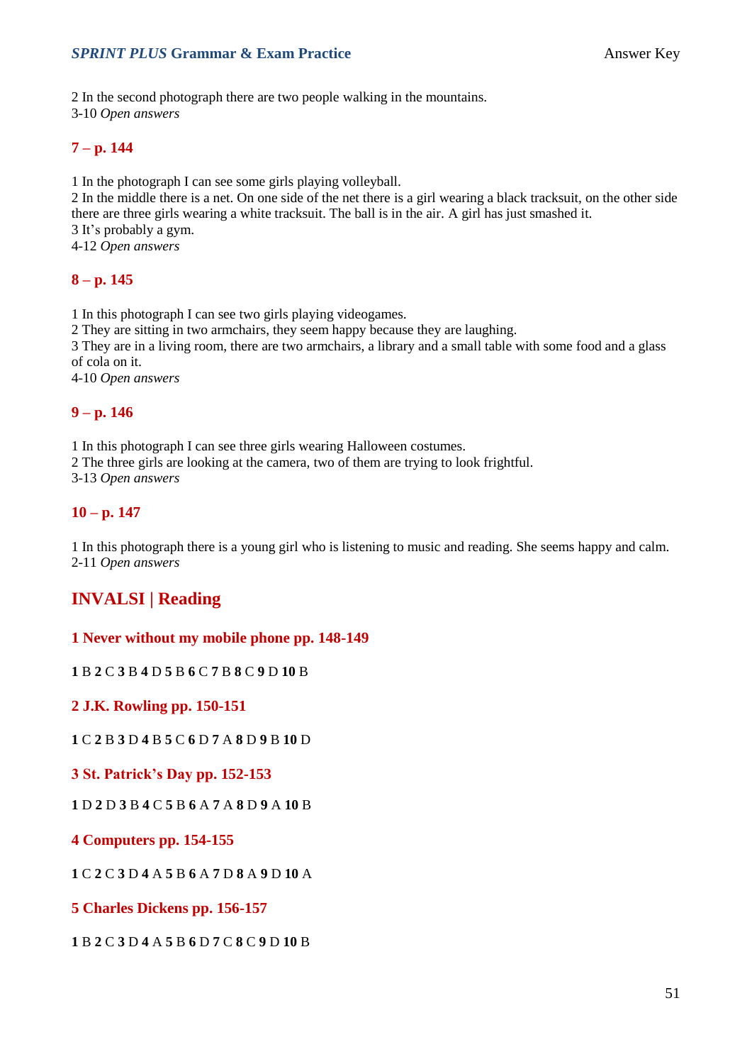2 In the second photograph there are two people walking in the mountains.
3-10 *Open answers*

### 7 – p. 144

1 In the photograph I can see some girls playing volleyball.
2 In the middle there is a net. On one side of the net there is a girl wearing a black tracksuit, on the other side there are three girls wearing a white tracksuit. The ball is in the air. A girl has just smashed it.
3 It's probably a gym.
4-12 *Open answers*

### 8 – p. 145

1 In this photograph I can see two girls playing videogames.
2 They are sitting in two armchairs, they seem happy because they are laughing.
3 They are in a living room, there are two armchairs, a library and a small table with some food and a glass of cola on it.
4-10 *Open answers*

### 9 – p. 146

1 In this photograph I can see three girls wearing Halloween costumes.
2 The three girls are looking at the camera, two of them are trying to look frightful.
3-13 *Open answers*

### 10 – p. 147

1 In this photograph there is a young girl who is listening to music and reading. She seems happy and calm.
2-11 *Open answers*

## INVALSI | Reading

### 1 Never without my mobile phone pp. 148-149

**1** B **2** C **3** B **4** D **5** B **6** C **7** B **8** C **9** D **10** B

### 2 J.K. Rowling pp. 150-151

**1** C **2** B **3** D **4** B **5** C **6** D **7** A **8** D **9** B **10** D

### 3 St. Patrick's Day pp. 152-153

**1** D **2** D **3** B **4** C **5** B **6** A **7** A **8** D **9** A **10** B

### 4 Computers pp. 154-155

**1** C **2** C **3** D **4** A **5** B **6** A **7** D **8** A **9** D **10** A

### 5 Charles Dickens pp. 156-157

**1** B **2** C **3** D **4** A **5** B **6** D **7** C **8** C **9** D **10** B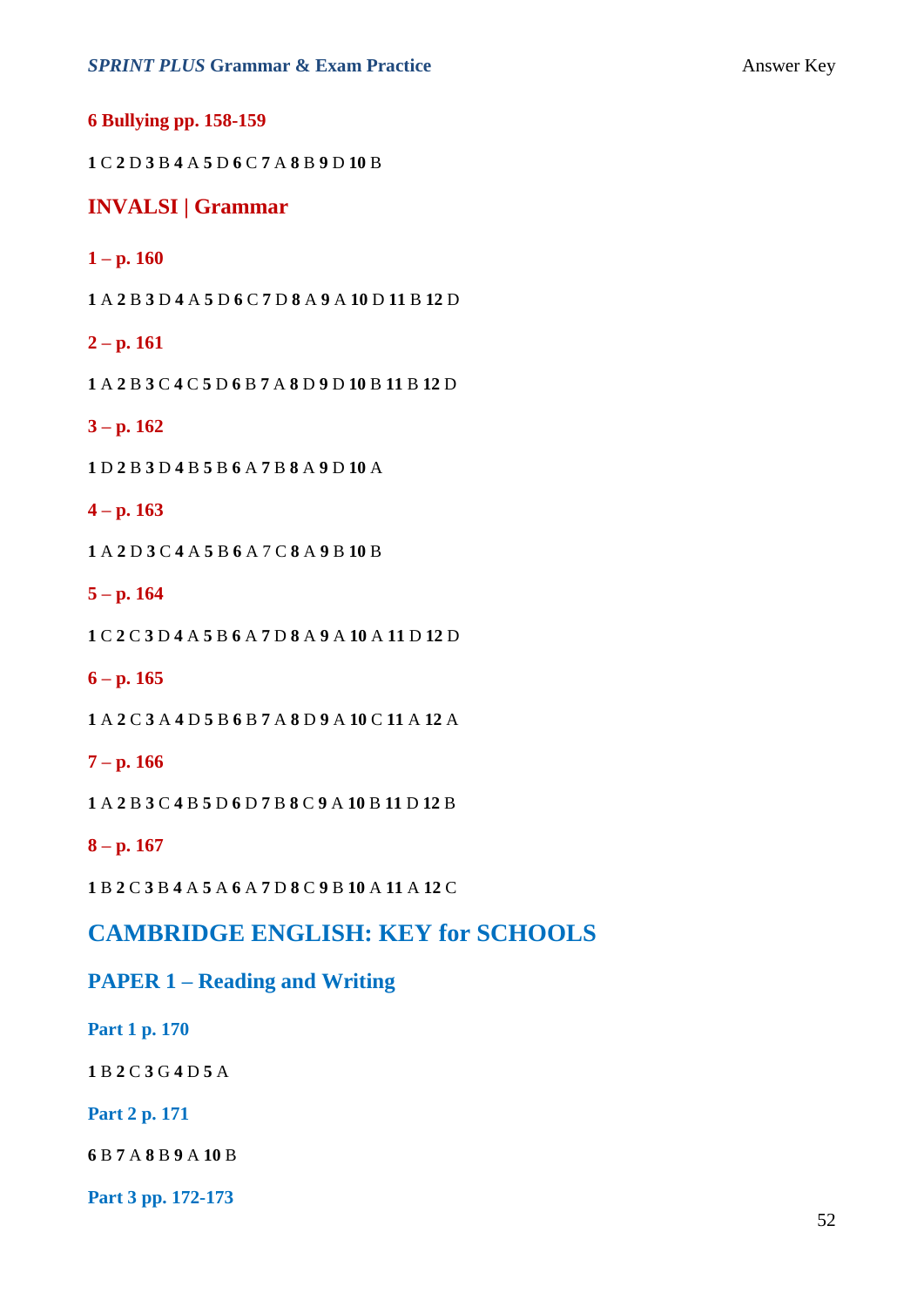## 6 Bullying pp. 158-159

**1** C **2** D **3** B **4** A **5** D **6** C **7** A **8** B **9** D **10** B

## INVALSI | Grammar

### 1 – p. 160

**1** A **2** B **3** D **4** A **5** D **6** C **7** D **8** A **9** A **10** D **11** B **12** D

### 2 – p. 161

**1** A **2** B **3** C **4** C **5** D **6** B **7** A **8** D **9** D **10** B **11** B **12** D

### 3 – p. 162

**1** D **2** B **3** D **4** B **5** B **6** A **7** B **8** A **9** D **10** A

### 4 – p. 163

**1** A **2** D **3** C **4** A **5** B **6** A 7 C **8** A **9** B **10** B

### 5 – p. 164

**1** C **2** C **3** D **4** A **5** B **6** A **7** D **8** A **9** A **10** A **11** D **12** D

### 6 – p. 165

**1** A **2** C **3** A **4** D **5** B **6** B **7** A **8** D **9** A **10** C **11** A **12** A

### 7 – p. 166

**1** A **2** B **3** C **4** B **5** D **6** D **7** B **8** C **9** A **10** B **11** D **12** B

### 8 – p. 167

**1** B **2** C **3** B **4** A **5** A **6** A **7** D **8** C **9** B **10** A **11** A **12** C

# CAMBRIDGE ENGLISH: KEY for SCHOOLS

## PAPER 1 – Reading and Writing

### Part 1 p. 170

**1** B **2** C **3** G **4** D **5** A

### Part 2 p. 171

**6** B **7** A **8** B **9** A **10** B

### Part 3 pp. 172-173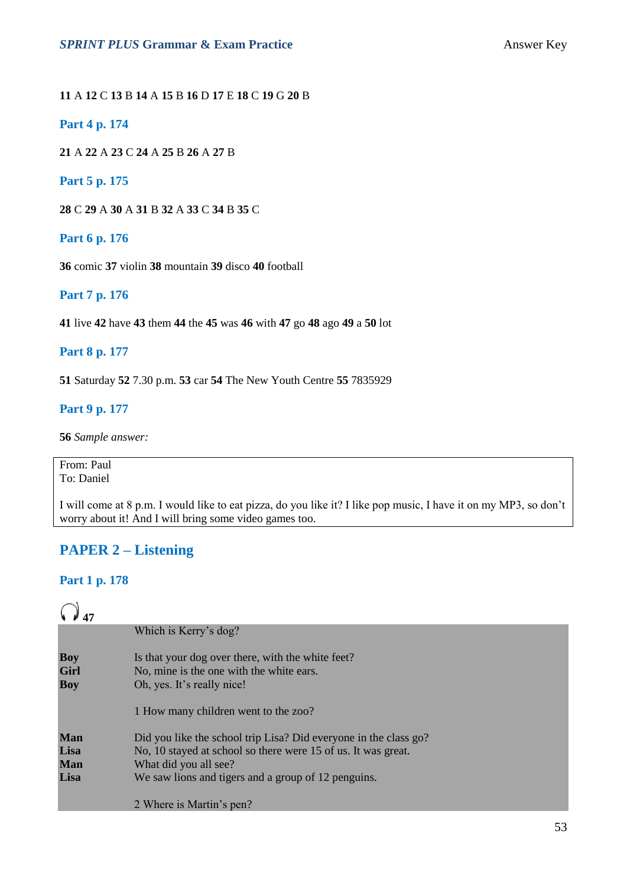**11** A **12** C **13** B **14** A **15** B **16** D **17** E **18** C **19** G **20** B

### Part 4 p. 174

**21** A **22** A **23** C **24** A **25** B **26** A **27** B

### Part 5 p. 175

**28** C **29** A **30** A **31** B **32** A **33** C **34** B **35** C

### Part 6 p. 176

**36** comic **37** violin **38** mountain **39** disco **40** football

### Part 7 p. 176

**41** live **42** have **43** them **44** the **45** was **46** with **47** go **48** ago **49** a **50** lot

### Part 8 p. 177

**51** Saturday **52** 7.30 p.m. **53** car **54** The New Youth Centre **55** 7835929

### Part 9 p. 177

**56** *Sample answer:*

From: Paul
To: Daniel

I will come at 8 p.m. I would like to eat pizza, do you like it? I like pop music, I have it on my MP3, so don't worry about it! And I will bring some video games too.

## PAPER 2 – Listening

### Part 1 p. 178

**47**

| | |
|---|---|
| | Which is Kerry's dog? |
| **Boy** | Is that your dog over there, with the white feet? |
| **Girl** | No, mine is the one with the white ears. |
| **Boy** | Oh, yes. It's really nice! |
| | 1 How many children went to the zoo? |
| **Man** | Did you like the school trip Lisa? Did everyone in the class go? |
| **Lisa** | No, 10 stayed at school so there were 15 of us. It was great. |
| **Man** | What did you all see? |
| **Lisa** | We saw lions and tigers and a group of 12 penguins. |
| | 2 Where is Martin's pen? |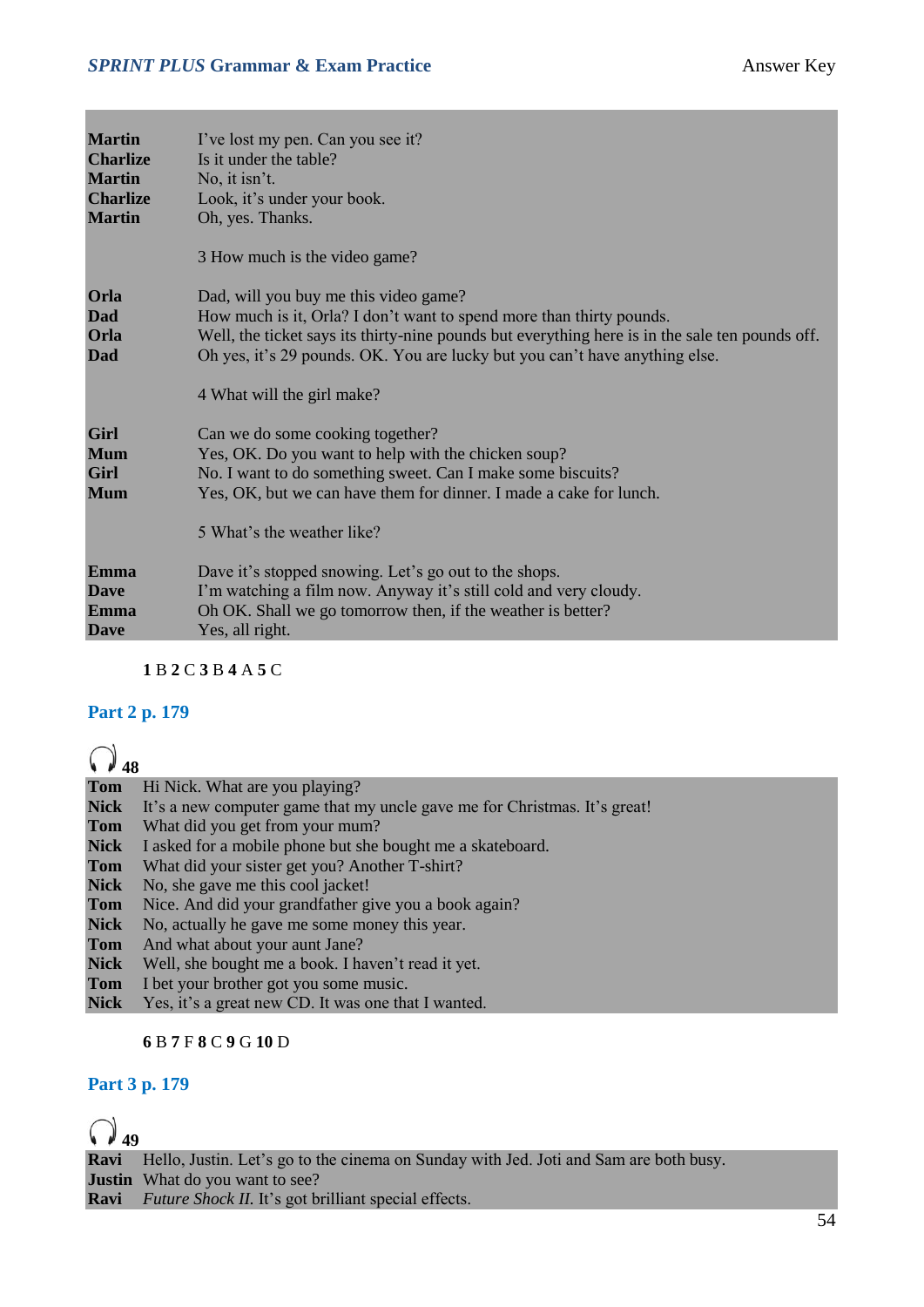**Martin** I've lost my pen. Can you see it?
**Charlize** Is it under the table?
**Martin** No, it isn't.
**Charlize** Look, it's under your book.
**Martin** Oh, yes. Thanks.

3 How much is the video game?

**Orla** Dad, will you buy me this video game?
**Dad** How much is it, Orla? I don't want to spend more than thirty pounds.
**Orla** Well, the ticket says its thirty-nine pounds but everything here is in the sale ten pounds off.
**Dad** Oh yes, it's 29 pounds. OK. You are lucky but you can't have anything else.

4 What will the girl make?

**Girl** Can we do some cooking together?
**Mum** Yes, OK. Do you want to help with the chicken soup?
**Girl** No. I want to do something sweet. Can I make some biscuits?
**Mum** Yes, OK, but we can have them for dinner. I made a cake for lunch.

5 What's the weather like?

**Emma** Dave it's stopped snowing. Let's go out to the shops.
**Dave** I'm watching a film now. Anyway it's still cold and very cloudy.
**Emma** Oh OK. Shall we go tomorrow then, if the weather is better?
**Dave** Yes, all right.

**1** B **2** C **3** B **4** A **5** C

## Part 2 p. 179

48

**Tom** Hi Nick. What are you playing?
**Nick** It's a new computer game that my uncle gave me for Christmas. It's great!
**Tom** What did you get from your mum?
**Nick** I asked for a mobile phone but she bought me a skateboard.
**Tom** What did your sister get you? Another T-shirt?
**Nick** No, she gave me this cool jacket!
**Tom** Nice. And did your grandfather give you a book again?
**Nick** No, actually he gave me some money this year.
**Tom** And what about your aunt Jane?
**Nick** Well, she bought me a book. I haven't read it yet.
**Tom** I bet your brother got you some music.
**Nick** Yes, it's a great new CD. It was one that I wanted.

**6** B **7** F **8** C **9** G **10** D

## Part 3 p. 179

49

**Ravi** Hello, Justin. Let's go to the cinema on Sunday with Jed. Joti and Sam are both busy.
**Justin** What do you want to see?
**Ravi** *Future Shock II.* It's got brilliant special effects.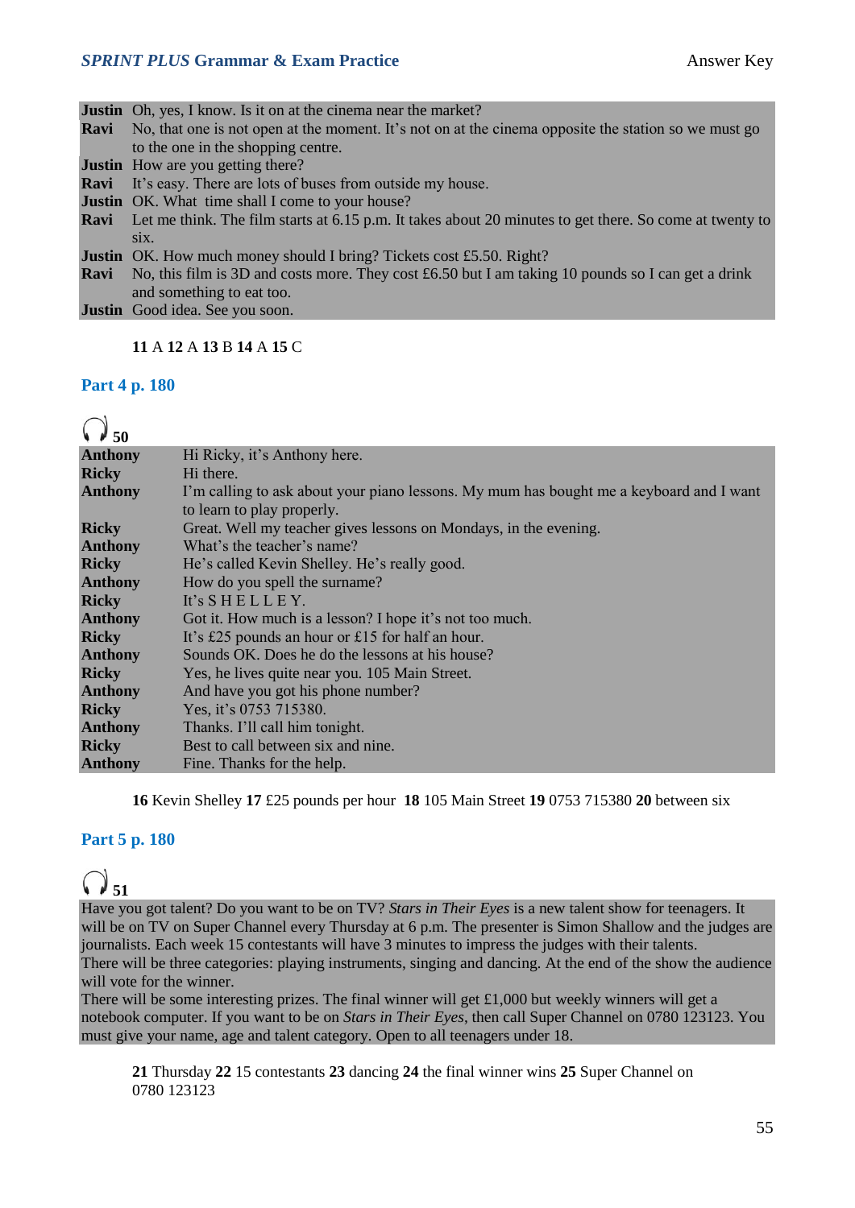| | |
|---|---|
| **Justin** | Oh, yes, I know. Is it on at the cinema near the market? |
| **Ravi** | No, that one is not open at the moment. It's not on at the cinema opposite the station so we must go to the one in the shopping centre. |
| **Justin** | How are you getting there? |
| **Ravi** | It's easy. There are lots of buses from outside my house. |
| **Justin** | OK. What time shall I come to your house? |
| **Ravi** | Let me think. The film starts at 6.15 p.m. It takes about 20 minutes to get there. So come at twenty to six. |
| **Justin** | OK. How much money should I bring? Tickets cost £5.50. Right? |
| **Ravi** | No, this film is 3D and costs more. They cost £6.50 but I am taking 10 pounds so I can get a drink and something to eat too. |
| **Justin** | Good idea. See you soon. |

**11** A **12** A **13** B **14** A **15** C

## Part 4 p. 180

**50**

| | |
|---|---|
| **Anthony** | Hi Ricky, it's Anthony here. |
| **Ricky** | Hi there. |
| **Anthony** | I'm calling to ask about your piano lessons. My mum has bought me a keyboard and I want to learn to play properly. |
| **Ricky** | Great. Well my teacher gives lessons on Mondays, in the evening. |
| **Anthony** | What's the teacher's name? |
| **Ricky** | He's called Kevin Shelley. He's really good. |
| **Anthony** | How do you spell the surname? |
| **Ricky** | It's S H E L L E Y. |
| **Anthony** | Got it. How much is a lesson? I hope it's not too much. |
| **Ricky** | It's £25 pounds an hour or £15 for half an hour. |
| **Anthony** | Sounds OK. Does he do the lessons at his house? |
| **Ricky** | Yes, he lives quite near you. 105 Main Street. |
| **Anthony** | And have you got his phone number? |
| **Ricky** | Yes, it's 0753 715380. |
| **Anthony** | Thanks. I'll call him tonight. |
| **Ricky** | Best to call between six and nine. |
| **Anthony** | Fine. Thanks for the help. |

**16** Kevin Shelley **17** £25 pounds per hour **18** 105 Main Street **19** 0753 715380 **20** between six

## Part 5 p. 180

**51**

Have you got talent? Do you want to be on TV? *Stars in Their Eyes* is a new talent show for teenagers. It will be on TV on Super Channel every Thursday at 6 p.m. The presenter is Simon Shallow and the judges are journalists. Each week 15 contestants will have 3 minutes to impress the judges with their talents.

There will be three categories: playing instruments, singing and dancing. At the end of the show the audience will vote for the winner.

There will be some interesting prizes. The final winner will get £1,000 but weekly winners will get a notebook computer. If you want to be on *Stars in Their Eyes*, then call Super Channel on 0780 123123. You must give your name, age and talent category. Open to all teenagers under 18.

**21** Thursday **22** 15 contestants **23** dancing **24** the final winner wins **25** Super Channel on 0780 123123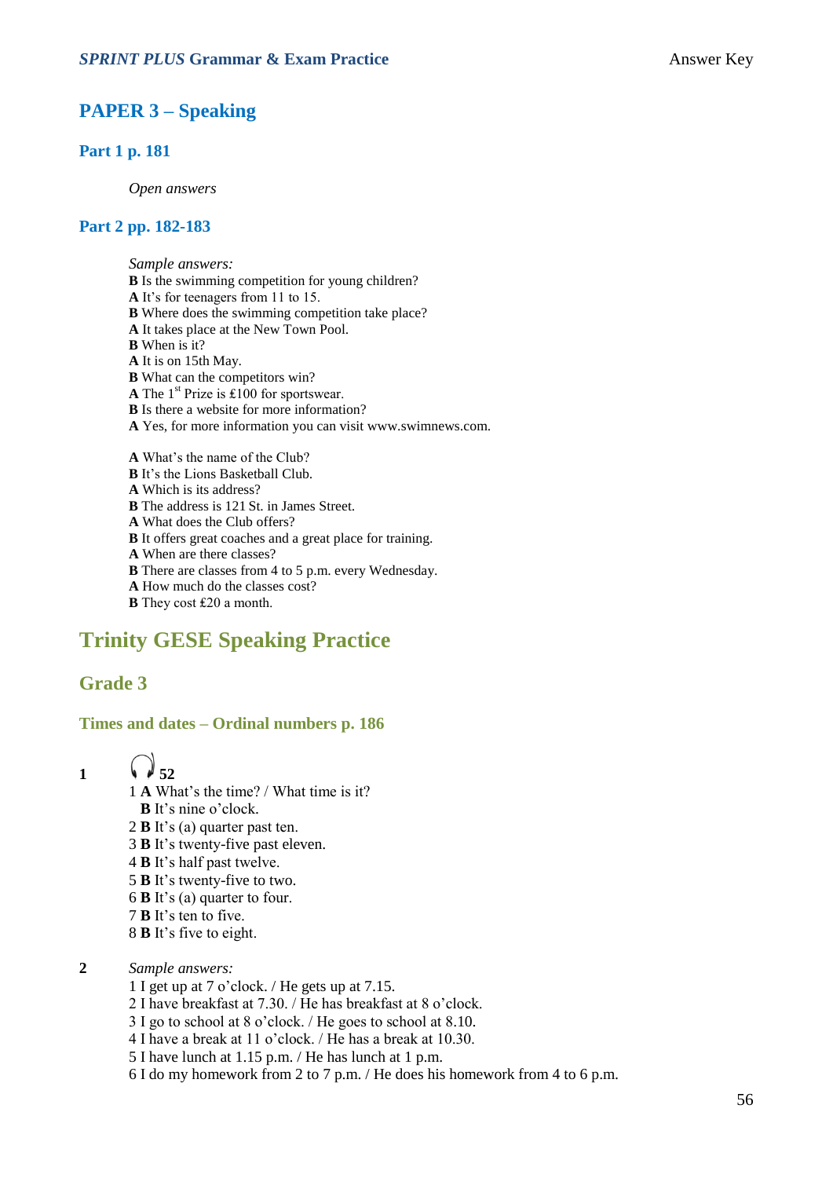## PAPER 3 – Speaking

### Part 1 p. 181

*Open answers*

### Part 2 pp. 182-183

*Sample answers:*
**B** Is the swimming competition for young children?
**A** It's for teenagers from 11 to 15.
**B** Where does the swimming competition take place?
**A** It takes place at the New Town Pool.
**B** When is it?
**A** It is on 15th May.
**B** What can the competitors win?
**A** The 1st Prize is £100 for sportswear.
**B** Is there a website for more information?
**A** Yes, for more information you can visit www.swimnews.com.

**A** What's the name of the Club?
**B** It's the Lions Basketball Club.
**A** Which is its address?
**B** The address is 121 St. in James Street.
**A** What does the Club offers?
**B** It offers great coaches and a great place for training.
**A** When are there classes?
**B** There are classes from 4 to 5 p.m. every Wednesday.
**A** How much do the classes cost?
**B** They cost £20 a month.

# Trinity GESE Speaking Practice

## Grade 3

### Times and dates – Ordinal numbers p. 186

**1** 52
1 **A** What's the time? / What time is it?
**B** It's nine o'clock.
2 **B** It's (a) quarter past ten.
3 **B** It's twenty-five past eleven.
4 **B** It's half past twelve.
5 **B** It's twenty-five to two.
6 **B** It's (a) quarter to four.
7 **B** It's ten to five.
8 **B** It's five to eight.

**2** *Sample answers:*
1 I get up at 7 o'clock. / He gets up at 7.15.
2 I have breakfast at 7.30. / He has breakfast at 8 o'clock.
3 I go to school at 8 o'clock. / He goes to school at 8.10.
4 I have a break at 11 o'clock. / He has a break at 10.30.
5 I have lunch at 1.15 p.m. / He has lunch at 1 p.m.
6 I do my homework from 2 to 7 p.m. / He does his homework from 4 to 6 p.m.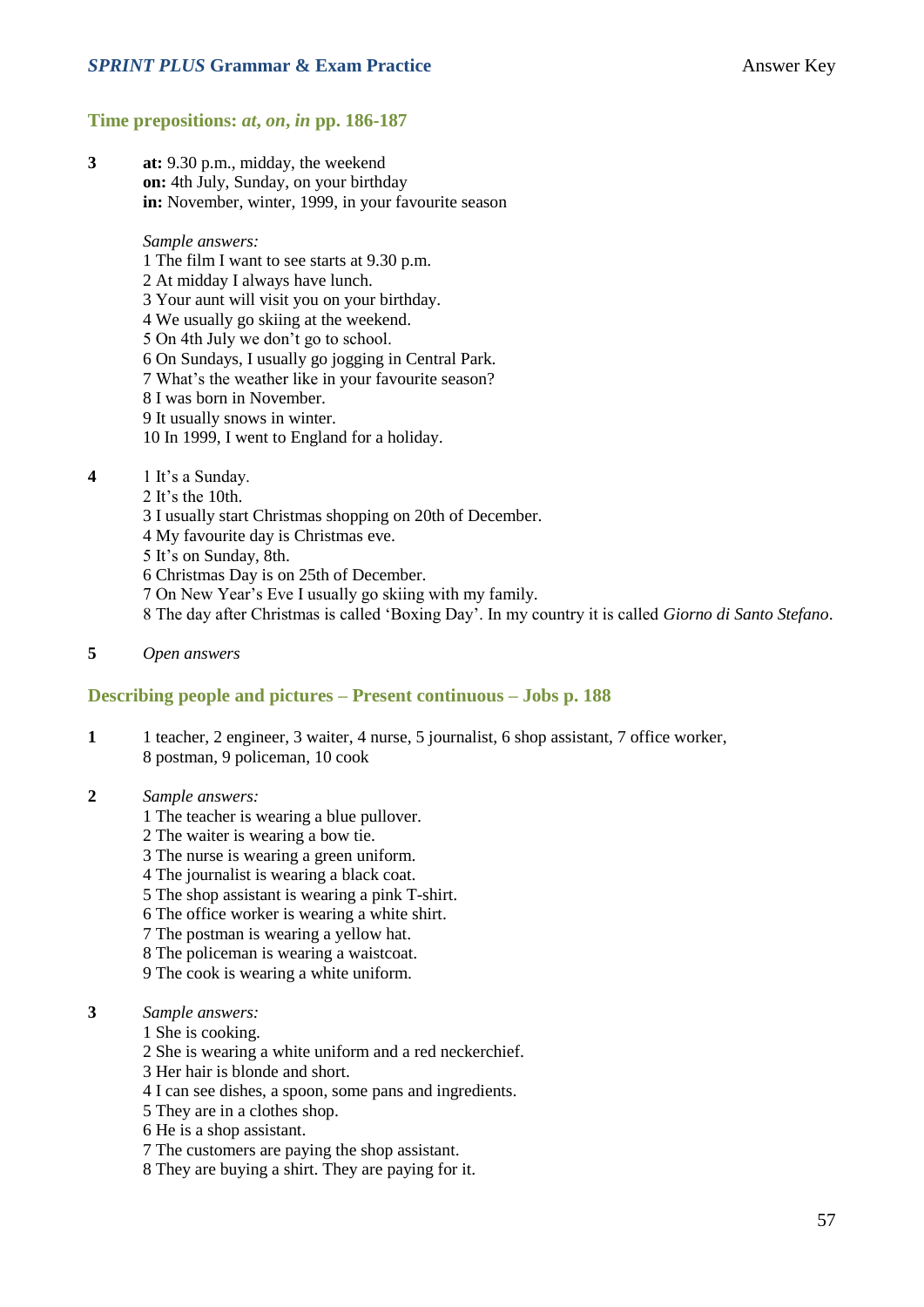## Time prepositions: *at, on, in* pp. 186-187

**3**

**at:** 9.30 p.m., midday, the weekend
**on:** 4th July, Sunday, on your birthday
**in:** November, winter, 1999, in your favourite season

*Sample answers:*
1 The film I want to see starts at 9.30 p.m.
2 At midday I always have lunch.
3 Your aunt will visit you on your birthday.
4 We usually go skiing at the weekend.
5 On 4th July we don't go to school.
6 On Sundays, I usually go jogging in Central Park.
7 What's the weather like in your favourite season?
8 I was born in November.
9 It usually snows in winter.
10 In 1999, I went to England for a holiday.

**4**

1 It's a Sunday.
2 It's the 10th.
3 I usually start Christmas shopping on 20th of December.
4 My favourite day is Christmas eve.
5 It's on Sunday, 8th.
6 Christmas Day is on 25th of December.
7 On New Year's Eve I usually go skiing with my family.
8 The day after Christmas is called 'Boxing Day'. In my country it is called *Giorno di Santo Stefano*.

**5** *Open answers*

## Describing people and pictures – Present continuous – Jobs p. 188

**1**

1 teacher, 2 engineer, 3 waiter, 4 nurse, 5 journalist, 6 shop assistant, 7 office worker, 8 postman, 9 policeman, 10 cook

**2**

*Sample answers:*
1 The teacher is wearing a blue pullover.
2 The waiter is wearing a bow tie.
3 The nurse is wearing a green uniform.
4 The journalist is wearing a black coat.
5 The shop assistant is wearing a pink T-shirt.
6 The office worker is wearing a white shirt.
7 The postman is wearing a yellow hat.
8 The policeman is wearing a waistcoat.
9 The cook is wearing a white uniform.

**3**

*Sample answers:*
1 She is cooking.
2 She is wearing a white uniform and a red neckerchief.
3 Her hair is blonde and short.
4 I can see dishes, a spoon, some pans and ingredients.
5 They are in a clothes shop.
6 He is a shop assistant.
7 The customers are paying the shop assistant.
8 They are buying a shirt. They are paying for it.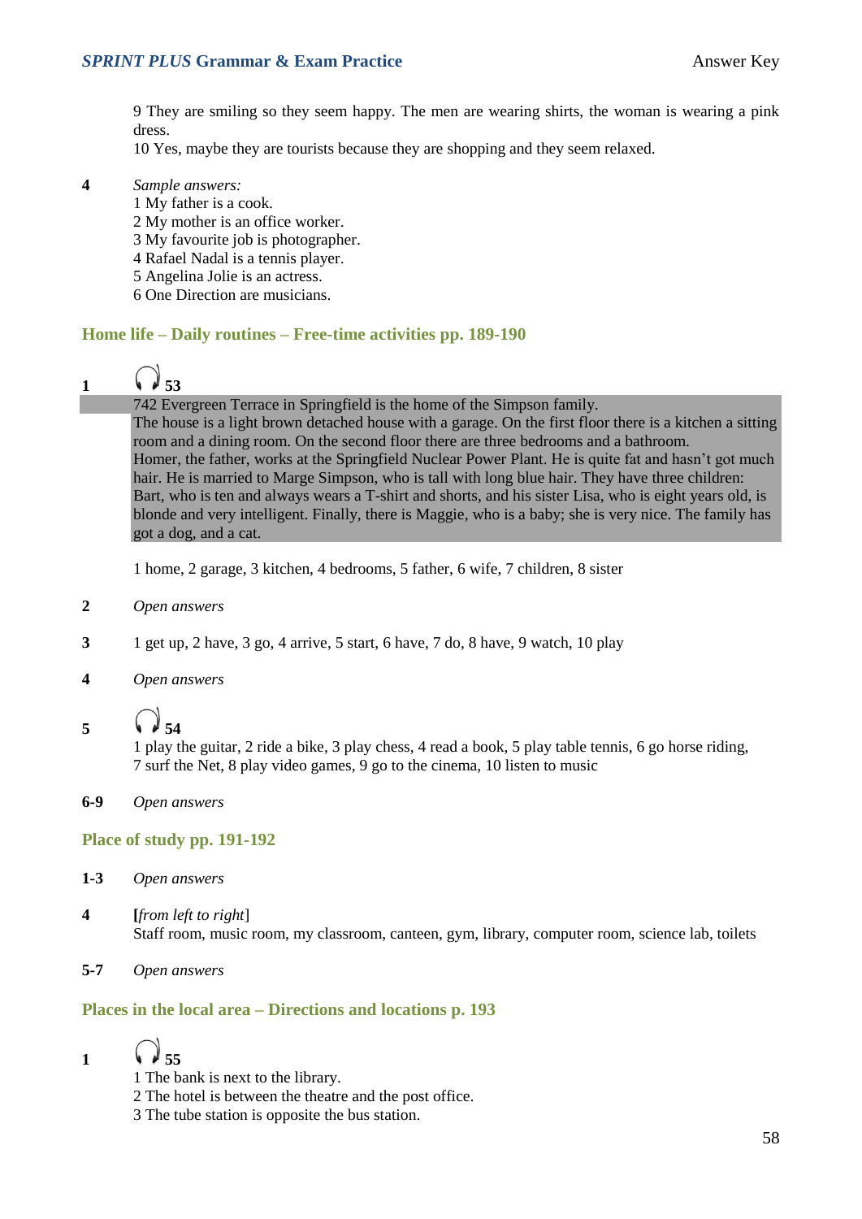9 They are smiling so they seem happy. The men are wearing shirts, the woman is wearing a pink dress.
10 Yes, maybe they are tourists because they are shopping and they seem relaxed.

**4** *Sample answers:*
1 My father is a cook.
2 My mother is an office worker.
3 My favourite job is photographer.
4 Rafael Nadal is a tennis player.
5 Angelina Jolie is an actress.
6 One Direction are musicians.

## Home life – Daily routines – Free-time activities pp. 189-190

**1** 🎧 **53**

742 Evergreen Terrace in Springfield is the home of the Simpson family.
The house is a light brown detached house with a garage. On the first floor there is a kitchen a sitting room and a dining room. On the second floor there are three bedrooms and a bathroom.
Homer, the father, works at the Springfield Nuclear Power Plant. He is quite fat and hasn't got much hair. He is married to Marge Simpson, who is tall with long blue hair. They have three children: Bart, who is ten and always wears a T-shirt and shorts, and his sister Lisa, who is eight years old, is blonde and very intelligent. Finally, there is Maggie, who is a baby; she is very nice. The family has got a dog, and a cat.

1 home, 2 garage, 3 kitchen, 4 bedrooms, 5 father, 6 wife, 7 children, 8 sister

**2** *Open answers*

**3** 1 get up, 2 have, 3 go, 4 arrive, 5 start, 6 have, 7 do, 8 have, 9 watch, 10 play

**4** *Open answers*

**5** 🎧 **54**
1 play the guitar, 2 ride a bike, 3 play chess, 4 read a book, 5 play table tennis, 6 go horse riding, 7 surf the Net, 8 play video games, 9 go to the cinema, 10 listen to music

**6-9** *Open answers*

## Place of study pp. 191-192

**1-3** *Open answers*

**4** **[***from left to right*]
Staff room, music room, my classroom, canteen, gym, library, computer room, science lab, toilets

**5-7** *Open answers*

## Places in the local area – Directions and locations p. 193

**1** 🎧 **55**
1 The bank is next to the library.
2 The hotel is between the theatre and the post office.
3 The tube station is opposite the bus station.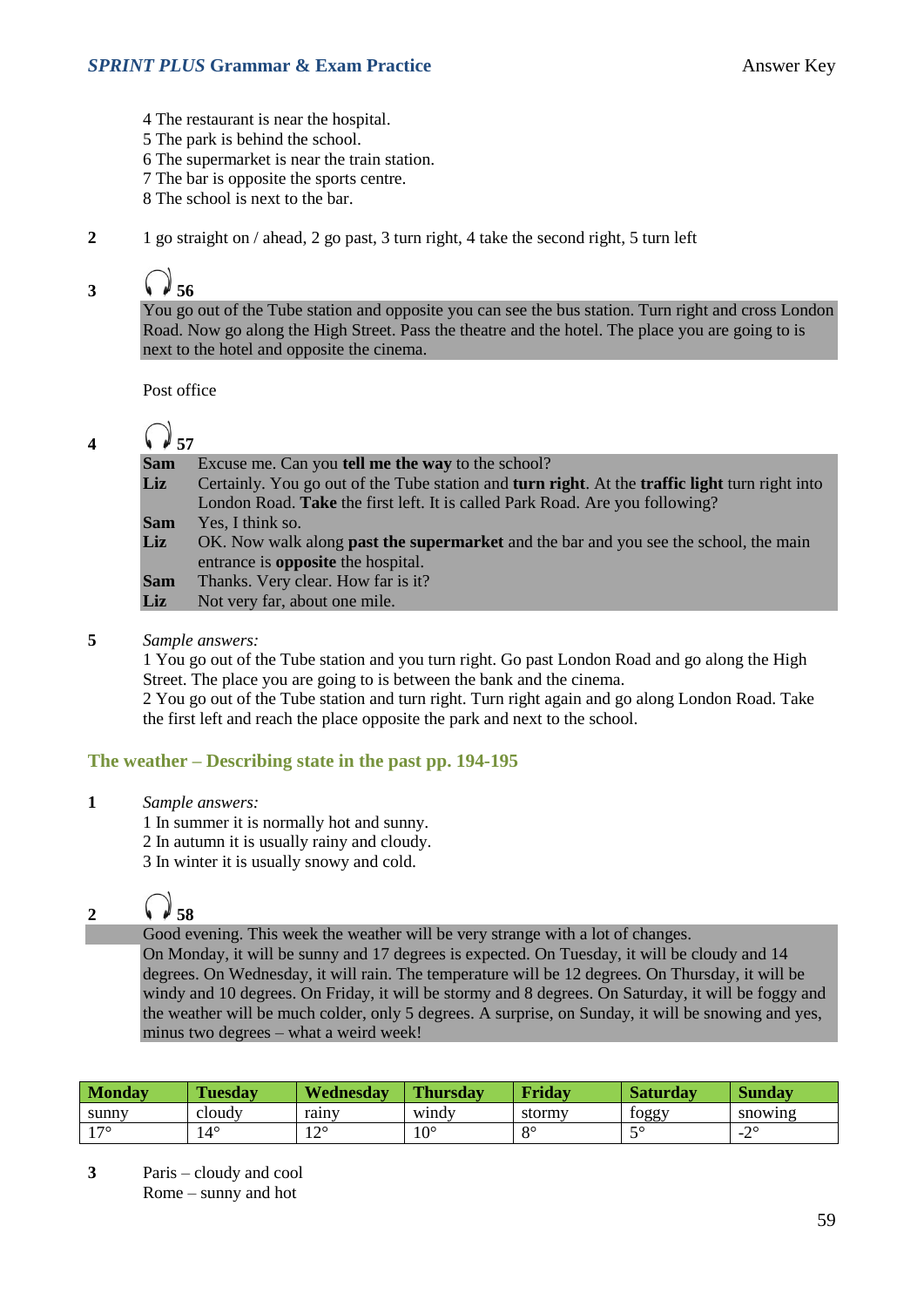4 The restaurant is near the hospital.
5 The park is behind the school.
6 The supermarket is near the train station.
7 The bar is opposite the sports centre.
8 The school is next to the bar.

**2** 1 go straight on / ahead, 2 go past, 3 turn right, 4 take the second right, 5 turn left

**3** **56**

You go out of the Tube station and opposite you can see the bus station. Turn right and cross London Road. Now go along the High Street. Pass the theatre and the hotel. The place you are going to is next to the hotel and opposite the cinema.

Post office

**4** **57**

**Sam** Excuse me. Can you **tell me the way** to the school?
**Liz** Certainly. You go out of the Tube station and **turn right**. At the **traffic light** turn right into London Road. **Take** the first left. It is called Park Road. Are you following?
**Sam** Yes, I think so.
**Liz** OK. Now walk along **past the supermarket** and the bar and you see the school, the main entrance is **opposite** the hospital.
**Sam** Thanks. Very clear. How far is it?
**Liz** Not very far, about one mile.

**5** *Sample answers:*
1 You go out of the Tube station and you turn right. Go past London Road and go along the High Street. The place you are going to is between the bank and the cinema.
2 You go out of the Tube station and turn right. Turn right again and go along London Road. Take the first left and reach the place opposite the park and next to the school.

## The weather – Describing state in the past pp. 194-195

**1** *Sample answers:*
1 In summer it is normally hot and sunny.
2 In autumn it is usually rainy and cloudy.
3 In winter it is usually snowy and cold.

**2** **58**

Good evening. This week the weather will be very strange with a lot of changes.
On Monday, it will be sunny and 17 degrees is expected. On Tuesday, it will be cloudy and 14 degrees. On Wednesday, it will rain. The temperature will be 12 degrees. On Thursday, it will be windy and 10 degrees. On Friday, it will be stormy and 8 degrees. On Saturday, it will be foggy and the weather will be much colder, only 5 degrees. A surprise, on Sunday, it will be snowing and yes, minus two degrees – what a weird week!

| Monday | Tuesday | Wednesday | Thursday | Friday | Saturday | Sunday |
|---|---|---|---|---|---|---|
| sunny | cloudy | rainy | windy | stormy | foggy | snowing |
| 17° | 14° | 12° | 10° | 8° | 5° | -2° |

**3** Paris – cloudy and cool
Rome – sunny and hot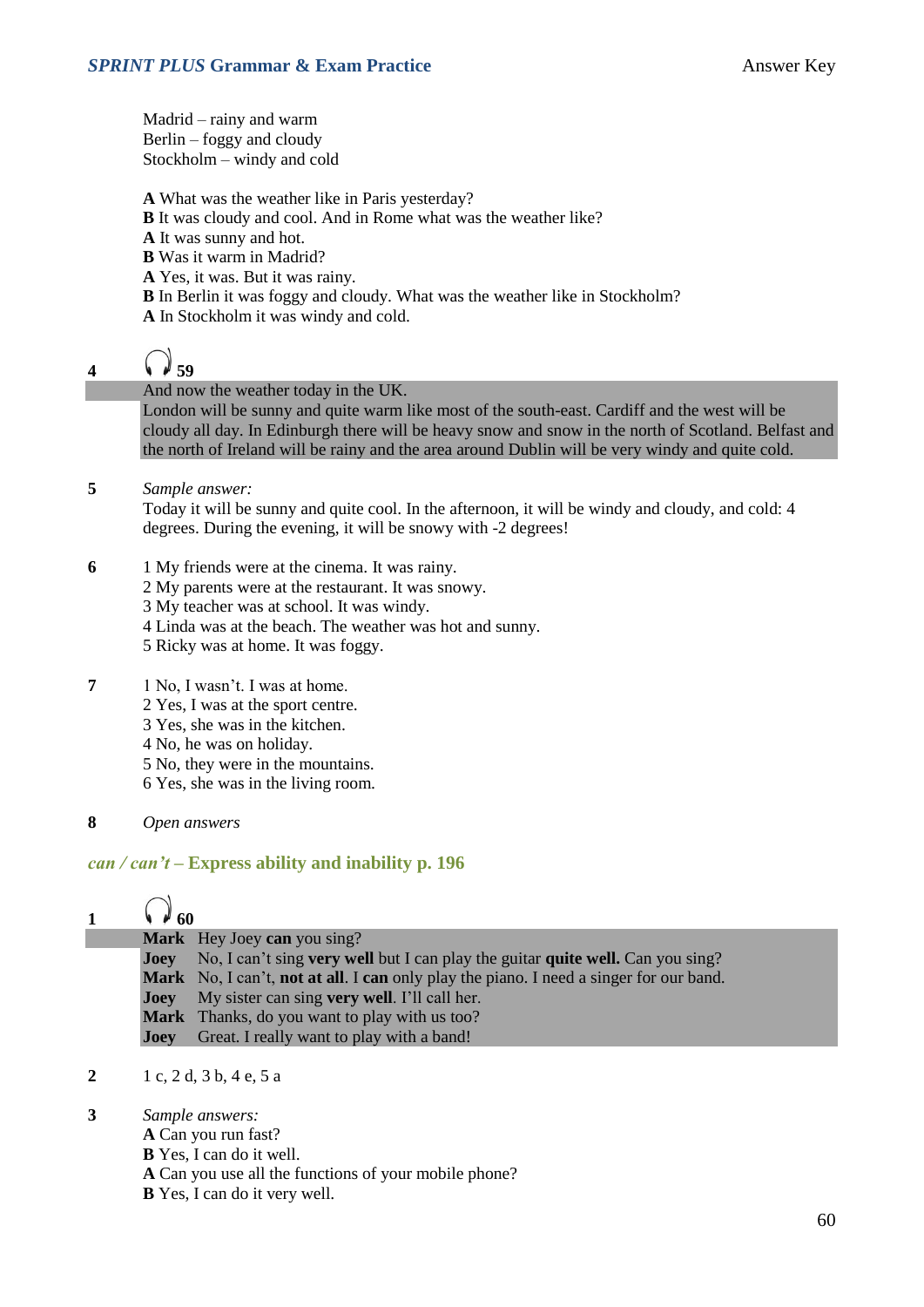Madrid – rainy and warm
Berlin – foggy and cloudy
Stockholm – windy and cold

**A** What was the weather like in Paris yesterday?
**B** It was cloudy and cool. And in Rome what was the weather like?
**A** It was sunny and hot.
**B** Was it warm in Madrid?
**A** Yes, it was. But it was rainy.
**B** In Berlin it was foggy and cloudy. What was the weather like in Stockholm?
**A** In Stockholm it was windy and cold.

**4** **59**

And now the weather today in the UK.
London will be sunny and quite warm like most of the south-east. Cardiff and the west will be cloudy all day. In Edinburgh there will be heavy snow and snow in the north of Scotland. Belfast and the north of Ireland will be rainy and the area around Dublin will be very windy and quite cold.

**5** *Sample answer:*
Today it will be sunny and quite cool. In the afternoon, it will be windy and cloudy, and cold: 4 degrees. During the evening, it will be snowy with -2 degrees!

**6**
1 My friends were at the cinema. It was rainy.
2 My parents were at the restaurant. It was snowy.
3 My teacher was at school. It was windy.
4 Linda was at the beach. The weather was hot and sunny.
5 Ricky was at home. It was foggy.

**7**
1 No, I wasn't. I was at home.
2 Yes, I was at the sport centre.
3 Yes, she was in the kitchen.
4 No, he was on holiday.
5 No, they were in the mountains.
6 Yes, she was in the living room.

**8** *Open answers*

## *can / can't* – Express ability and inability p. 196

**1** **60**

**Mark** Hey Joey **can** you sing?
**Joey** No, I can't sing **very well** but I can play the guitar **quite well.** Can you sing?
**Mark** No, I can't, **not at all**. I **can** only play the piano. I need a singer for our band.
**Joey** My sister can sing **very well**. I'll call her.
**Mark** Thanks, do you want to play with us too?
**Joey** Great. I really want to play with a band!

**2** 1 c, 2 d, 3 b, 4 e, 5 a

**3** *Sample answers:*
**A** Can you run fast?
**B** Yes, I can do it well.
**A** Can you use all the functions of your mobile phone?
**B** Yes, I can do it very well.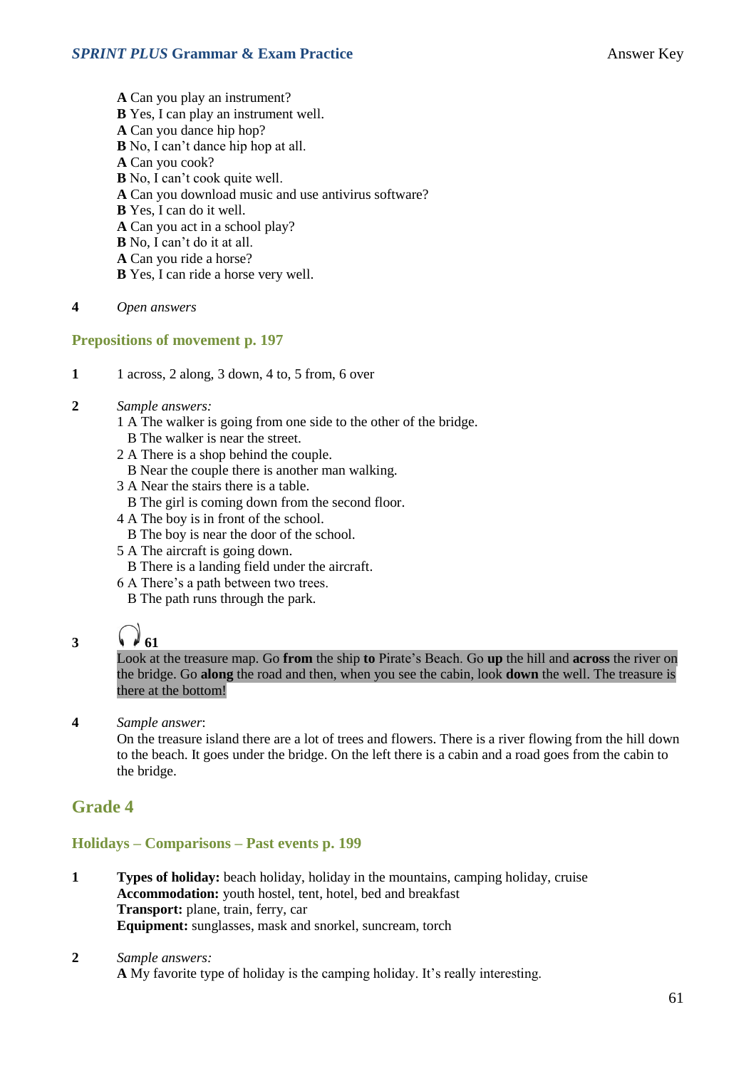**A** Can you play an instrument?
**B** Yes, I can play an instrument well.
**A** Can you dance hip hop?
**B** No, I can't dance hip hop at all.
**A** Can you cook?
**B** No, I can't cook quite well.
**A** Can you download music and use antivirus software?
**B** Yes, I can do it well.
**A** Can you act in a school play?
**B** No, I can't do it at all.
**A** Can you ride a horse?
**B** Yes, I can ride a horse very well.

**4** *Open answers*

### Prepositions of movement p. 197

**1** 1 across, 2 along, 3 down, 4 to, 5 from, 6 over

**2** *Sample answers:*
1 A The walker is going from one side to the other of the bridge.
   B The walker is near the street.
2 A There is a shop behind the couple.
   B Near the couple there is another man walking.
3 A Near the stairs there is a table.
   B The girl is coming down from the second floor.
4 A The boy is in front of the school.
   B The boy is near the door of the school.
5 A The aircraft is going down.
   B There is a landing field under the aircraft.
6 A There's a path between two trees.
   B The path runs through the park.

**3** **61**
Look at the treasure map. Go **from** the ship **to** Pirate's Beach. Go **up** the hill and **across** the river on the bridge. Go **along** the road and then, when you see the cabin, look **down** the well. The treasure is there at the bottom!

**4** *Sample answer*:
On the treasure island there are a lot of trees and flowers. There is a river flowing from the hill down to the beach. It goes under the bridge. On the left there is a cabin and a road goes from the cabin to the bridge.

## Grade 4

### Holidays – Comparisons – Past events p. 199

**1** **Types of holiday:** beach holiday, holiday in the mountains, camping holiday, cruise
**Accommodation:** youth hostel, tent, hotel, bed and breakfast
**Transport:** plane, train, ferry, car
**Equipment:** sunglasses, mask and snorkel, suncream, torch

**2** *Sample answers:*
**A** My favorite type of holiday is the camping holiday. It's really interesting.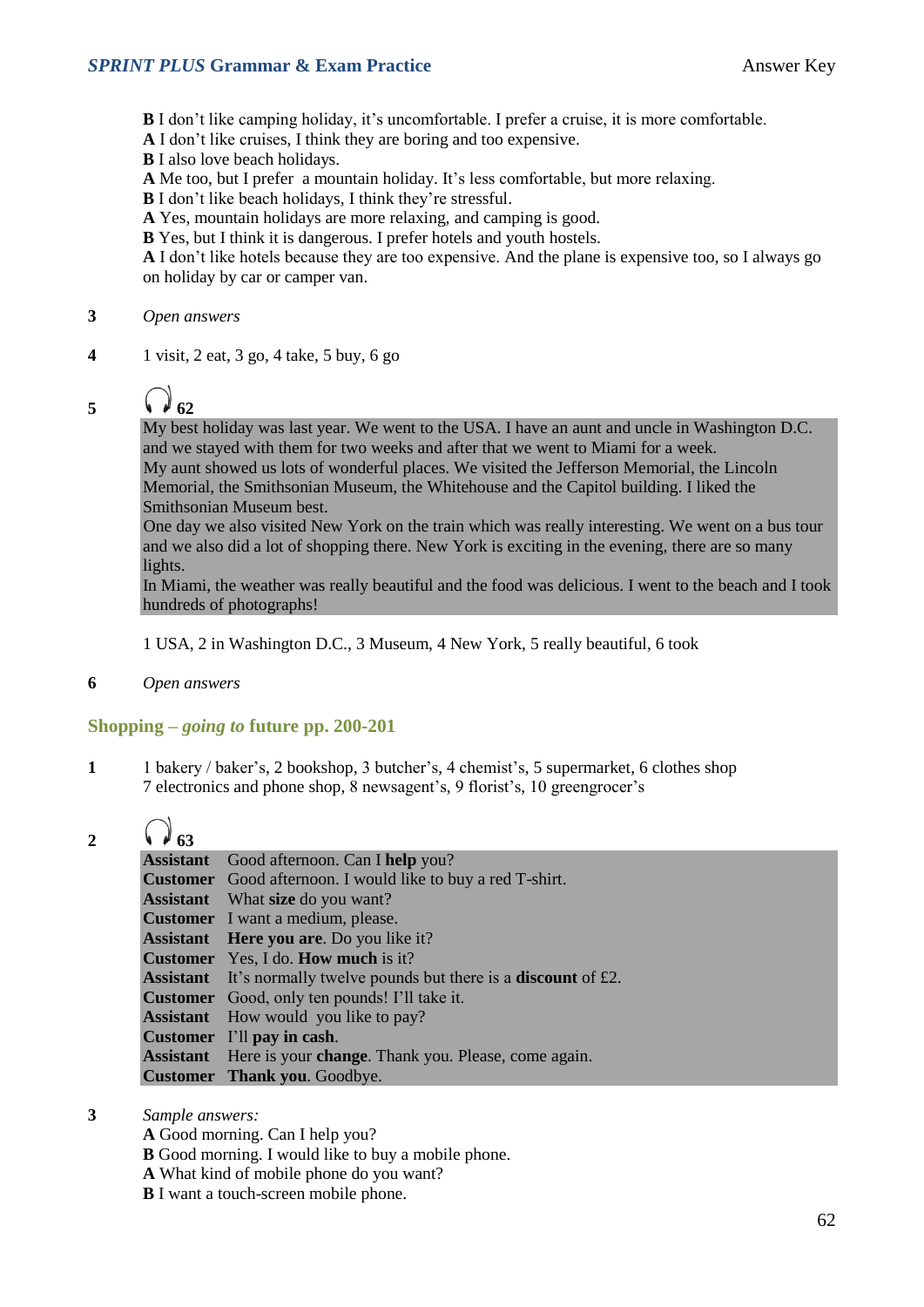**B** I don't like camping holiday, it's uncomfortable. I prefer a cruise, it is more comfortable.
**A** I don't like cruises, I think they are boring and too expensive.
**B** I also love beach holidays.
**A** Me too, but I prefer a mountain holiday. It's less comfortable, but more relaxing.
**B** I don't like beach holidays, I think they're stressful.
**A** Yes, mountain holidays are more relaxing, and camping is good.
**B** Yes, but I think it is dangerous. I prefer hotels and youth hostels.
**A** I don't like hotels because they are too expensive. And the plane is expensive too, so I always go on holiday by car or camper van.

**3** *Open answers*

**4** 1 visit, 2 eat, 3 go, 4 take, 5 buy, 6 go

**5** 🎧 **62**

My best holiday was last year. We went to the USA. I have an aunt and uncle in Washington D.C. and we stayed with them for two weeks and after that we went to Miami for a week.
My aunt showed us lots of wonderful places. We visited the Jefferson Memorial, the Lincoln Memorial, the Smithsonian Museum, the Whitehouse and the Capitol building. I liked the Smithsonian Museum best.
One day we also visited New York on the train which was really interesting. We went on a bus tour and we also did a lot of shopping there. New York is exciting in the evening, there are so many lights.
In Miami, the weather was really beautiful and the food was delicious. I went to the beach and I took hundreds of photographs!

1 USA, 2 in Washington D.C., 3 Museum, 4 New York, 5 really beautiful, 6 took

**6** *Open answers*

## Shopping – *going to* future pp. 200-201

**1** 1 bakery / baker's, 2 bookshop, 3 butcher's, 4 chemist's, 5 supermarket, 6 clothes shop
7 electronics and phone shop, 8 newsagent's, 9 florist's, 10 greengrocer's

**2** 🎧 **63**

**Assistant** Good afternoon. Can I **help** you?
**Customer** Good afternoon. I would like to buy a red T-shirt.
**Assistant** What **size** do you want?
**Customer** I want a medium, please.
**Assistant** **Here you are**. Do you like it?
**Customer** Yes, I do. **How much** is it?
**Assistant** It's normally twelve pounds but there is a **discount** of £2.
**Customer** Good, only ten pounds! I'll take it.
**Assistant** How would you like to pay?
**Customer** I'll **pay in cash**.
**Assistant** Here is your **change**. Thank you. Please, come again.
**Customer** **Thank you**. Goodbye.

**3** *Sample answers:*
**A** Good morning. Can I help you?
**B** Good morning. I would like to buy a mobile phone.
**A** What kind of mobile phone do you want?
**B** I want a touch-screen mobile phone.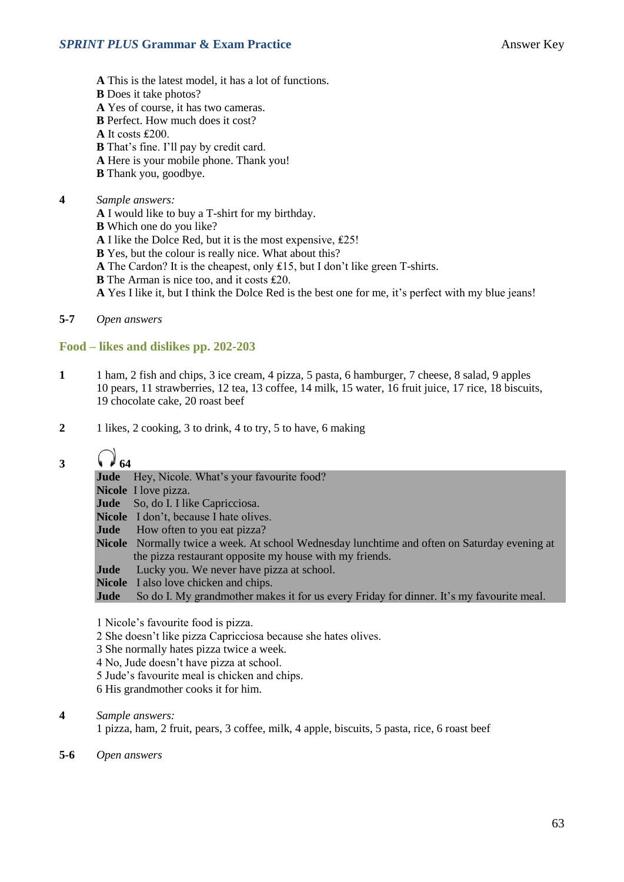**A** This is the latest model, it has a lot of functions.
**B** Does it take photos?
**A** Yes of course, it has two cameras.
**B** Perfect. How much does it cost?
**A** It costs ₤200.
**B** That's fine. I'll pay by credit card.
**A** Here is your mobile phone. Thank you!
**B** Thank you, goodbye.

**4** *Sample answers:*
**A** I would like to buy a T-shirt for my birthday.
**B** Which one do you like?
**A** I like the Dolce Red, but it is the most expensive, ₤25!
**B** Yes, but the colour is really nice. What about this?
**A** The Cardon? It is the cheapest, only ₤15, but I don't like green T-shirts.
**B** The Arman is nice too, and it costs ₤20.
**A** Yes I like it, but I think the Dolce Red is the best one for me, it's perfect with my blue jeans!

**5-7** *Open answers*

## Food – likes and dislikes pp. 202-203

**1** 1 ham, 2 fish and chips, 3 ice cream, 4 pizza, 5 pasta, 6 hamburger, 7 cheese, 8 salad, 9 apples 10 pears, 11 strawberries, 12 tea, 13 coffee, 14 milk, 15 water, 16 fruit juice, 17 rice, 18 biscuits, 19 chocolate cake, 20 roast beef

**2** 1 likes, 2 cooking, 3 to drink, 4 to try, 5 to have, 6 making

**3** 64

**Jude** Hey, Nicole. What's your favourite food?
**Nicole** I love pizza.
**Jude** So, do I. I like Capricciosa.
**Nicole** I don't, because I hate olives.
**Jude** How often to you eat pizza?
**Nicole** Normally twice a week. At school Wednesday lunchtime and often on Saturday evening at the pizza restaurant opposite my house with my friends.
**Jude** Lucky you. We never have pizza at school.
**Nicole** I also love chicken and chips.
**Jude** So do I. My grandmother makes it for us every Friday for dinner. It's my favourite meal.

1 Nicole's favourite food is pizza.
2 She doesn't like pizza Capricciosa because she hates olives.
3 She normally hates pizza twice a week.
4 No, Jude doesn't have pizza at school.
5 Jude's favourite meal is chicken and chips.
6 His grandmother cooks it for him.

**4** *Sample answers:*
1 pizza, ham, 2 fruit, pears, 3 coffee, milk, 4 apple, biscuits, 5 pasta, rice, 6 roast beef

**5-6** *Open answers*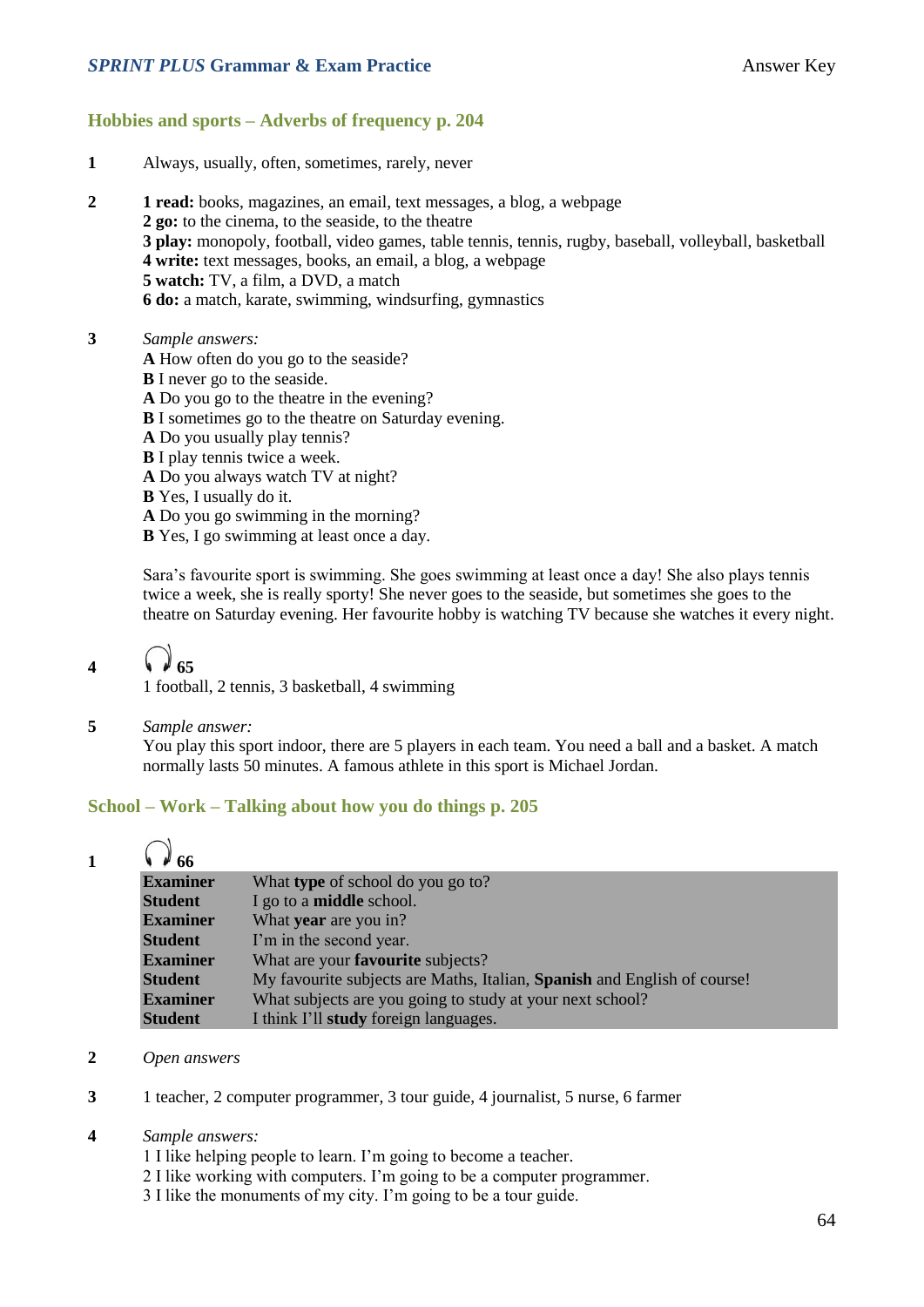## Hobbies and sports – Adverbs of frequency p. 204

**1** Always, usually, often, sometimes, rarely, never

**2**
**1 read:** books, magazines, an email, text messages, a blog, a webpage
**2 go:** to the cinema, to the seaside, to the theatre
**3 play:** monopoly, football, video games, table tennis, tennis, rugby, baseball, volleyball, basketball
**4 write:** text messages, books, an email, a blog, a webpage
**5 watch:** TV, a film, a DVD, a match
**6 do:** a match, karate, swimming, windsurfing, gymnastics

**3** *Sample answers:*
**A** How often do you go to the seaside?
**B** I never go to the seaside.
**A** Do you go to the theatre in the evening?
**B** I sometimes go to the theatre on Saturday evening.
**A** Do you usually play tennis?
**B** I play tennis twice a week.
**A** Do you always watch TV at night?
**B** Yes, I usually do it.
**A** Do you go swimming in the morning?
**B** Yes, I go swimming at least once a day.

Sara's favourite sport is swimming. She goes swimming at least once a day! She also plays tennis twice a week, she is really sporty! She never goes to the seaside, but sometimes she goes to the theatre on Saturday evening. Her favourite hobby is watching TV because she watches it every night.

**4** **65**
1 football, 2 tennis, 3 basketball, 4 swimming

**5** *Sample answer:*
You play this sport indoor, there are 5 players in each team. You need a ball and a basket. A match normally lasts 50 minutes. A famous athlete in this sport is Michael Jordan.

## School – Work – Talking about how you do things p. 205

**1** **66**

| | |
|---|---|
| **Examiner** | What **type** of school do you go to? |
| **Student** | I go to a **middle** school. |
| **Examiner** | What **year** are you in? |
| **Student** | I'm in the second year. |
| **Examiner** | What are your **favourite** subjects? |
| **Student** | My favourite subjects are Maths, Italian, **Spanish** and English of course! |
| **Examiner** | What subjects are you going to study at your next school? |
| **Student** | I think I'll **study** foreign languages. |

**2** *Open answers*

**3** 1 teacher, 2 computer programmer, 3 tour guide, 4 journalist, 5 nurse, 6 farmer

**4** *Sample answers:*
1 I like helping people to learn. I'm going to become a teacher.
2 I like working with computers. I'm going to be a computer programmer.
3 I like the monuments of my city. I'm going to be a tour guide.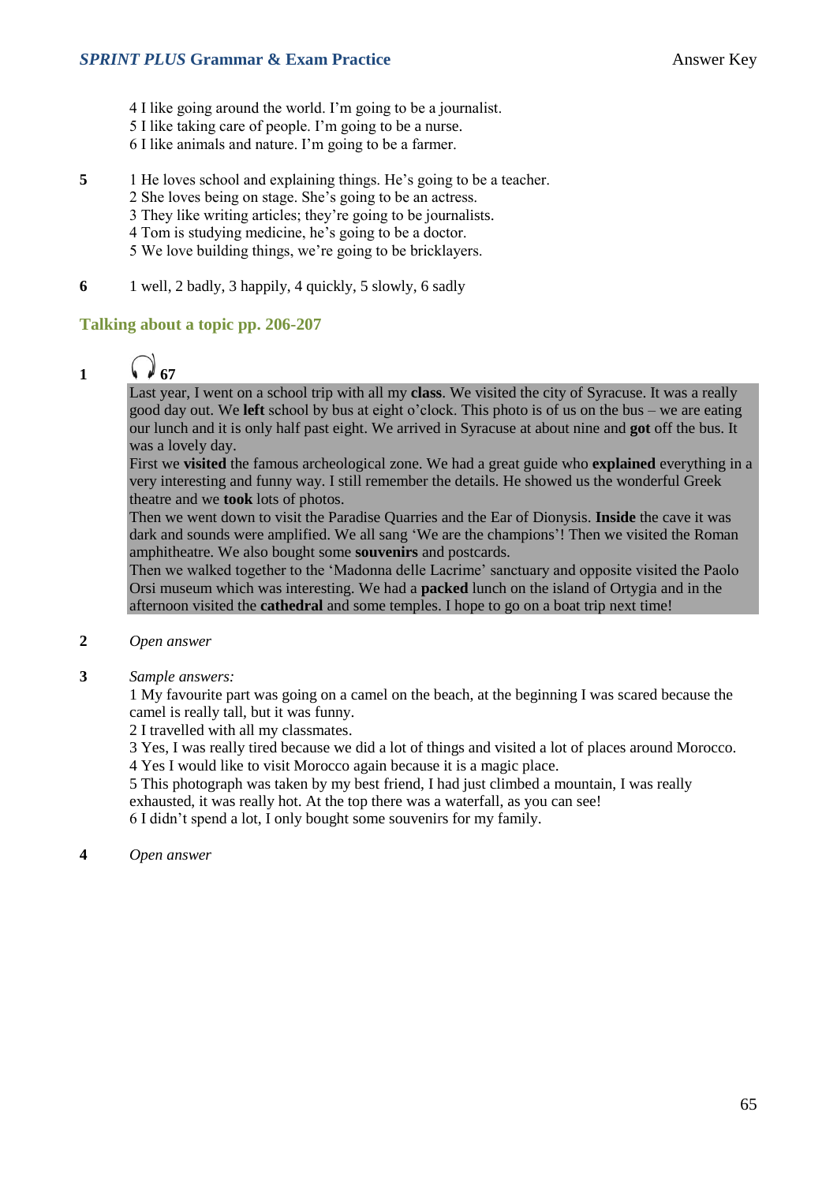4 I like going around the world. I'm going to be a journalist.
5 I like taking care of people. I'm going to be a nurse.
6 I like animals and nature. I'm going to be a farmer.

**5** 1 He loves school and explaining things. He's going to be a teacher.
2 She loves being on stage. She's going to be an actress.
3 They like writing articles; they're going to be journalists.
4 Tom is studying medicine, he's going to be a doctor.
5 We love building things, we're going to be bricklayers.

**6** 1 well, 2 badly, 3 happily, 4 quickly, 5 slowly, 6 sadly

## Talking about a topic pp. 206-207

**1** 67

Last year, I went on a school trip with all my **class**. We visited the city of Syracuse. It was a really good day out. We **left** school by bus at eight o'clock. This photo is of us on the bus – we are eating our lunch and it is only half past eight. We arrived in Syracuse at about nine and **got** off the bus. It was a lovely day.
First we **visited** the famous archeological zone. We had a great guide who **explained** everything in a very interesting and funny way. I still remember the details. He showed us the wonderful Greek theatre and we **took** lots of photos.
Then we went down to visit the Paradise Quarries and the Ear of Dionysis. **Inside** the cave it was dark and sounds were amplified. We all sang 'We are the champions'! Then we visited the Roman amphitheatre. We also bought some **souvenirs** and postcards.
Then we walked together to the 'Madonna delle Lacrime' sanctuary and opposite visited the Paolo Orsi museum which was interesting. We had a **packed** lunch on the island of Ortygia and in the afternoon visited the **cathedral** and some temples. I hope to go on a boat trip next time!

**2** *Open answer*

**3** *Sample answers:*
1 My favourite part was going on a camel on the beach, at the beginning I was scared because the camel is really tall, but it was funny.
2 I travelled with all my classmates.
3 Yes, I was really tired because we did a lot of things and visited a lot of places around Morocco.
4 Yes I would like to visit Morocco again because it is a magic place.
5 This photograph was taken by my best friend, I had just climbed a mountain, I was really exhausted, it was really hot. At the top there was a waterfall, as you can see!
6 I didn't spend a lot, I only bought some souvenirs for my family.

**4** *Open answer*